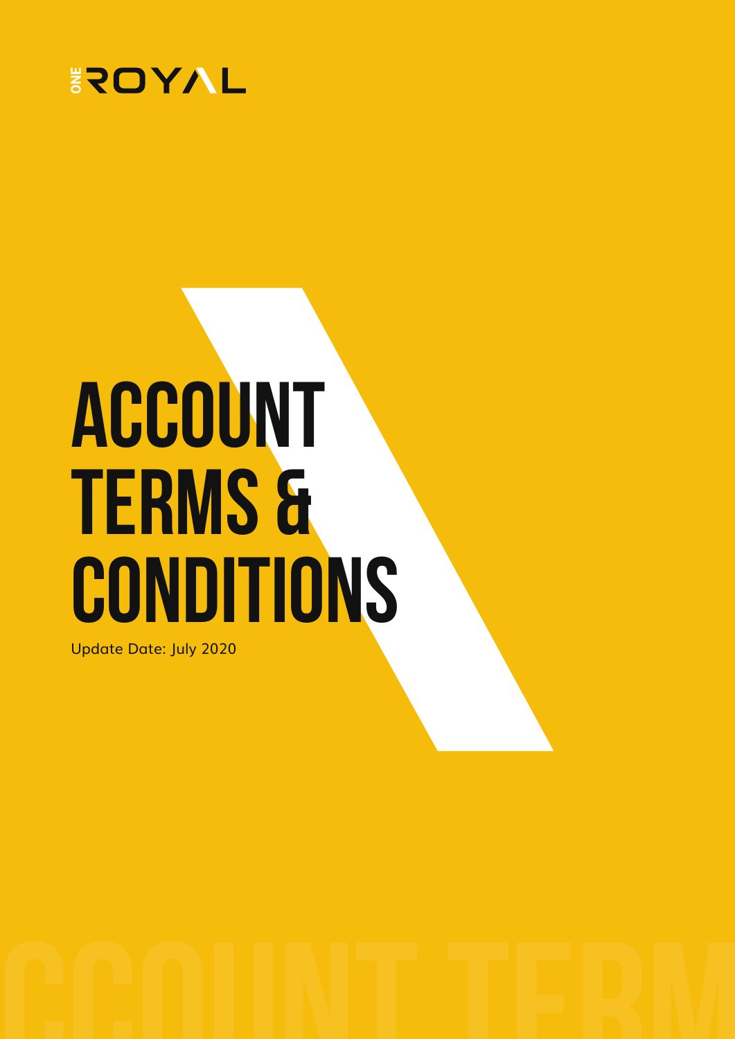ONE ROYAL

# ACCOUNT TERMS & CONDITIONS

Update Date: July 2020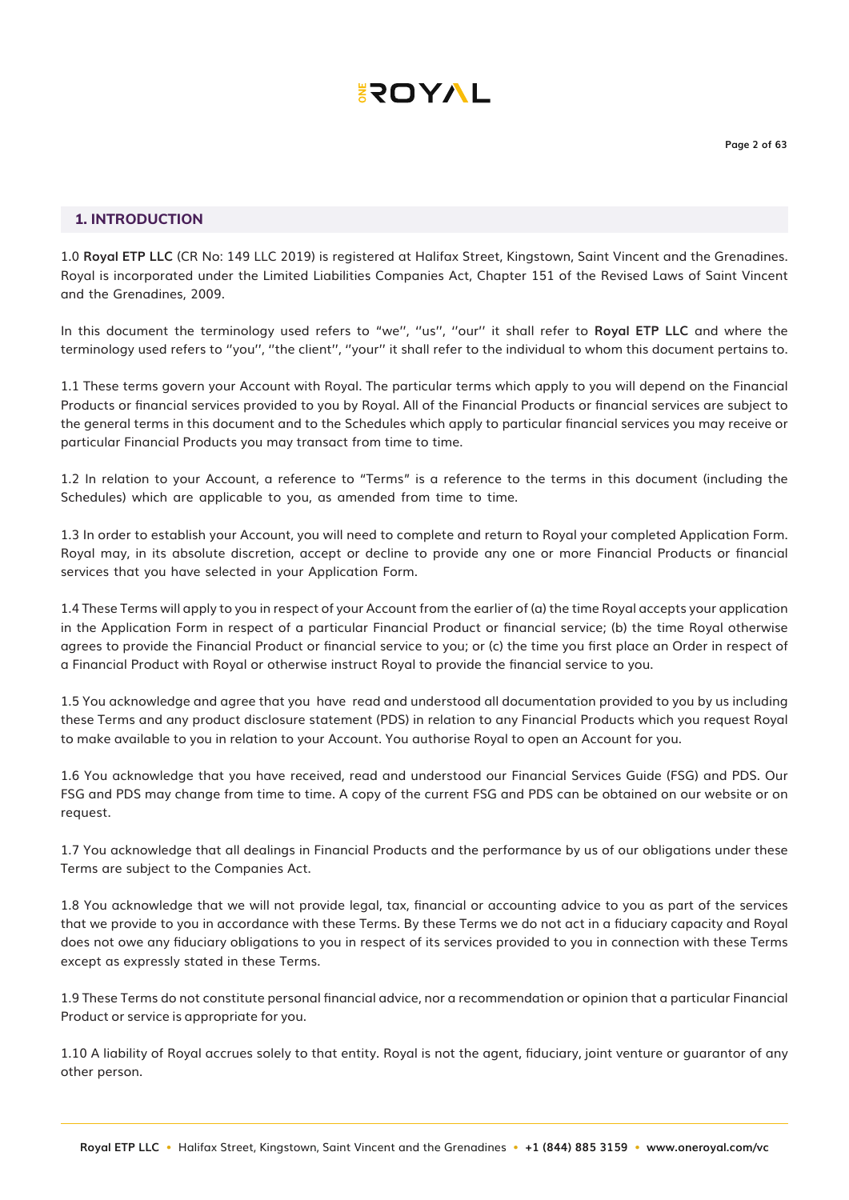## 1. INTRODUCTION

1.0 **Royal ETP LLC** (CR No: 149 LLC 2019) is registered at Halifax Street, Kingstown, Saint Vincent and the Grenadines. Royal is incorporated under the Limited Liabilities Companies Act, Chapter 151 of the Revised Laws of Saint Vincent and the Grenadines, 2009.

In this document the terminology used refers to "we'', ''us'', ''our'' it shall refer to **Royal ETP LLC** and where the terminology used refers to ''you'', ''the client'', ''your'' it shall refer to the individual to whom this document pertains to.

1.1 These terms govern your Account with Royal. The particular terms which apply to you will depend on the Financial Products or financial services provided to you by Royal. All of the Financial Products or financial services are subject to the general terms in this document and to the Schedules which apply to particular financial services you may receive or particular Financial Products you may transact from time to time.

1.2 In relation to your Account, a reference to "Terms" is a reference to the terms in this document (including the Schedules) which are applicable to you, as amended from time to time.

1.3 In order to establish your Account, you will need to complete and return to Royal your completed Application Form. Royal may, in its absolute discretion, accept or decline to provide any one or more Financial Products or financial services that you have selected in your Application Form.

1.4 These Terms will apply to you in respect of your Account from the earlier of (a) the time Royal accepts your application in the Application Form in respect of a particular Financial Product or financial service; (b) the time Royal otherwise agrees to provide the Financial Product or financial service to you; or (c) the time you first place an Order in respect of a Financial Product with Royal or otherwise instruct Royal to provide the financial service to you.

1.5 You acknowledge and agree that you have read and understood all documentation provided to you by us including these Terms and any product disclosure statement (PDS) in relation to any Financial Products which you request Royal to make available to you in relation to your Account. You authorise Royal to open an Account for you.

1.6 You acknowledge that you have received, read and understood our Financial Services Guide (FSG) and PDS. Our FSG and PDS may change from time to time. A copy of the current FSG and PDS can be obtained on our website or on request.

1.7 You acknowledge that all dealings in Financial Products and the performance by us of our obligations under these Terms are subject to the Companies Act.

1.8 You acknowledge that we will not provide legal, tax, financial or accounting advice to you as part of the services that we provide to you in accordance with these Terms. By these Terms we do not act in a fiduciary capacity and Royal does not owe any fiduciary obligations to you in respect of its services provided to you in connection with these Terms except as expressly stated in these Terms.

1.9 These Terms do not constitute personal financial advice, nor a recommendation or opinion that a particular Financial Product or service is appropriate for you.

1.10 A liability of Royal accrues solely to that entity. Royal is not the agent, fiduciary, joint venture or guarantor of any other person.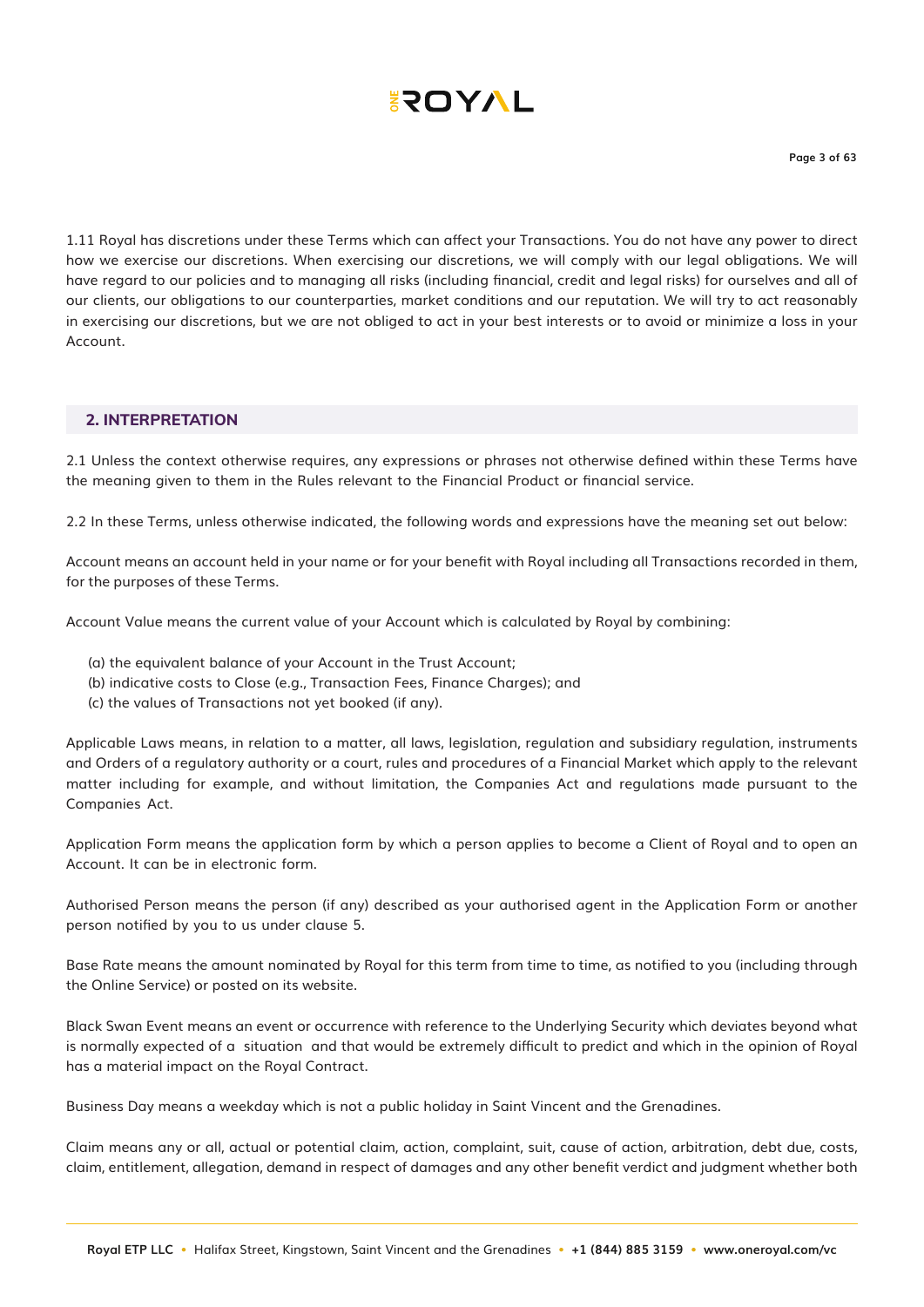1.11 Royal has discretions under these Terms which can affect your Transactions. You do not have any power to direct how we exercise our discretions. When exercising our discretions, we will comply with our legal obligations. We will have regard to our policies and to managing all risks (including financial, credit and legal risks) for ourselves and all of our clients, our obligations to our counterparties, market conditions and our reputation. We will try to act reasonably in exercising our discretions, but we are not obliged to act in your best interests or to avoid or minimize a loss in your Account.

## 2. INTERPRETATION

2.1 Unless the context otherwise requires, any expressions or phrases not otherwise defined within these Terms have the meaning given to them in the Rules relevant to the Financial Product or financial service.

2.2 In these Terms, unless otherwise indicated, the following words and expressions have the meaning set out below:

Account means an account held in your name or for your benefit with Royal including all Transactions recorded in them, for the purposes of these Terms.

Account Value means the current value of your Account which is calculated by Royal by combining:

(a) the equivalent balance of your Account in the Trust Account;
(b) indicative costs to Close (e.g., Transaction Fees, Finance Charges); and
(c) the values of Transactions not yet booked (if any).

Applicable Laws means, in relation to a matter, all laws, legislation, regulation and subsidiary regulation, instruments and Orders of a regulatory authority or a court, rules and procedures of a Financial Market which apply to the relevant matter including for example, and without limitation, the Companies Act and regulations made pursuant to the Companies Act.

Application Form means the application form by which a person applies to become a Client of Royal and to open an Account. It can be in electronic form.

Authorised Person means the person (if any) described as your authorised agent in the Application Form or another person notified by you to us under clause 5.

Base Rate means the amount nominated by Royal for this term from time to time, as notified to you (including through the Online Service) or posted on its website.

Black Swan Event means an event or occurrence with reference to the Underlying Security which deviates beyond what is normally expected of a situation and that would be extremely difficult to predict and which in the opinion of Royal has a material impact on the Royal Contract.

Business Day means a weekday which is not a public holiday in Saint Vincent and the Grenadines.

Claim means any or all, actual or potential claim, action, complaint, suit, cause of action, arbitration, debt due, costs, claim, entitlement, allegation, demand in respect of damages and any other benefit verdict and judgment whether both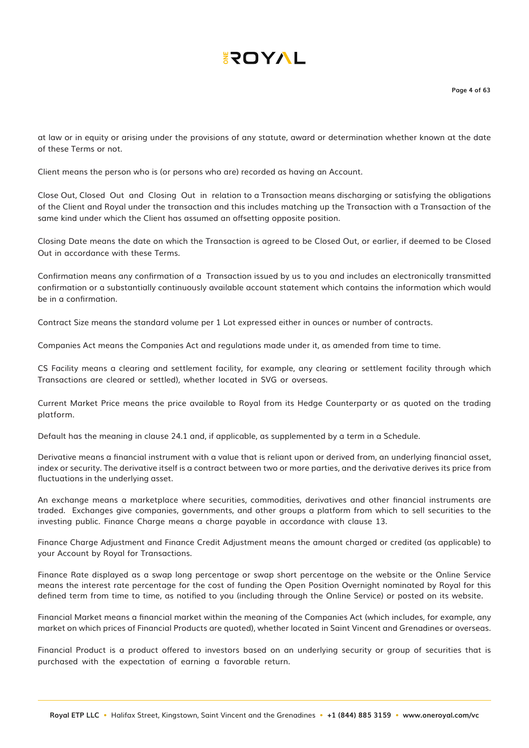at law or in equity or arising under the provisions of any statute, award or determination whether known at the date of these Terms or not.

Client means the person who is (or persons who are) recorded as having an Account.

Close Out, Closed Out and Closing Out in relation to a Transaction means discharging or satisfying the obligations of the Client and Royal under the transaction and this includes matching up the Transaction with a Transaction of the same kind under which the Client has assumed an offsetting opposite position.

Closing Date means the date on which the Transaction is agreed to be Closed Out, or earlier, if deemed to be Closed Out in accordance with these Terms.

Confirmation means any confirmation of a Transaction issued by us to you and includes an electronically transmitted confirmation or a substantially continuously available account statement which contains the information which would be in a confirmation.

Contract Size means the standard volume per 1 Lot expressed either in ounces or number of contracts.

Companies Act means the Companies Act and regulations made under it, as amended from time to time.

CS Facility means a clearing and settlement facility, for example, any clearing or settlement facility through which Transactions are cleared or settled), whether located in SVG or overseas.

Current Market Price means the price available to Royal from its Hedge Counterparty or as quoted on the trading platform.

Default has the meaning in clause 24.1 and, if applicable, as supplemented by a term in a Schedule.

Derivative means a financial instrument with a value that is reliant upon or derived from, an underlying financial asset, index or security. The derivative itself is a contract between two or more parties, and the derivative derives its price from fluctuations in the underlying asset.

An exchange means a marketplace where securities, commodities, derivatives and other financial instruments are traded. Exchanges give companies, governments, and other groups a platform from which to sell securities to the investing public. Finance Charge means a charge payable in accordance with clause 13.

Finance Charge Adjustment and Finance Credit Adjustment means the amount charged or credited (as applicable) to your Account by Royal for Transactions.

Finance Rate displayed as a swap long percentage or swap short percentage on the website or the Online Service means the interest rate percentage for the cost of funding the Open Position Overnight nominated by Royal for this defined term from time to time, as notified to you (including through the Online Service) or posted on its website.

Financial Market means a financial market within the meaning of the Companies Act (which includes, for example, any market on which prices of Financial Products are quoted), whether located in Saint Vincent and Grenadines or overseas.

Financial Product is a product offered to investors based on an underlying security or group of securities that is purchased with the expectation of earning a favorable return.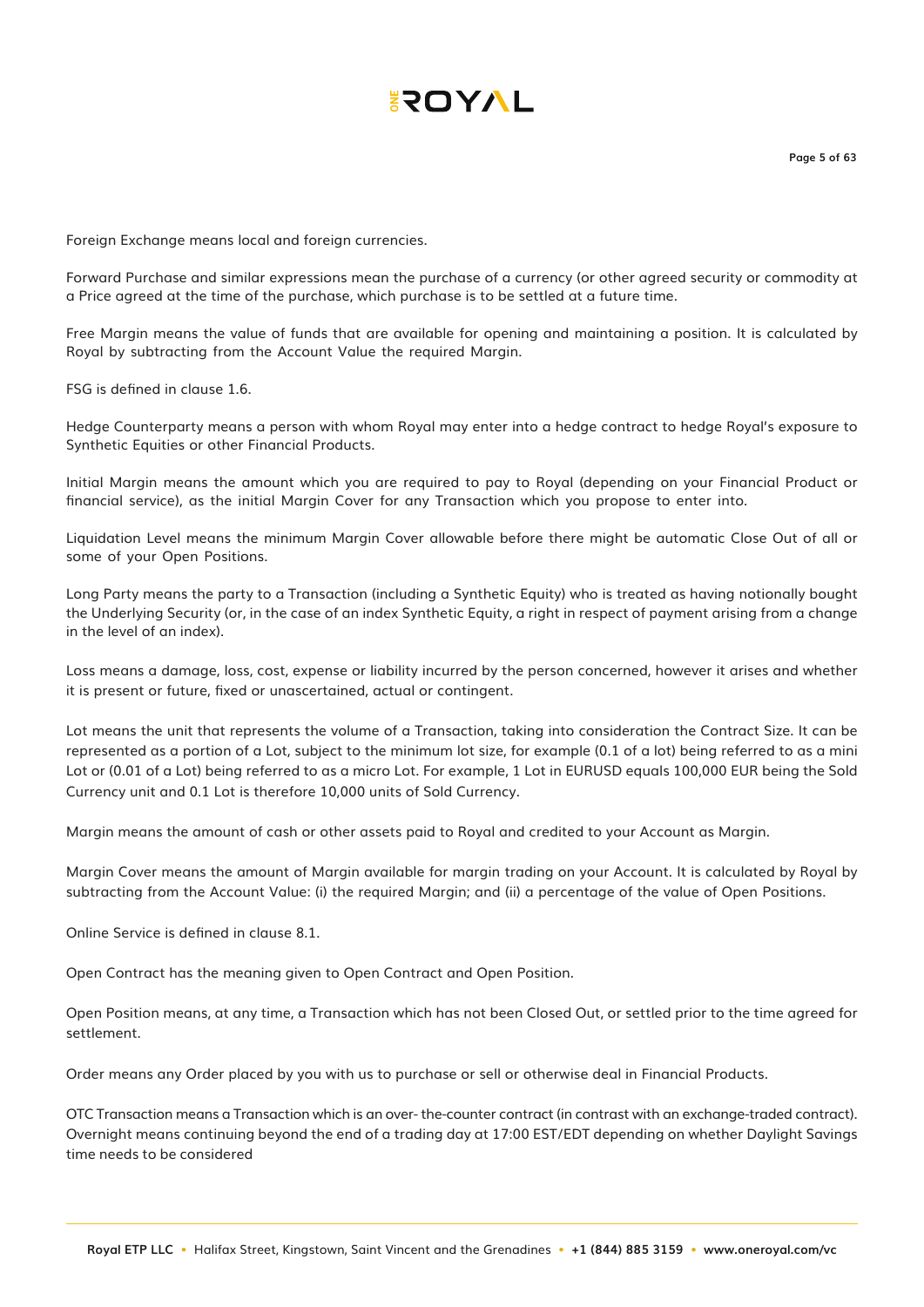Foreign Exchange means local and foreign currencies.

Forward Purchase and similar expressions mean the purchase of a currency (or other agreed security or commodity at a Price agreed at the time of the purchase, which purchase is to be settled at a future time.

Free Margin means the value of funds that are available for opening and maintaining a position. It is calculated by Royal by subtracting from the Account Value the required Margin.

FSG is defined in clause 1.6.

Hedge Counterparty means a person with whom Royal may enter into a hedge contract to hedge Royal's exposure to Synthetic Equities or other Financial Products.

Initial Margin means the amount which you are required to pay to Royal (depending on your Financial Product or financial service), as the initial Margin Cover for any Transaction which you propose to enter into.

Liquidation Level means the minimum Margin Cover allowable before there might be automatic Close Out of all or some of your Open Positions.

Long Party means the party to a Transaction (including a Synthetic Equity) who is treated as having notionally bought the Underlying Security (or, in the case of an index Synthetic Equity, a right in respect of payment arising from a change in the level of an index).

Loss means a damage, loss, cost, expense or liability incurred by the person concerned, however it arises and whether it is present or future, fixed or unascertained, actual or contingent.

Lot means the unit that represents the volume of a Transaction, taking into consideration the Contract Size. It can be represented as a portion of a Lot, subject to the minimum lot size, for example (0.1 of a lot) being referred to as a mini Lot or (0.01 of a Lot) being referred to as a micro Lot. For example, 1 Lot in EURUSD equals 100,000 EUR being the Sold Currency unit and 0.1 Lot is therefore 10,000 units of Sold Currency.

Margin means the amount of cash or other assets paid to Royal and credited to your Account as Margin.

Margin Cover means the amount of Margin available for margin trading on your Account. It is calculated by Royal by subtracting from the Account Value: (i) the required Margin; and (ii) a percentage of the value of Open Positions.

Online Service is defined in clause 8.1.

Open Contract has the meaning given to Open Contract and Open Position.

Open Position means, at any time, a Transaction which has not been Closed Out, or settled prior to the time agreed for settlement.

Order means any Order placed by you with us to purchase or sell or otherwise deal in Financial Products.

OTC Transaction means a Transaction which is an over- the-counter contract (in contrast with an exchange-traded contract). Overnight means continuing beyond the end of a trading day at 17:00 EST/EDT depending on whether Daylight Savings time needs to be considered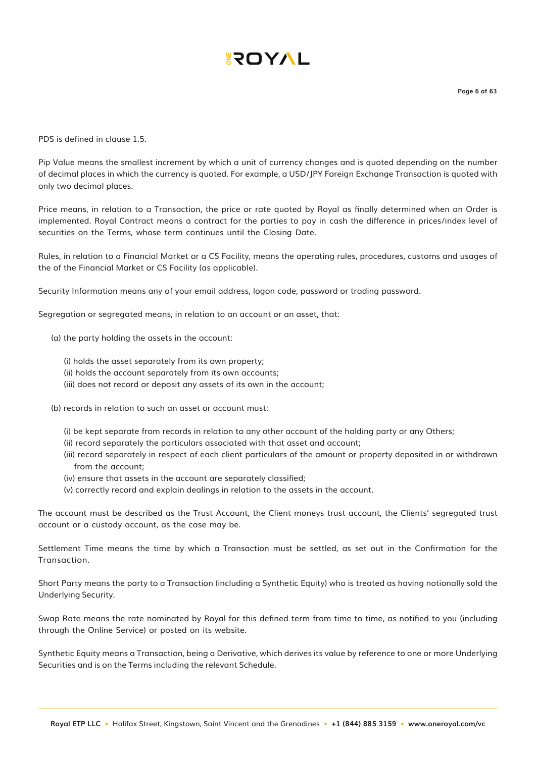PDS is defined in clause 1.5.

Pip Value means the smallest increment by which a unit of currency changes and is quoted depending on the number of decimal places in which the currency is quoted. For example, a USD/JPY Foreign Exchange Transaction is quoted with only two decimal places.

Price means, in relation to a Transaction, the price or rate quoted by Royal as finally determined when an Order is implemented. Royal Contract means a contract for the parties to pay in cash the difference in prices/index level of securities on the Terms, whose term continues until the Closing Date.

Rules, in relation to a Financial Market or a CS Facility, means the operating rules, procedures, customs and usages of the of the Financial Market or CS Facility (as applicable).

Security Information means any of your email address, logon code, password or trading password.

Segregation or segregated means, in relation to an account or an asset, that:

(a) the party holding the assets in the account:

(i) holds the asset separately from its own property;
(ii) holds the account separately from its own accounts;
(iii) does not record or deposit any assets of its own in the account;

(b) records in relation to such an asset or account must:

(i) be kept separate from records in relation to any other account of the holding party or any Others;
(ii) record separately the particulars associated with that asset and account;
(iii) record separately in respect of each client particulars of the amount or property deposited in or withdrawn from the account;
(iv) ensure that assets in the account are separately classified;
(v) correctly record and explain dealings in relation to the assets in the account.

The account must be described as the Trust Account, the Client moneys trust account, the Clients' segregated trust account or a custody account, as the case may be.

Settlement Time means the time by which a Transaction must be settled, as set out in the Confirmation for the Transaction.

Short Party means the party to a Transaction (including a Synthetic Equity) who is treated as having notionally sold the Underlying Security.

Swap Rate means the rate nominated by Royal for this defined term from time to time, as notified to you (including through the Online Service) or posted on its website.

Synthetic Equity means a Transaction, being a Derivative, which derives its value by reference to one or more Underlying Securities and is on the Terms including the relevant Schedule.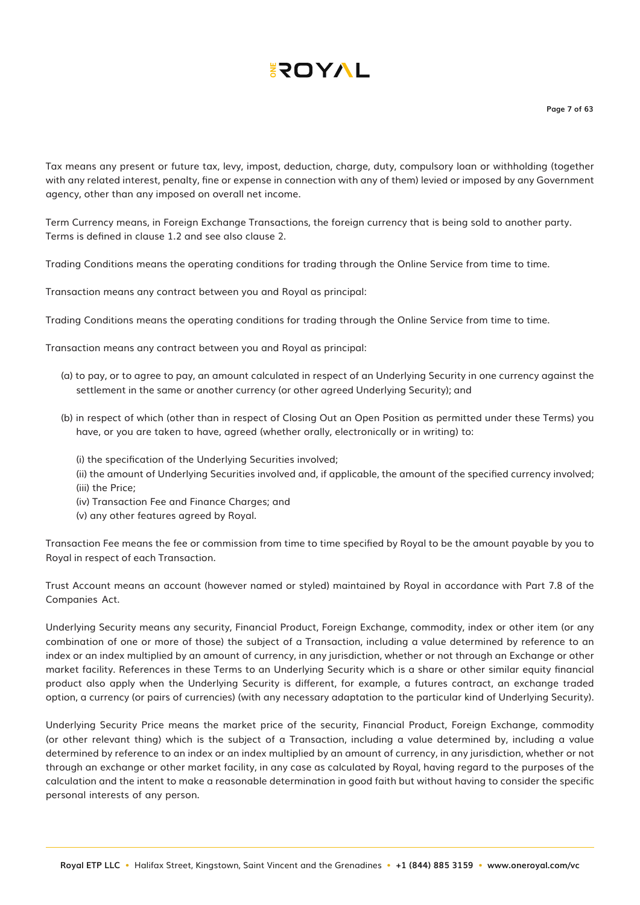Tax means any present or future tax, levy, impost, deduction, charge, duty, compulsory loan or withholding (together with any related interest, penalty, fine or expense in connection with any of them) levied or imposed by any Government agency, other than any imposed on overall net income.

Term Currency means, in Foreign Exchange Transactions, the foreign currency that is being sold to another party. Terms is defined in clause 1.2 and see also clause 2.

Trading Conditions means the operating conditions for trading through the Online Service from time to time.

Transaction means any contract between you and Royal as principal:

Trading Conditions means the operating conditions for trading through the Online Service from time to time.

Transaction means any contract between you and Royal as principal:

(a) to pay, or to agree to pay, an amount calculated in respect of an Underlying Security in one currency against the settlement in the same or another currency (or other agreed Underlying Security); and

(b) in respect of which (other than in respect of Closing Out an Open Position as permitted under these Terms) you have, or you are taken to have, agreed (whether orally, electronically or in writing) to:

(i) the specification of the Underlying Securities involved;
(ii) the amount of Underlying Securities involved and, if applicable, the amount of the specified currency involved;
(iii) the Price;
(iv) Transaction Fee and Finance Charges; and
(v) any other features agreed by Royal.

Transaction Fee means the fee or commission from time to time specified by Royal to be the amount payable by you to Royal in respect of each Transaction.

Trust Account means an account (however named or styled) maintained by Royal in accordance with Part 7.8 of the Companies Act.

Underlying Security means any security, Financial Product, Foreign Exchange, commodity, index or other item (or any combination of one or more of those) the subject of a Transaction, including a value determined by reference to an index or an index multiplied by an amount of currency, in any jurisdiction, whether or not through an Exchange or other market facility. References in these Terms to an Underlying Security which is a share or other similar equity financial product also apply when the Underlying Security is different, for example, a futures contract, an exchange traded option, a currency (or pairs of currencies) (with any necessary adaptation to the particular kind of Underlying Security).

Underlying Security Price means the market price of the security, Financial Product, Foreign Exchange, commodity (or other relevant thing) which is the subject of a Transaction, including a value determined by, including a value determined by reference to an index or an index multiplied by an amount of currency, in any jurisdiction, whether or not through an exchange or other market facility, in any case as calculated by Royal, having regard to the purposes of the calculation and the intent to make a reasonable determination in good faith but without having to consider the specific personal interests of any person.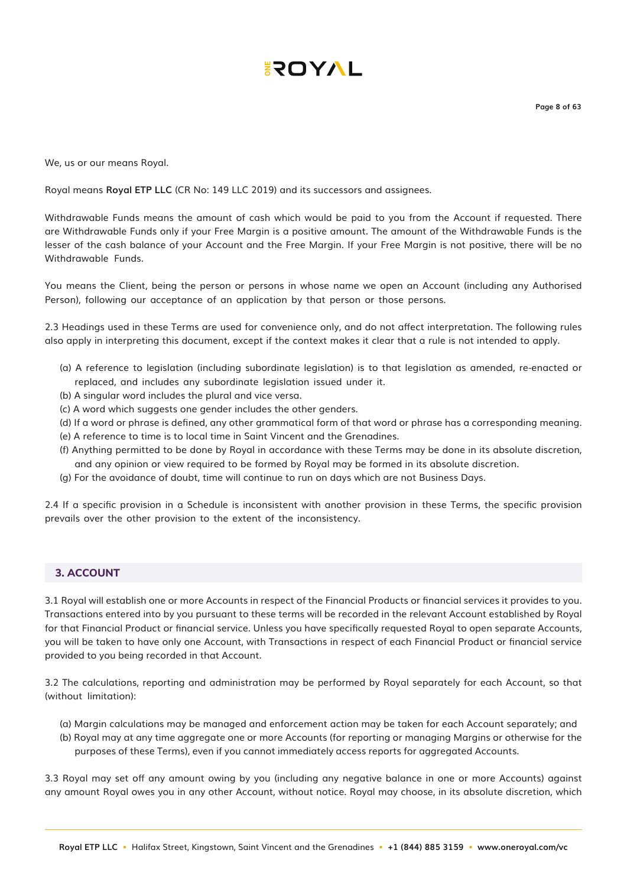We, us or our means Royal.

Royal means **Royal ETP LLC** (CR No: 149 LLC 2019) and its successors and assignees.

Withdrawable Funds means the amount of cash which would be paid to you from the Account if requested. There are Withdrawable Funds only if your Free Margin is a positive amount. The amount of the Withdrawable Funds is the lesser of the cash balance of your Account and the Free Margin. If your Free Margin is not positive, there will be no Withdrawable Funds.

You means the Client, being the person or persons in whose name we open an Account (including any Authorised Person), following our acceptance of an application by that person or those persons.

2.3 Headings used in these Terms are used for convenience only, and do not affect interpretation. The following rules also apply in interpreting this document, except if the context makes it clear that a rule is not intended to apply.

- (a) A reference to legislation (including subordinate legislation) is to that legislation as amended, re-enacted or replaced, and includes any subordinate legislation issued under it.
- (b) A singular word includes the plural and vice versa.
- (c) A word which suggests one gender includes the other genders.
- (d) If a word or phrase is defined, any other grammatical form of that word or phrase has a corresponding meaning.
- (e) A reference to time is to local time in Saint Vincent and the Grenadines.
- (f) Anything permitted to be done by Royal in accordance with these Terms may be done in its absolute discretion, and any opinion or view required to be formed by Royal may be formed in its absolute discretion.
- (g) For the avoidance of doubt, time will continue to run on days which are not Business Days.

2.4 If a specific provision in a Schedule is inconsistent with another provision in these Terms, the specific provision prevails over the other provision to the extent of the inconsistency.

## 3. ACCOUNT

3.1 Royal will establish one or more Accounts in respect of the Financial Products or financial services it provides to you. Transactions entered into by you pursuant to these terms will be recorded in the relevant Account established by Royal for that Financial Product or financial service. Unless you have specifically requested Royal to open separate Accounts, you will be taken to have only one Account, with Transactions in respect of each Financial Product or financial service provided to you being recorded in that Account.

3.2 The calculations, reporting and administration may be performed by Royal separately for each Account, so that (without limitation):

- (a) Margin calculations may be managed and enforcement action may be taken for each Account separately; and
- (b) Royal may at any time aggregate one or more Accounts (for reporting or managing Margins or otherwise for the purposes of these Terms), even if you cannot immediately access reports for aggregated Accounts.

3.3 Royal may set off any amount owing by you (including any negative balance in one or more Accounts) against any amount Royal owes you in any other Account, without notice. Royal may choose, in its absolute discretion, which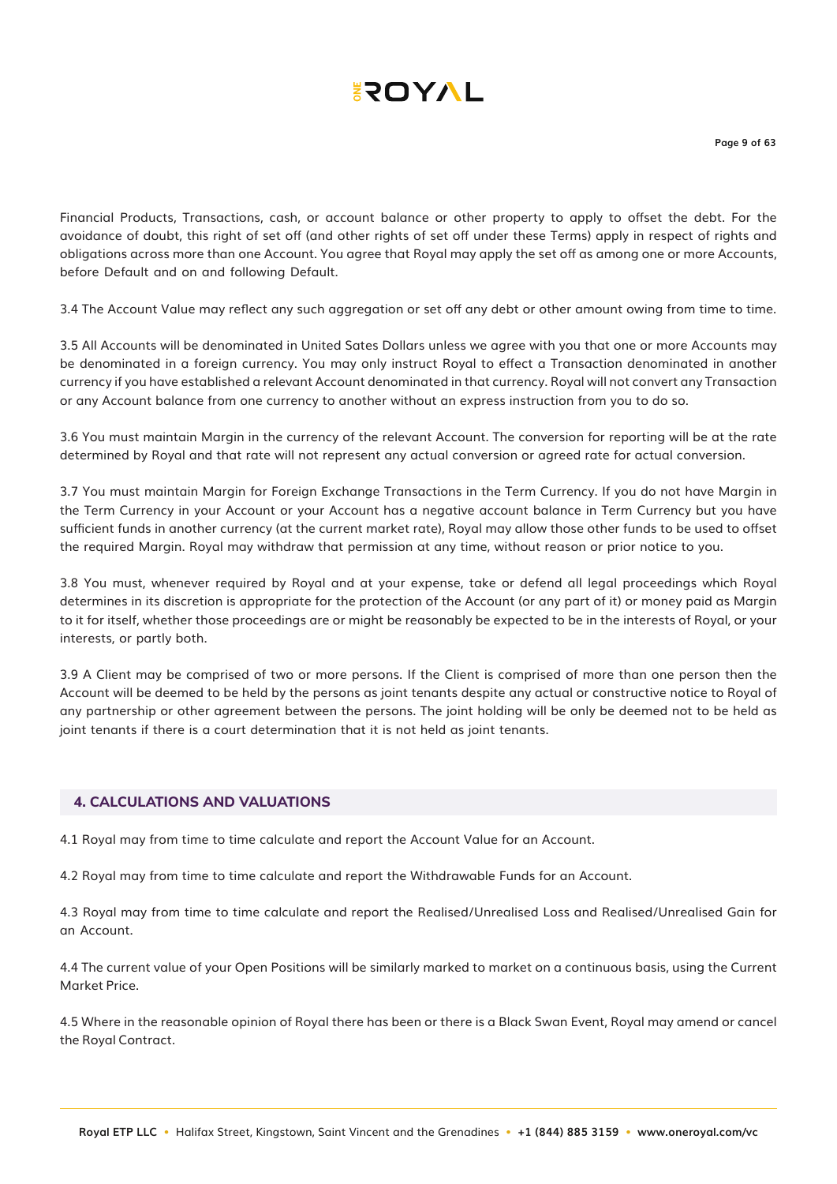Financial Products, Transactions, cash, or account balance or other property to apply to offset the debt. For the avoidance of doubt, this right of set off (and other rights of set off under these Terms) apply in respect of rights and obligations across more than one Account. You agree that Royal may apply the set off as among one or more Accounts, before Default and on and following Default.

3.4 The Account Value may reflect any such aggregation or set off any debt or other amount owing from time to time.

3.5 All Accounts will be denominated in United Sates Dollars unless we agree with you that one or more Accounts may be denominated in a foreign currency. You may only instruct Royal to effect a Transaction denominated in another currency if you have established a relevant Account denominated in that currency. Royal will not convert any Transaction or any Account balance from one currency to another without an express instruction from you to do so.

3.6 You must maintain Margin in the currency of the relevant Account. The conversion for reporting will be at the rate determined by Royal and that rate will not represent any actual conversion or agreed rate for actual conversion.

3.7 You must maintain Margin for Foreign Exchange Transactions in the Term Currency. If you do not have Margin in the Term Currency in your Account or your Account has a negative account balance in Term Currency but you have sufficient funds in another currency (at the current market rate), Royal may allow those other funds to be used to offset the required Margin. Royal may withdraw that permission at any time, without reason or prior notice to you.

3.8 You must, whenever required by Royal and at your expense, take or defend all legal proceedings which Royal determines in its discretion is appropriate for the protection of the Account (or any part of it) or money paid as Margin to it for itself, whether those proceedings are or might be reasonably be expected to be in the interests of Royal, or your interests, or partly both.

3.9 A Client may be comprised of two or more persons. If the Client is comprised of more than one person then the Account will be deemed to be held by the persons as joint tenants despite any actual or constructive notice to Royal of any partnership or other agreement between the persons. The joint holding will be only be deemed not to be held as joint tenants if there is a court determination that it is not held as joint tenants.

## 4. CALCULATIONS AND VALUATIONS

4.1 Royal may from time to time calculate and report the Account Value for an Account.

4.2 Royal may from time to time calculate and report the Withdrawable Funds for an Account.

4.3 Royal may from time to time calculate and report the Realised/Unrealised Loss and Realised/Unrealised Gain for an Account.

4.4 The current value of your Open Positions will be similarly marked to market on a continuous basis, using the Current Market Price.

4.5 Where in the reasonable opinion of Royal there has been or there is a Black Swan Event, Royal may amend or cancel the Royal Contract.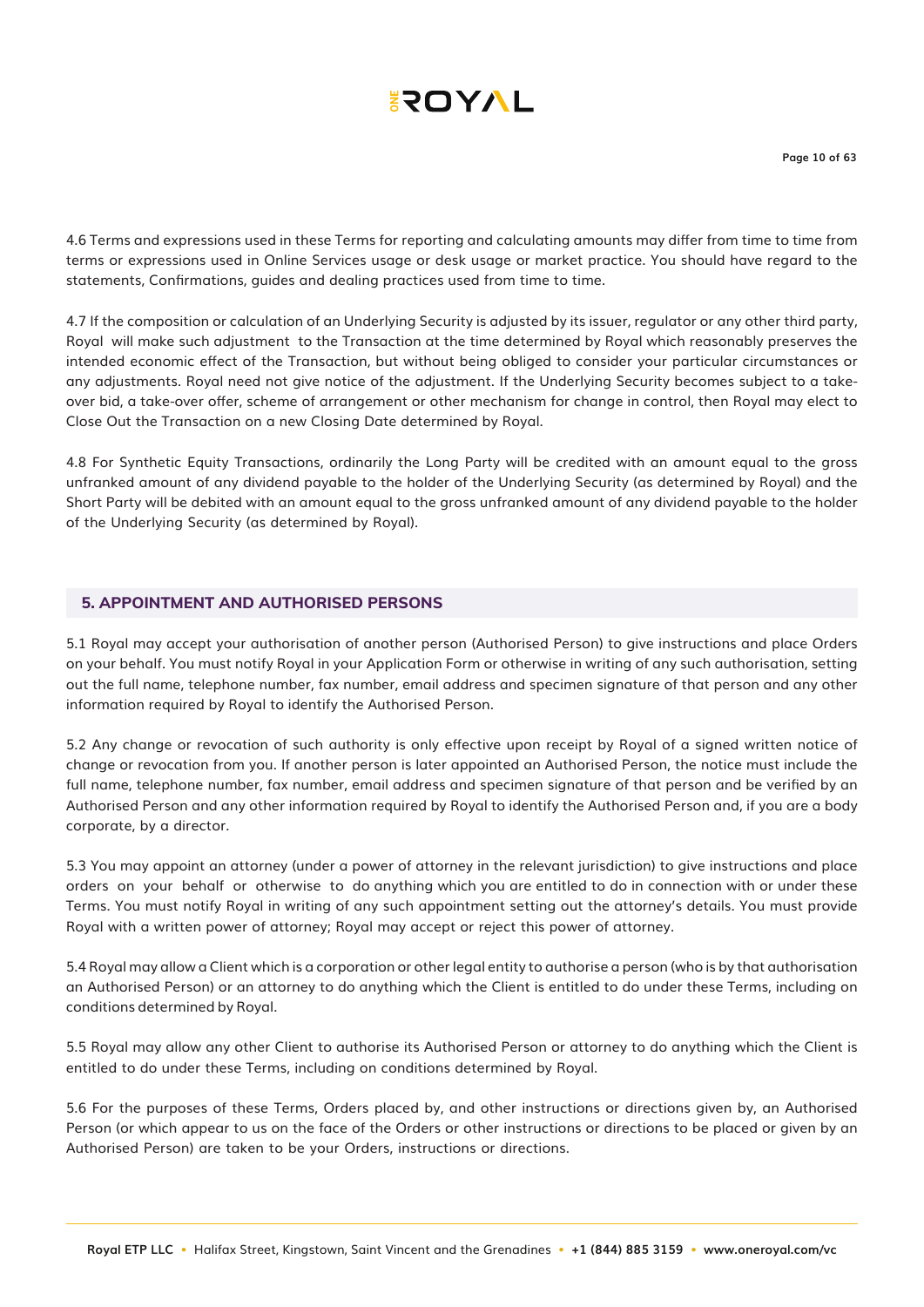4.6 Terms and expressions used in these Terms for reporting and calculating amounts may differ from time to time from terms or expressions used in Online Services usage or desk usage or market practice. You should have regard to the statements, Confirmations, guides and dealing practices used from time to time.

4.7 If the composition or calculation of an Underlying Security is adjusted by its issuer, regulator or any other third party, Royal will make such adjustment to the Transaction at the time determined by Royal which reasonably preserves the intended economic effect of the Transaction, but without being obliged to consider your particular circumstances or any adjustments. Royal need not give notice of the adjustment. If the Underlying Security becomes subject to a take-over bid, a take-over offer, scheme of arrangement or other mechanism for change in control, then Royal may elect to Close Out the Transaction on a new Closing Date determined by Royal.

4.8 For Synthetic Equity Transactions, ordinarily the Long Party will be credited with an amount equal to the gross unfranked amount of any dividend payable to the holder of the Underlying Security (as determined by Royal) and the Short Party will be debited with an amount equal to the gross unfranked amount of any dividend payable to the holder of the Underlying Security (as determined by Royal).

## 5. APPOINTMENT AND AUTHORISED PERSONS

5.1 Royal may accept your authorisation of another person (Authorised Person) to give instructions and place Orders on your behalf. You must notify Royal in your Application Form or otherwise in writing of any such authorisation, setting out the full name, telephone number, fax number, email address and specimen signature of that person and any other information required by Royal to identify the Authorised Person.

5.2 Any change or revocation of such authority is only effective upon receipt by Royal of a signed written notice of change or revocation from you. If another person is later appointed an Authorised Person, the notice must include the full name, telephone number, fax number, email address and specimen signature of that person and be verified by an Authorised Person and any other information required by Royal to identify the Authorised Person and, if you are a body corporate, by a director.

5.3 You may appoint an attorney (under a power of attorney in the relevant jurisdiction) to give instructions and place orders on your behalf or otherwise to do anything which you are entitled to do in connection with or under these Terms. You must notify Royal in writing of any such appointment setting out the attorney's details. You must provide Royal with a written power of attorney; Royal may accept or reject this power of attorney.

5.4 Royal may allow a Client which is a corporation or other legal entity to authorise a person (who is by that authorisation an Authorised Person) or an attorney to do anything which the Client is entitled to do under these Terms, including on conditions determined by Royal.

5.5 Royal may allow any other Client to authorise its Authorised Person or attorney to do anything which the Client is entitled to do under these Terms, including on conditions determined by Royal.

5.6 For the purposes of these Terms, Orders placed by, and other instructions or directions given by, an Authorised Person (or which appear to us on the face of the Orders or other instructions or directions to be placed or given by an Authorised Person) are taken to be your Orders, instructions or directions.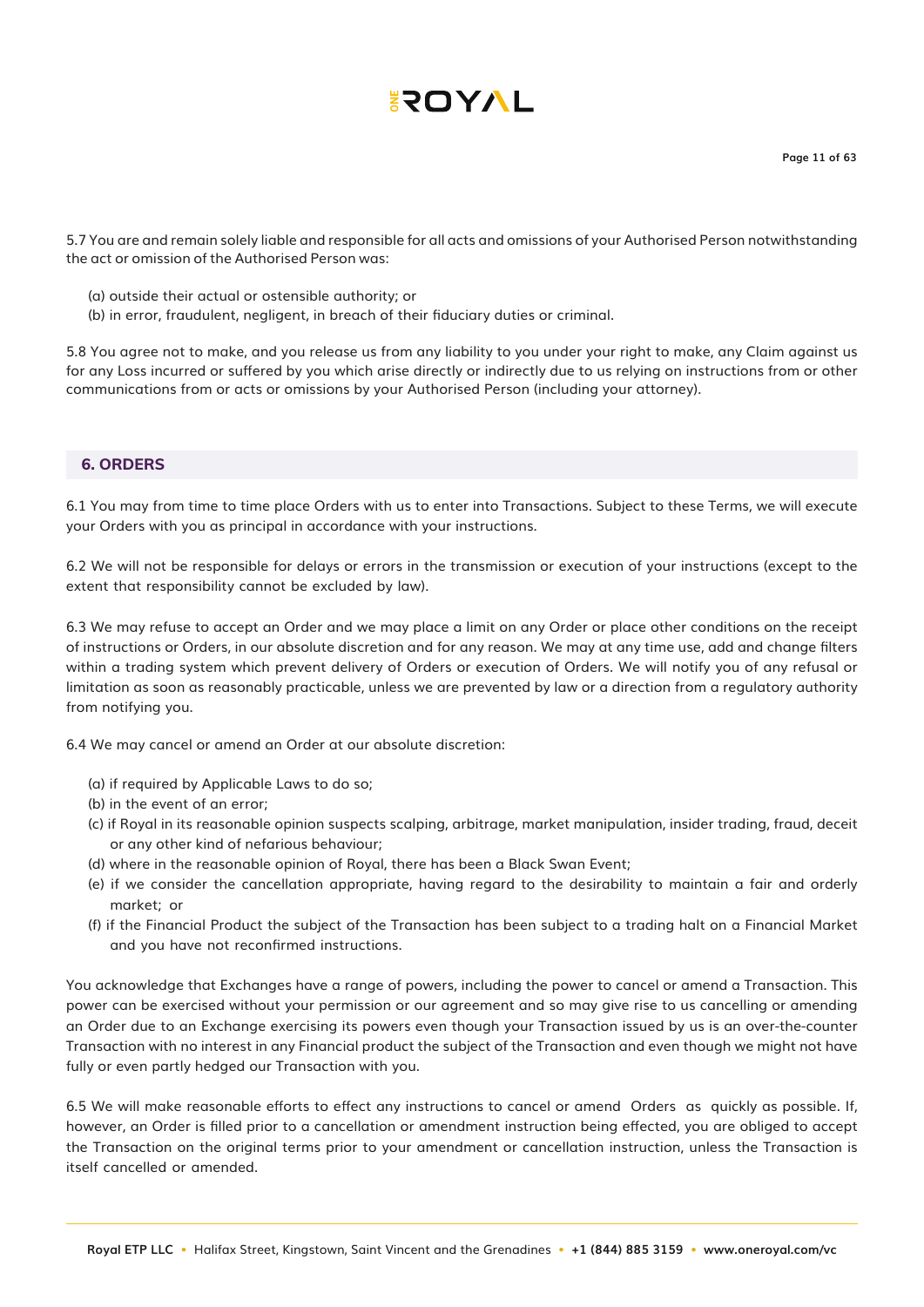5.7 You are and remain solely liable and responsible for all acts and omissions of your Authorised Person notwithstanding the act or omission of the Authorised Person was:

(a) outside their actual or ostensible authority; or
(b) in error, fraudulent, negligent, in breach of their fiduciary duties or criminal.

5.8 You agree not to make, and you release us from any liability to you under your right to make, any Claim against us for any Loss incurred or suffered by you which arise directly or indirectly due to us relying on instructions from or other communications from or acts or omissions by your Authorised Person (including your attorney).

## 6. ORDERS

6.1 You may from time to time place Orders with us to enter into Transactions. Subject to these Terms, we will execute your Orders with you as principal in accordance with your instructions.

6.2 We will not be responsible for delays or errors in the transmission or execution of your instructions (except to the extent that responsibility cannot be excluded by law).

6.3 We may refuse to accept an Order and we may place a limit on any Order or place other conditions on the receipt of instructions or Orders, in our absolute discretion and for any reason. We may at any time use, add and change filters within a trading system which prevent delivery of Orders or execution of Orders. We will notify you of any refusal or limitation as soon as reasonably practicable, unless we are prevented by law or a direction from a regulatory authority from notifying you.

6.4 We may cancel or amend an Order at our absolute discretion:

(a) if required by Applicable Laws to do so;
(b) in the event of an error;
(c) if Royal in its reasonable opinion suspects scalping, arbitrage, market manipulation, insider trading, fraud, deceit or any other kind of nefarious behaviour;
(d) where in the reasonable opinion of Royal, there has been a Black Swan Event;
(e) if we consider the cancellation appropriate, having regard to the desirability to maintain a fair and orderly market; or
(f) if the Financial Product the subject of the Transaction has been subject to a trading halt on a Financial Market and you have not reconfirmed instructions.

You acknowledge that Exchanges have a range of powers, including the power to cancel or amend a Transaction. This power can be exercised without your permission or our agreement and so may give rise to us cancelling or amending an Order due to an Exchange exercising its powers even though your Transaction issued by us is an over-the-counter Transaction with no interest in any Financial product the subject of the Transaction and even though we might not have fully or even partly hedged our Transaction with you.

6.5 We will make reasonable efforts to effect any instructions to cancel or amend Orders as quickly as possible. If, however, an Order is filled prior to a cancellation or amendment instruction being effected, you are obliged to accept the Transaction on the original terms prior to your amendment or cancellation instruction, unless the Transaction is itself cancelled or amended.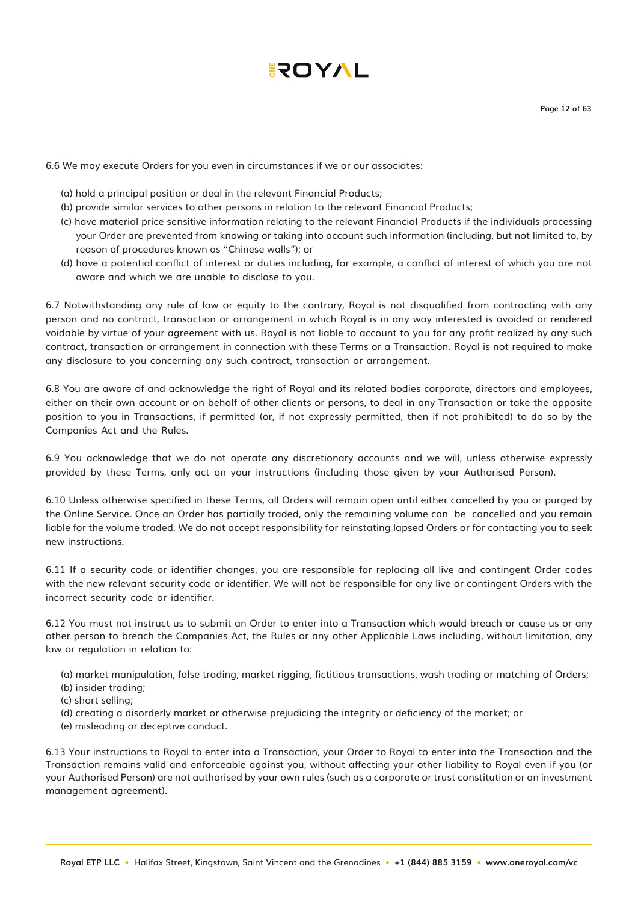6.6 We may execute Orders for you even in circumstances if we or our associates:

(a) hold a principal position or deal in the relevant Financial Products;
(b) provide similar services to other persons in relation to the relevant Financial Products;
(c) have material price sensitive information relating to the relevant Financial Products if the individuals processing your Order are prevented from knowing or taking into account such information (including, but not limited to, by reason of procedures known as "Chinese walls"); or
(d) have a potential conflict of interest or duties including, for example, a conflict of interest of which you are not aware and which we are unable to disclose to you.

6.7 Notwithstanding any rule of law or equity to the contrary, Royal is not disqualified from contracting with any person and no contract, transaction or arrangement in which Royal is in any way interested is avoided or rendered voidable by virtue of your agreement with us. Royal is not liable to account to you for any profit realized by any such contract, transaction or arrangement in connection with these Terms or a Transaction. Royal is not required to make any disclosure to you concerning any such contract, transaction or arrangement.

6.8 You are aware of and acknowledge the right of Royal and its related bodies corporate, directors and employees, either on their own account or on behalf of other clients or persons, to deal in any Transaction or take the opposite position to you in Transactions, if permitted (or, if not expressly permitted, then if not prohibited) to do so by the Companies Act and the Rules.

6.9 You acknowledge that we do not operate any discretionary accounts and we will, unless otherwise expressly provided by these Terms, only act on your instructions (including those given by your Authorised Person).

6.10 Unless otherwise specified in these Terms, all Orders will remain open until either cancelled by you or purged by the Online Service. Once an Order has partially traded, only the remaining volume can be cancelled and you remain liable for the volume traded. We do not accept responsibility for reinstating lapsed Orders or for contacting you to seek new instructions.

6.11 If a security code or identifier changes, you are responsible for replacing all live and contingent Order codes with the new relevant security code or identifier. We will not be responsible for any live or contingent Orders with the incorrect security code or identifier.

6.12 You must not instruct us to submit an Order to enter into a Transaction which would breach or cause us or any other person to breach the Companies Act, the Rules or any other Applicable Laws including, without limitation, any law or regulation in relation to:

(a) market manipulation, false trading, market rigging, fictitious transactions, wash trading or matching of Orders;
(b) insider trading;
(c) short selling;
(d) creating a disorderly market or otherwise prejudicing the integrity or deficiency of the market; or
(e) misleading or deceptive conduct.

6.13 Your instructions to Royal to enter into a Transaction, your Order to Royal to enter into the Transaction and the Transaction remains valid and enforceable against you, without affecting your other liability to Royal even if you (or your Authorised Person) are not authorised by your own rules (such as a corporate or trust constitution or an investment management agreement).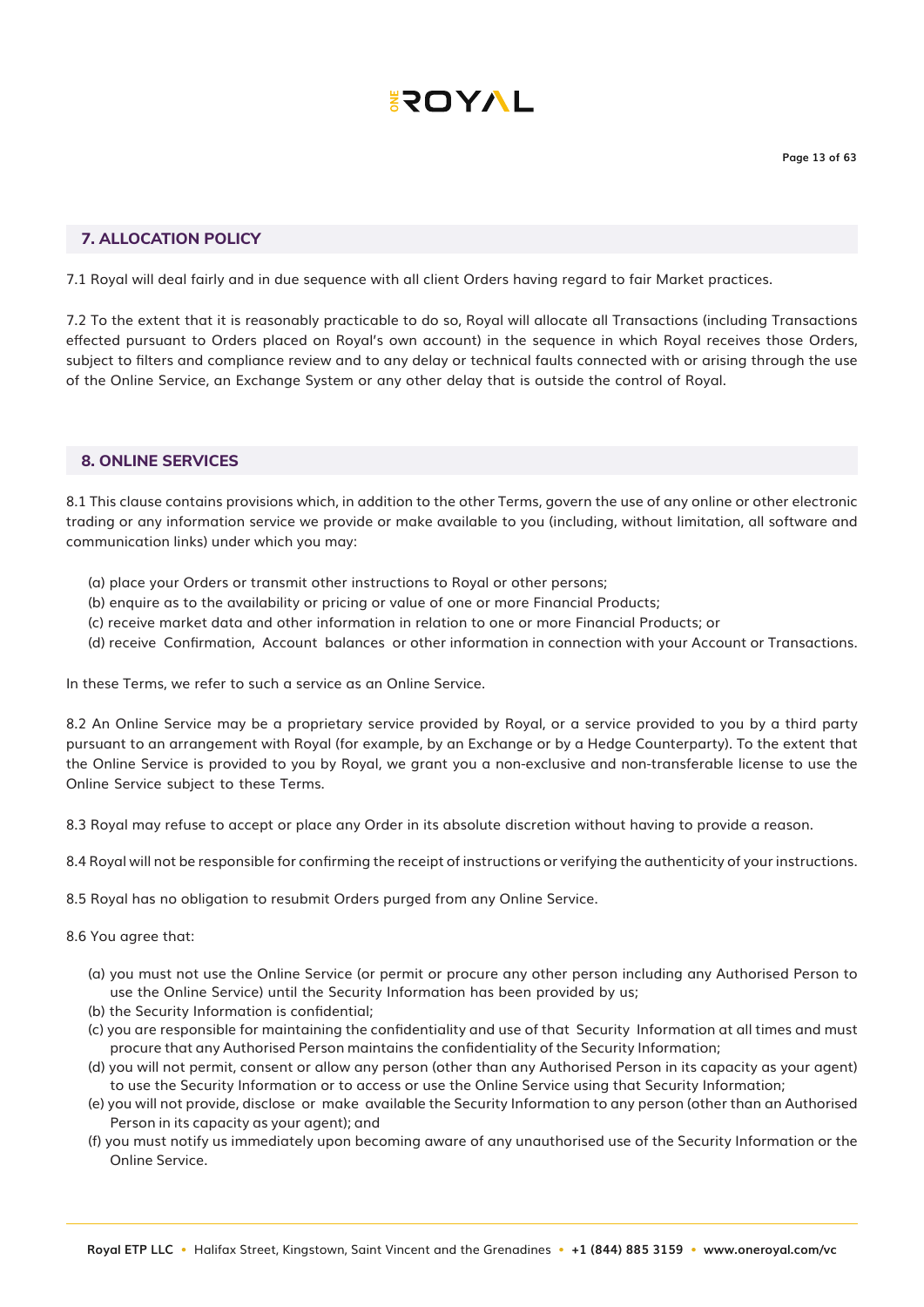## 7. ALLOCATION POLICY

7.1 Royal will deal fairly and in due sequence with all client Orders having regard to fair Market practices.

7.2 To the extent that it is reasonably practicable to do so, Royal will allocate all Transactions (including Transactions effected pursuant to Orders placed on Royal's own account) in the sequence in which Royal receives those Orders, subject to filters and compliance review and to any delay or technical faults connected with or arising through the use of the Online Service, an Exchange System or any other delay that is outside the control of Royal.

## 8. ONLINE SERVICES

8.1 This clause contains provisions which, in addition to the other Terms, govern the use of any online or other electronic trading or any information service we provide or make available to you (including, without limitation, all software and communication links) under which you may:

(a) place your Orders or transmit other instructions to Royal or other persons;
(b) enquire as to the availability or pricing or value of one or more Financial Products;
(c) receive market data and other information in relation to one or more Financial Products; or
(d) receive Confirmation, Account balances or other information in connection with your Account or Transactions.

In these Terms, we refer to such a service as an Online Service.

8.2 An Online Service may be a proprietary service provided by Royal, or a service provided to you by a third party pursuant to an arrangement with Royal (for example, by an Exchange or by a Hedge Counterparty). To the extent that the Online Service is provided to you by Royal, we grant you a non-exclusive and non-transferable license to use the Online Service subject to these Terms.

8.3 Royal may refuse to accept or place any Order in its absolute discretion without having to provide a reason.

8.4 Royal will not be responsible for confirming the receipt of instructions or verifying the authenticity of your instructions.

8.5 Royal has no obligation to resubmit Orders purged from any Online Service.

8.6 You agree that:

(a) you must not use the Online Service (or permit or procure any other person including any Authorised Person to use the Online Service) until the Security Information has been provided by us;
(b) the Security Information is confidential;
(c) you are responsible for maintaining the confidentiality and use of that Security Information at all times and must procure that any Authorised Person maintains the confidentiality of the Security Information;
(d) you will not permit, consent or allow any person (other than any Authorised Person in its capacity as your agent) to use the Security Information or to access or use the Online Service using that Security Information;
(e) you will not provide, disclose or make available the Security Information to any person (other than an Authorised Person in its capacity as your agent); and
(f) you must notify us immediately upon becoming aware of any unauthorised use of the Security Information or the Online Service.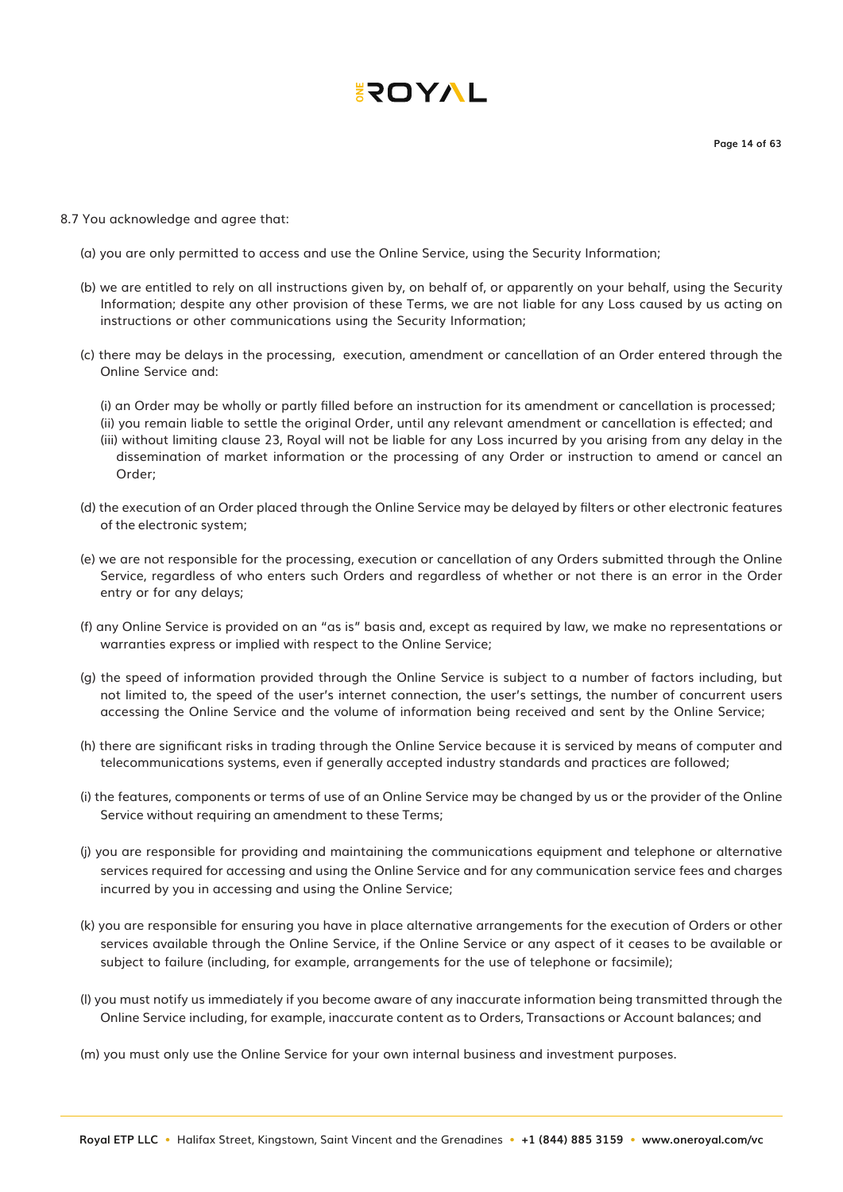8.7 You acknowledge and agree that:

(a) you are only permitted to access and use the Online Service, using the Security Information;

(b) we are entitled to rely on all instructions given by, on behalf of, or apparently on your behalf, using the Security Information; despite any other provision of these Terms, we are not liable for any Loss caused by us acting on instructions or other communications using the Security Information;

(c) there may be delays in the processing, execution, amendment or cancellation of an Order entered through the Online Service and:

(i) an Order may be wholly or partly filled before an instruction for its amendment or cancellation is processed;
(ii) you remain liable to settle the original Order, until any relevant amendment or cancellation is effected; and
(iii) without limiting clause 23, Royal will not be liable for any Loss incurred by you arising from any delay in the dissemination of market information or the processing of any Order or instruction to amend or cancel an Order;

(d) the execution of an Order placed through the Online Service may be delayed by filters or other electronic features of the electronic system;

(e) we are not responsible for the processing, execution or cancellation of any Orders submitted through the Online Service, regardless of who enters such Orders and regardless of whether or not there is an error in the Order entry or for any delays;

(f) any Online Service is provided on an "as is" basis and, except as required by law, we make no representations or warranties express or implied with respect to the Online Service;

(g) the speed of information provided through the Online Service is subject to a number of factors including, but not limited to, the speed of the user's internet connection, the user's settings, the number of concurrent users accessing the Online Service and the volume of information being received and sent by the Online Service;

(h) there are significant risks in trading through the Online Service because it is serviced by means of computer and telecommunications systems, even if generally accepted industry standards and practices are followed;

(i) the features, components or terms of use of an Online Service may be changed by us or the provider of the Online Service without requiring an amendment to these Terms;

(j) you are responsible for providing and maintaining the communications equipment and telephone or alternative services required for accessing and using the Online Service and for any communication service fees and charges incurred by you in accessing and using the Online Service;

(k) you are responsible for ensuring you have in place alternative arrangements for the execution of Orders or other services available through the Online Service, if the Online Service or any aspect of it ceases to be available or subject to failure (including, for example, arrangements for the use of telephone or facsimile);

(l) you must notify us immediately if you become aware of any inaccurate information being transmitted through the Online Service including, for example, inaccurate content as to Orders, Transactions or Account balances; and

(m) you must only use the Online Service for your own internal business and investment purposes.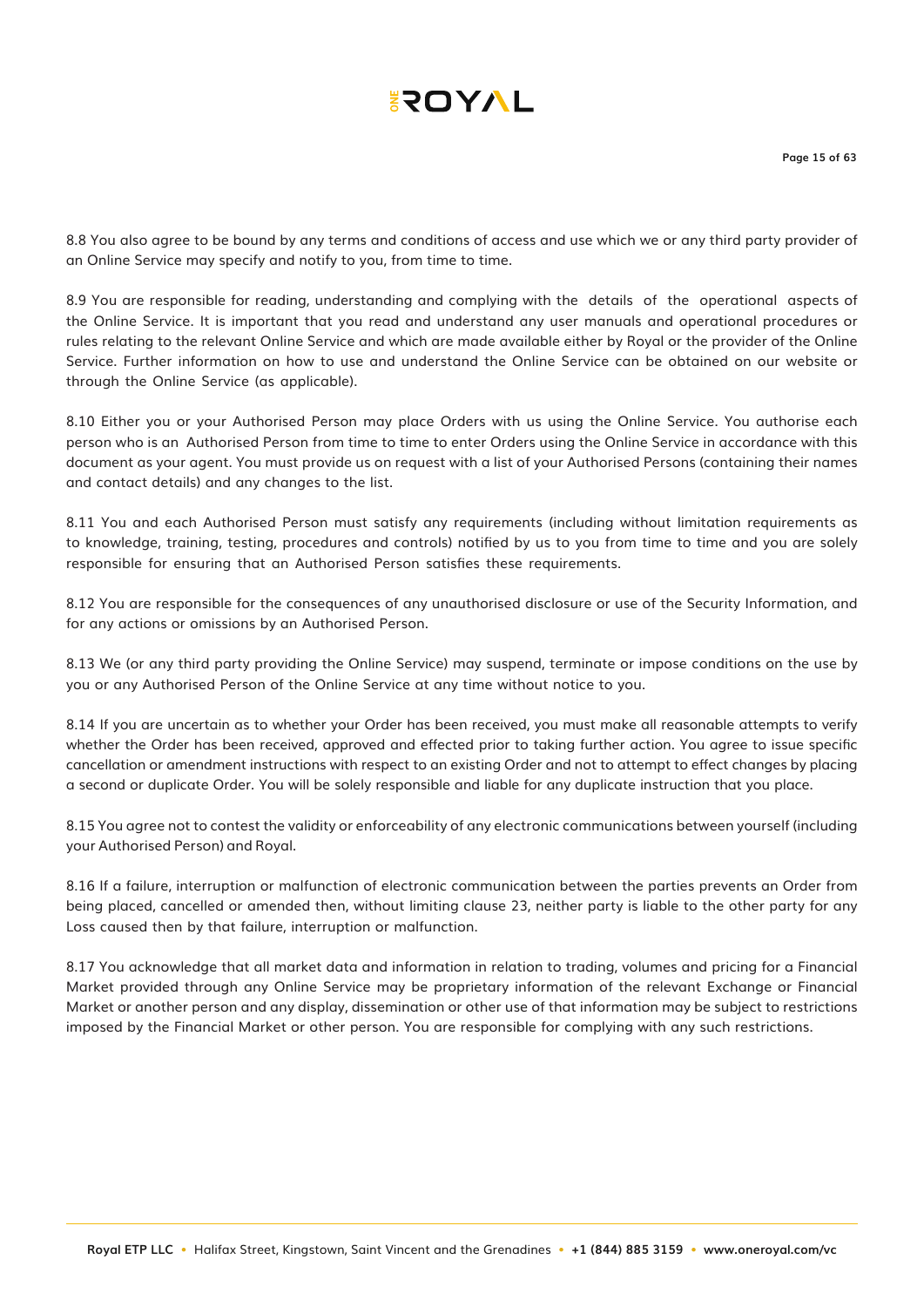8.8 You also agree to be bound by any terms and conditions of access and use which we or any third party provider of an Online Service may specify and notify to you, from time to time.

8.9 You are responsible for reading, understanding and complying with the details of the operational aspects of the Online Service. It is important that you read and understand any user manuals and operational procedures or rules relating to the relevant Online Service and which are made available either by Royal or the provider of the Online Service. Further information on how to use and understand the Online Service can be obtained on our website or through the Online Service (as applicable).

8.10 Either you or your Authorised Person may place Orders with us using the Online Service. You authorise each person who is an Authorised Person from time to time to enter Orders using the Online Service in accordance with this document as your agent. You must provide us on request with a list of your Authorised Persons (containing their names and contact details) and any changes to the list.

8.11 You and each Authorised Person must satisfy any requirements (including without limitation requirements as to knowledge, training, testing, procedures and controls) notified by us to you from time to time and you are solely responsible for ensuring that an Authorised Person satisfies these requirements.

8.12 You are responsible for the consequences of any unauthorised disclosure or use of the Security Information, and for any actions or omissions by an Authorised Person.

8.13 We (or any third party providing the Online Service) may suspend, terminate or impose conditions on the use by you or any Authorised Person of the Online Service at any time without notice to you.

8.14 If you are uncertain as to whether your Order has been received, you must make all reasonable attempts to verify whether the Order has been received, approved and effected prior to taking further action. You agree to issue specific cancellation or amendment instructions with respect to an existing Order and not to attempt to effect changes by placing a second or duplicate Order. You will be solely responsible and liable for any duplicate instruction that you place.

8.15 You agree not to contest the validity or enforceability of any electronic communications between yourself (including your Authorised Person) and Royal.

8.16 If a failure, interruption or malfunction of electronic communication between the parties prevents an Order from being placed, cancelled or amended then, without limiting clause 23, neither party is liable to the other party for any Loss caused then by that failure, interruption or malfunction.

8.17 You acknowledge that all market data and information in relation to trading, volumes and pricing for a Financial Market provided through any Online Service may be proprietary information of the relevant Exchange or Financial Market or another person and any display, dissemination or other use of that information may be subject to restrictions imposed by the Financial Market or other person. You are responsible for complying with any such restrictions.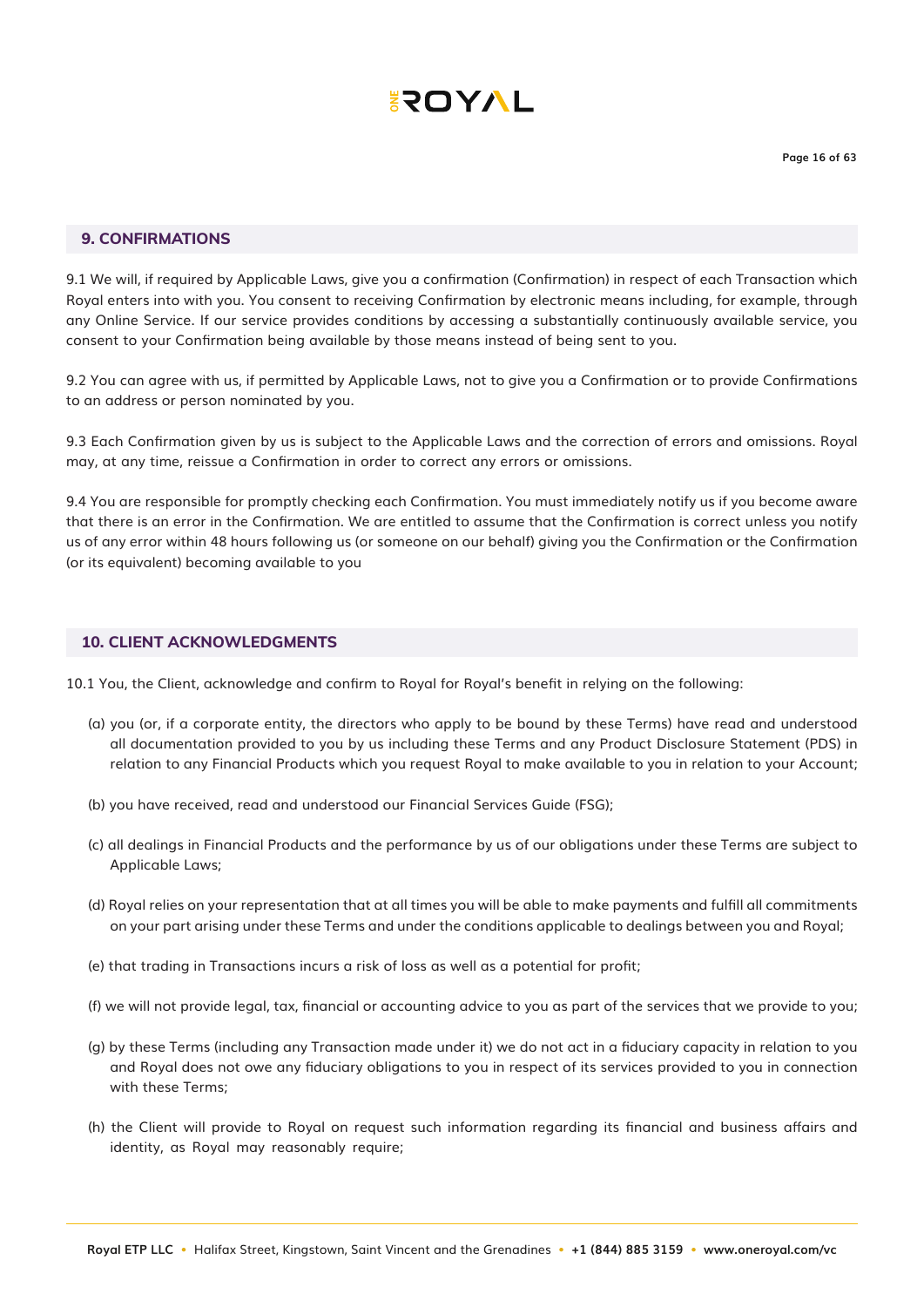## 9. CONFIRMATIONS

9.1 We will, if required by Applicable Laws, give you a confirmation (Confirmation) in respect of each Transaction which Royal enters into with you. You consent to receiving Confirmation by electronic means including, for example, through any Online Service. If our service provides conditions by accessing a substantially continuously available service, you consent to your Confirmation being available by those means instead of being sent to you.

9.2 You can agree with us, if permitted by Applicable Laws, not to give you a Confirmation or to provide Confirmations to an address or person nominated by you.

9.3 Each Confirmation given by us is subject to the Applicable Laws and the correction of errors and omissions. Royal may, at any time, reissue a Confirmation in order to correct any errors or omissions.

9.4 You are responsible for promptly checking each Confirmation. You must immediately notify us if you become aware that there is an error in the Confirmation. We are entitled to assume that the Confirmation is correct unless you notify us of any error within 48 hours following us (or someone on our behalf) giving you the Confirmation or the Confirmation (or its equivalent) becoming available to you

## 10. CLIENT ACKNOWLEDGMENTS

10.1 You, the Client, acknowledge and confirm to Royal for Royal's benefit in relying on the following:

(a) you (or, if a corporate entity, the directors who apply to be bound by these Terms) have read and understood all documentation provided to you by us including these Terms and any Product Disclosure Statement (PDS) in relation to any Financial Products which you request Royal to make available to you in relation to your Account;

(b) you have received, read and understood our Financial Services Guide (FSG);

(c) all dealings in Financial Products and the performance by us of our obligations under these Terms are subject to Applicable Laws;

(d) Royal relies on your representation that at all times you will be able to make payments and fulfill all commitments on your part arising under these Terms and under the conditions applicable to dealings between you and Royal;

(e) that trading in Transactions incurs a risk of loss as well as a potential for profit;

(f) we will not provide legal, tax, financial or accounting advice to you as part of the services that we provide to you;

(g) by these Terms (including any Transaction made under it) we do not act in a fiduciary capacity in relation to you and Royal does not owe any fiduciary obligations to you in respect of its services provided to you in connection with these Terms;

(h) the Client will provide to Royal on request such information regarding its financial and business affairs and identity, as Royal may reasonably require;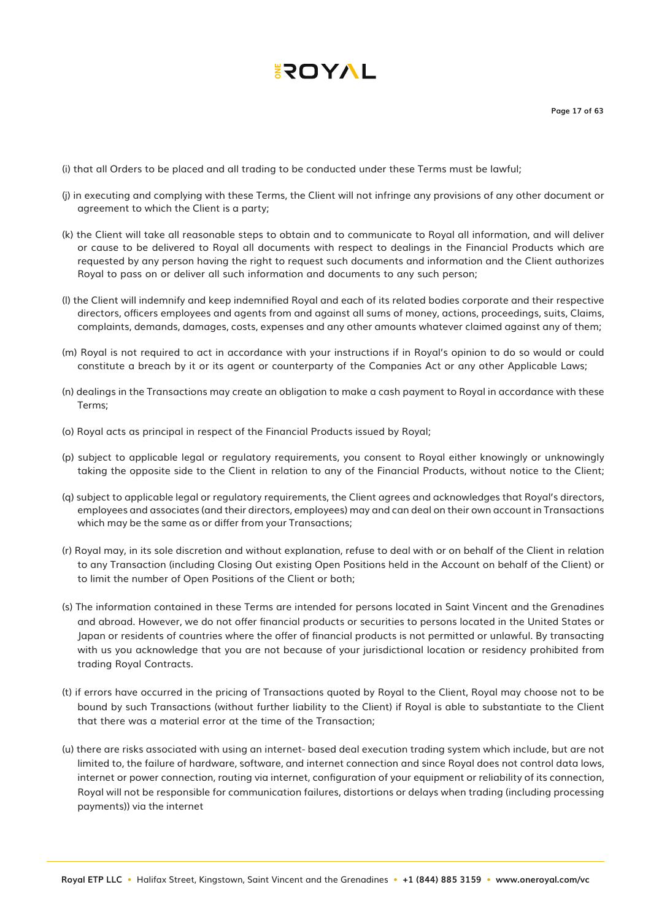(i) that all Orders to be placed and all trading to be conducted under these Terms must be lawful;

(j) in executing and complying with these Terms, the Client will not infringe any provisions of any other document or agreement to which the Client is a party;

(k) the Client will take all reasonable steps to obtain and to communicate to Royal all information, and will deliver or cause to be delivered to Royal all documents with respect to dealings in the Financial Products which are requested by any person having the right to request such documents and information and the Client authorizes Royal to pass on or deliver all such information and documents to any such person;

(l) the Client will indemnify and keep indemnified Royal and each of its related bodies corporate and their respective directors, officers employees and agents from and against all sums of money, actions, proceedings, suits, Claims, complaints, demands, damages, costs, expenses and any other amounts whatever claimed against any of them;

(m) Royal is not required to act in accordance with your instructions if in Royal's opinion to do so would or could constitute a breach by it or its agent or counterparty of the Companies Act or any other Applicable Laws;

(n) dealings in the Transactions may create an obligation to make a cash payment to Royal in accordance with these Terms;

(o) Royal acts as principal in respect of the Financial Products issued by Royal;

(p) subject to applicable legal or regulatory requirements, you consent to Royal either knowingly or unknowingly taking the opposite side to the Client in relation to any of the Financial Products, without notice to the Client;

(q) subject to applicable legal or regulatory requirements, the Client agrees and acknowledges that Royal's directors, employees and associates (and their directors, employees) may and can deal on their own account in Transactions which may be the same as or differ from your Transactions;

(r) Royal may, in its sole discretion and without explanation, refuse to deal with or on behalf of the Client in relation to any Transaction (including Closing Out existing Open Positions held in the Account on behalf of the Client) or to limit the number of Open Positions of the Client or both;

(s) The information contained in these Terms are intended for persons located in Saint Vincent and the Grenadines and abroad. However, we do not offer financial products or securities to persons located in the United States or Japan or residents of countries where the offer of financial products is not permitted or unlawful. By transacting with us you acknowledge that you are not because of your jurisdictional location or residency prohibited from trading Royal Contracts.

(t) if errors have occurred in the pricing of Transactions quoted by Royal to the Client, Royal may choose not to be bound by such Transactions (without further liability to the Client) if Royal is able to substantiate to the Client that there was a material error at the time of the Transaction;

(u) there are risks associated with using an internet- based deal execution trading system which include, but are not limited to, the failure of hardware, software, and internet connection and since Royal does not control data lows, internet or power connection, routing via internet, configuration of your equipment or reliability of its connection, Royal will not be responsible for communication failures, distortions or delays when trading (including processing payments)) via the internet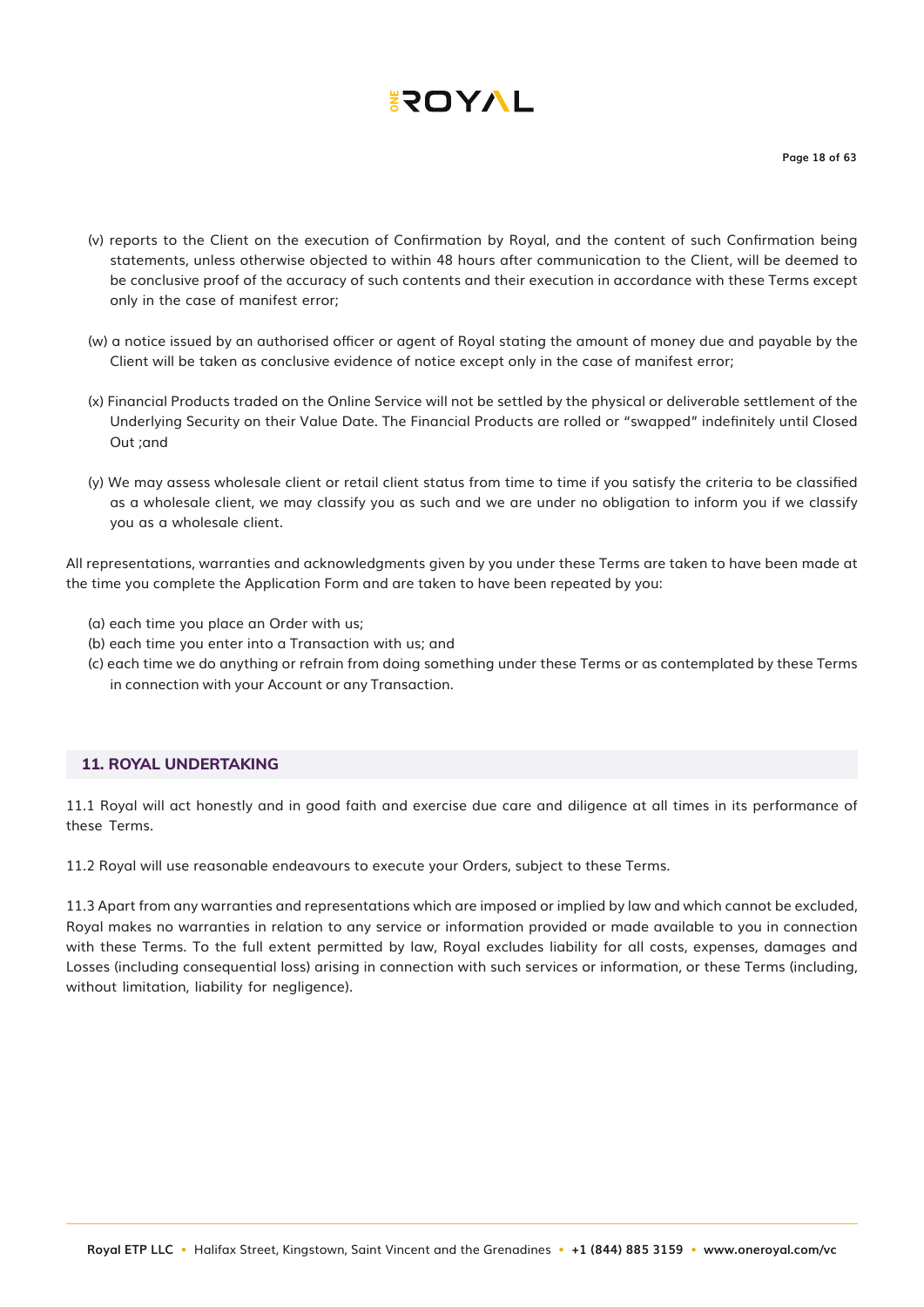(v) reports to the Client on the execution of Confirmation by Royal, and the content of such Confirmation being statements, unless otherwise objected to within 48 hours after communication to the Client, will be deemed to be conclusive proof of the accuracy of such contents and their execution in accordance with these Terms except only in the case of manifest error;

(w) a notice issued by an authorised officer or agent of Royal stating the amount of money due and payable by the Client will be taken as conclusive evidence of notice except only in the case of manifest error;

(x) Financial Products traded on the Online Service will not be settled by the physical or deliverable settlement of the Underlying Security on their Value Date. The Financial Products are rolled or "swapped" indefinitely until Closed Out ;and

(y) We may assess wholesale client or retail client status from time to time if you satisfy the criteria to be classified as a wholesale client, we may classify you as such and we are under no obligation to inform you if we classify you as a wholesale client.

All representations, warranties and acknowledgments given by you under these Terms are taken to have been made at the time you complete the Application Form and are taken to have been repeated by you:

(a) each time you place an Order with us;
(b) each time you enter into a Transaction with us; and
(c) each time we do anything or refrain from doing something under these Terms or as contemplated by these Terms in connection with your Account or any Transaction.

## 11. ROYAL UNDERTAKING

11.1 Royal will act honestly and in good faith and exercise due care and diligence at all times in its performance of these Terms.

11.2 Royal will use reasonable endeavours to execute your Orders, subject to these Terms.

11.3 Apart from any warranties and representations which are imposed or implied by law and which cannot be excluded, Royal makes no warranties in relation to any service or information provided or made available to you in connection with these Terms. To the full extent permitted by law, Royal excludes liability for all costs, expenses, damages and Losses (including consequential loss) arising in connection with such services or information, or these Terms (including, without limitation, liability for negligence).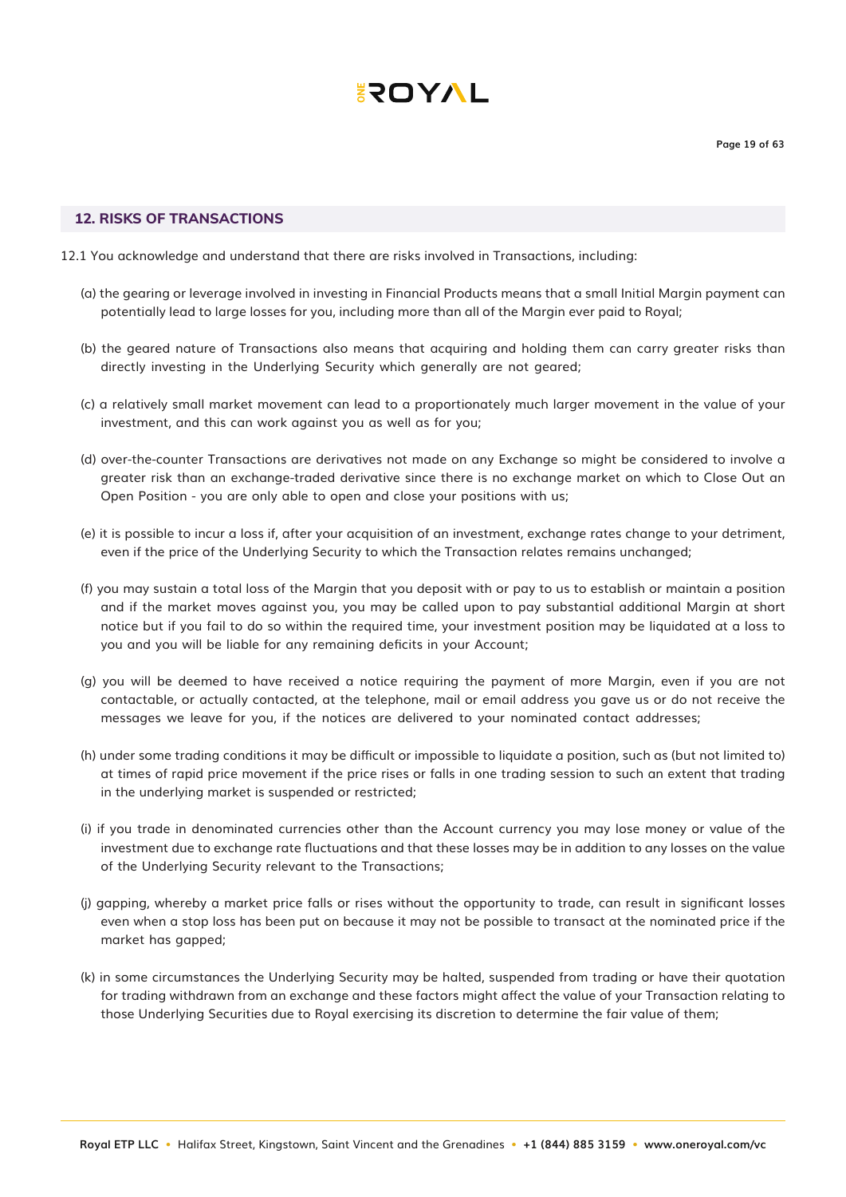## 12. RISKS OF TRANSACTIONS

12.1 You acknowledge and understand that there are risks involved in Transactions, including:

(a) the gearing or leverage involved in investing in Financial Products means that a small Initial Margin payment can potentially lead to large losses for you, including more than all of the Margin ever paid to Royal;

(b) the geared nature of Transactions also means that acquiring and holding them can carry greater risks than directly investing in the Underlying Security which generally are not geared;

(c) a relatively small market movement can lead to a proportionately much larger movement in the value of your investment, and this can work against you as well as for you;

(d) over-the-counter Transactions are derivatives not made on any Exchange so might be considered to involve a greater risk than an exchange-traded derivative since there is no exchange market on which to Close Out an Open Position - you are only able to open and close your positions with us;

(e) it is possible to incur a loss if, after your acquisition of an investment, exchange rates change to your detriment, even if the price of the Underlying Security to which the Transaction relates remains unchanged;

(f) you may sustain a total loss of the Margin that you deposit with or pay to us to establish or maintain a position and if the market moves against you, you may be called upon to pay substantial additional Margin at short notice but if you fail to do so within the required time, your investment position may be liquidated at a loss to you and you will be liable for any remaining deficits in your Account;

(g) you will be deemed to have received a notice requiring the payment of more Margin, even if you are not contactable, or actually contacted, at the telephone, mail or email address you gave us or do not receive the messages we leave for you, if the notices are delivered to your nominated contact addresses;

(h) under some trading conditions it may be difficult or impossible to liquidate a position, such as (but not limited to) at times of rapid price movement if the price rises or falls in one trading session to such an extent that trading in the underlying market is suspended or restricted;

(i) if you trade in denominated currencies other than the Account currency you may lose money or value of the investment due to exchange rate fluctuations and that these losses may be in addition to any losses on the value of the Underlying Security relevant to the Transactions;

(j) gapping, whereby a market price falls or rises without the opportunity to trade, can result in significant losses even when a stop loss has been put on because it may not be possible to transact at the nominated price if the market has gapped;

(k) in some circumstances the Underlying Security may be halted, suspended from trading or have their quotation for trading withdrawn from an exchange and these factors might affect the value of your Transaction relating to those Underlying Securities due to Royal exercising its discretion to determine the fair value of them;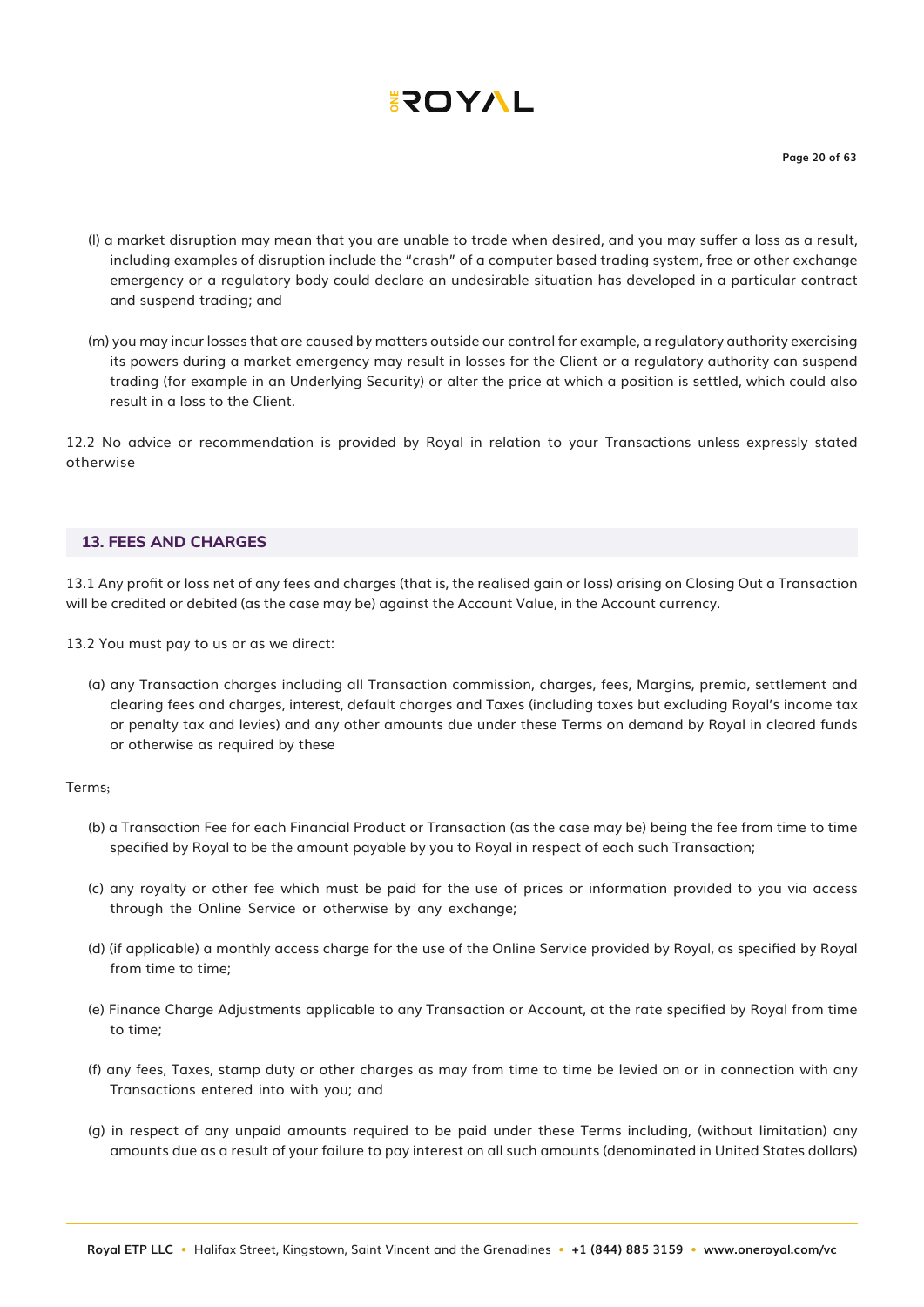(l) a market disruption may mean that you are unable to trade when desired, and you may suffer a loss as a result, including examples of disruption include the "crash" of a computer based trading system, free or other exchange emergency or a regulatory body could declare an undesirable situation has developed in a particular contract and suspend trading; and

(m) you may incur losses that are caused by matters outside our control for example, a regulatory authority exercising its powers during a market emergency may result in losses for the Client or a regulatory authority can suspend trading (for example in an Underlying Security) or alter the price at which a position is settled, which could also result in a loss to the Client.

12.2 No advice or recommendation is provided by Royal in relation to your Transactions unless expressly stated otherwise

## 13. FEES AND CHARGES

13.1 Any profit or loss net of any fees and charges (that is, the realised gain or loss) arising on Closing Out a Transaction will be credited or debited (as the case may be) against the Account Value, in the Account currency.

13.2 You must pay to us or as we direct:

(a) any Transaction charges including all Transaction commission, charges, fees, Margins, premia, settlement and clearing fees and charges, interest, default charges and Taxes (including taxes but excluding Royal's income tax or penalty tax and levies) and any other amounts due under these Terms on demand by Royal in cleared funds or otherwise as required by these

Terms;

(b) a Transaction Fee for each Financial Product or Transaction (as the case may be) being the fee from time to time specified by Royal to be the amount payable by you to Royal in respect of each such Transaction;

(c) any royalty or other fee which must be paid for the use of prices or information provided to you via access through the Online Service or otherwise by any exchange;

(d) (if applicable) a monthly access charge for the use of the Online Service provided by Royal, as specified by Royal from time to time;

(e) Finance Charge Adjustments applicable to any Transaction or Account, at the rate specified by Royal from time to time;

(f) any fees, Taxes, stamp duty or other charges as may from time to time be levied on or in connection with any Transactions entered into with you; and

(g) in respect of any unpaid amounts required to be paid under these Terms including, (without limitation) any amounts due as a result of your failure to pay interest on all such amounts (denominated in United States dollars)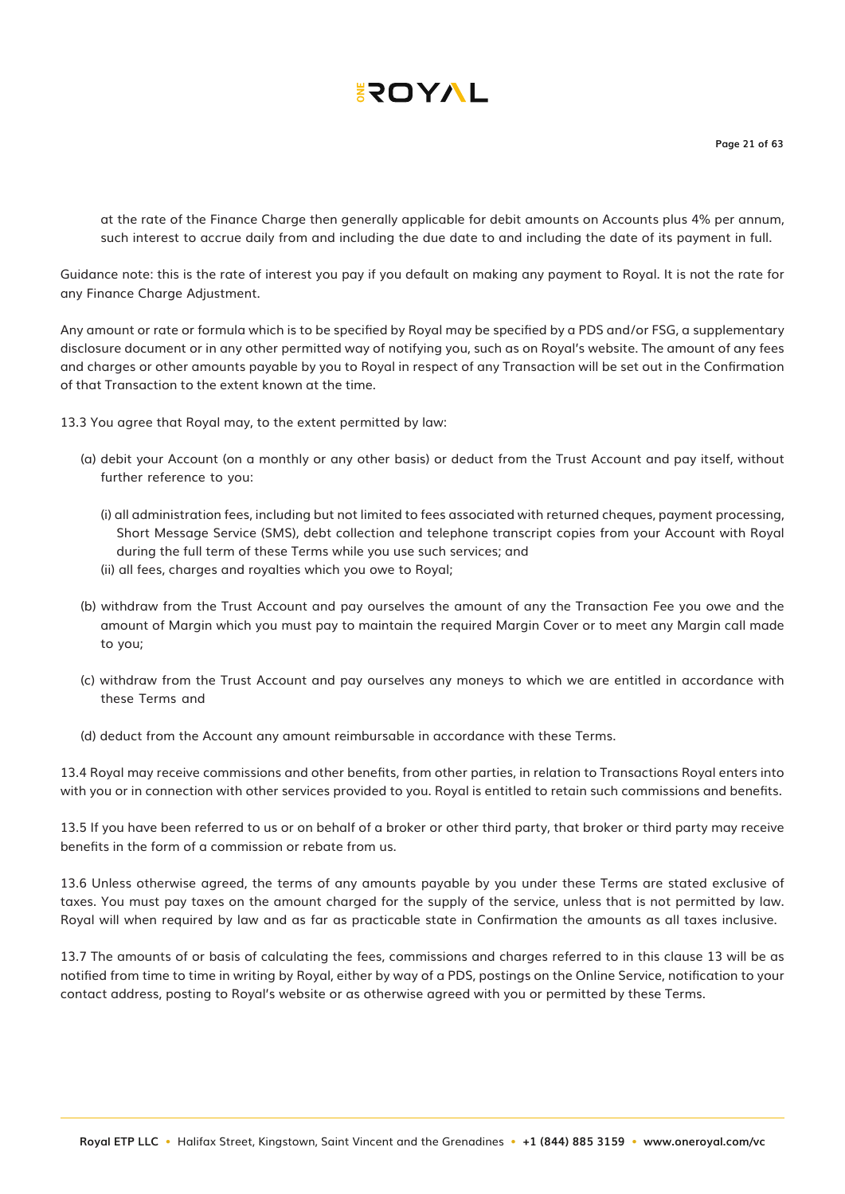at the rate of the Finance Charge then generally applicable for debit amounts on Accounts plus 4% per annum, such interest to accrue daily from and including the due date to and including the date of its payment in full.

Guidance note: this is the rate of interest you pay if you default on making any payment to Royal. It is not the rate for any Finance Charge Adjustment.

Any amount or rate or formula which is to be specified by Royal may be specified by a PDS and/or FSG, a supplementary disclosure document or in any other permitted way of notifying you, such as on Royal's website. The amount of any fees and charges or other amounts payable by you to Royal in respect of any Transaction will be set out in the Confirmation of that Transaction to the extent known at the time.

13.3 You agree that Royal may, to the extent permitted by law:

- (a) debit your Account (on a monthly or any other basis) or deduct from the Trust Account and pay itself, without further reference to you:
  - (i) all administration fees, including but not limited to fees associated with returned cheques, payment processing, Short Message Service (SMS), debt collection and telephone transcript copies from your Account with Royal during the full term of these Terms while you use such services; and
  - (ii) all fees, charges and royalties which you owe to Royal;
- (b) withdraw from the Trust Account and pay ourselves the amount of any the Transaction Fee you owe and the amount of Margin which you must pay to maintain the required Margin Cover or to meet any Margin call made to you;
- (c) withdraw from the Trust Account and pay ourselves any moneys to which we are entitled in accordance with these Terms and
- (d) deduct from the Account any amount reimbursable in accordance with these Terms.

13.4 Royal may receive commissions and other benefits, from other parties, in relation to Transactions Royal enters into with you or in connection with other services provided to you. Royal is entitled to retain such commissions and benefits.

13.5 If you have been referred to us or on behalf of a broker or other third party, that broker or third party may receive benefits in the form of a commission or rebate from us.

13.6 Unless otherwise agreed, the terms of any amounts payable by you under these Terms are stated exclusive of taxes. You must pay taxes on the amount charged for the supply of the service, unless that is not permitted by law. Royal will when required by law and as far as practicable state in Confirmation the amounts as all taxes inclusive.

13.7 The amounts of or basis of calculating the fees, commissions and charges referred to in this clause 13 will be as notified from time to time in writing by Royal, either by way of a PDS, postings on the Online Service, notification to your contact address, posting to Royal's website or as otherwise agreed with you or permitted by these Terms.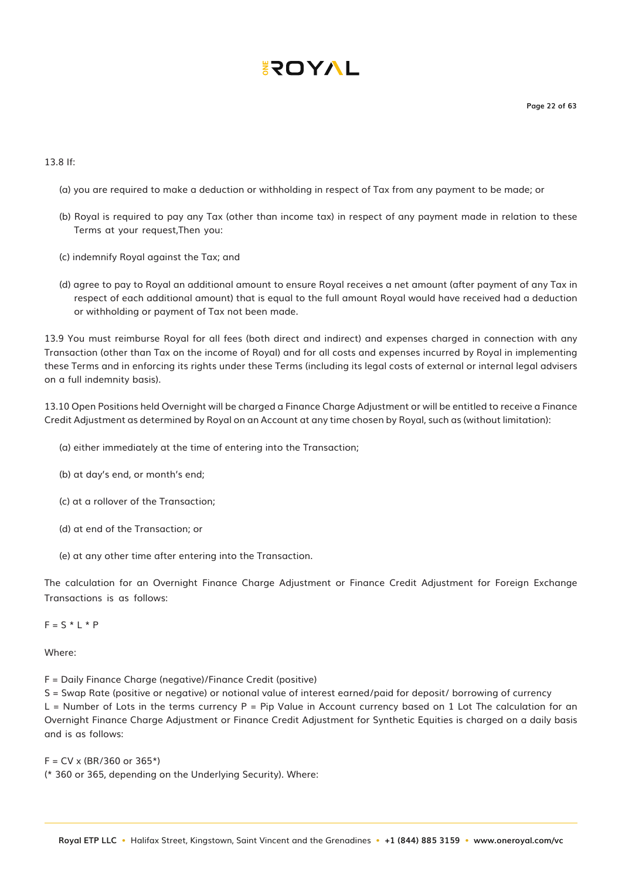13.8 If:

(a) you are required to make a deduction or withholding in respect of Tax from any payment to be made; or

(b) Royal is required to pay any Tax (other than income tax) in respect of any payment made in relation to these Terms at your request,Then you:

(c) indemnify Royal against the Tax; and

(d) agree to pay to Royal an additional amount to ensure Royal receives a net amount (after payment of any Tax in respect of each additional amount) that is equal to the full amount Royal would have received had a deduction or withholding or payment of Tax not been made.

13.9 You must reimburse Royal for all fees (both direct and indirect) and expenses charged in connection with any Transaction (other than Tax on the income of Royal) and for all costs and expenses incurred by Royal in implementing these Terms and in enforcing its rights under these Terms (including its legal costs of external or internal legal advisers on a full indemnity basis).

13.10 Open Positions held Overnight will be charged a Finance Charge Adjustment or will be entitled to receive a Finance Credit Adjustment as determined by Royal on an Account at any time chosen by Royal, such as (without limitation):

(a) either immediately at the time of entering into the Transaction;

(b) at day's end, or month's end;

(c) at a rollover of the Transaction;

(d) at end of the Transaction; or

(e) at any other time after entering into the Transaction.

The calculation for an Overnight Finance Charge Adjustment or Finance Credit Adjustment for Foreign Exchange Transactions is as follows:

$F = S * L * P$

Where:

F = Daily Finance Charge (negative)/Finance Credit (positive)

S = Swap Rate (positive or negative) or notional value of interest earned/paid for deposit/ borrowing of currency

L = Number of Lots in the terms currency P = Pip Value in Account currency based on 1 Lot The calculation for an Overnight Finance Charge Adjustment or Finance Credit Adjustment for Synthetic Equities is charged on a daily basis and is as follows:

$F = CV \times (BR/360 \text{ or } 365^*)$

(* 360 or 365, depending on the Underlying Security). Where: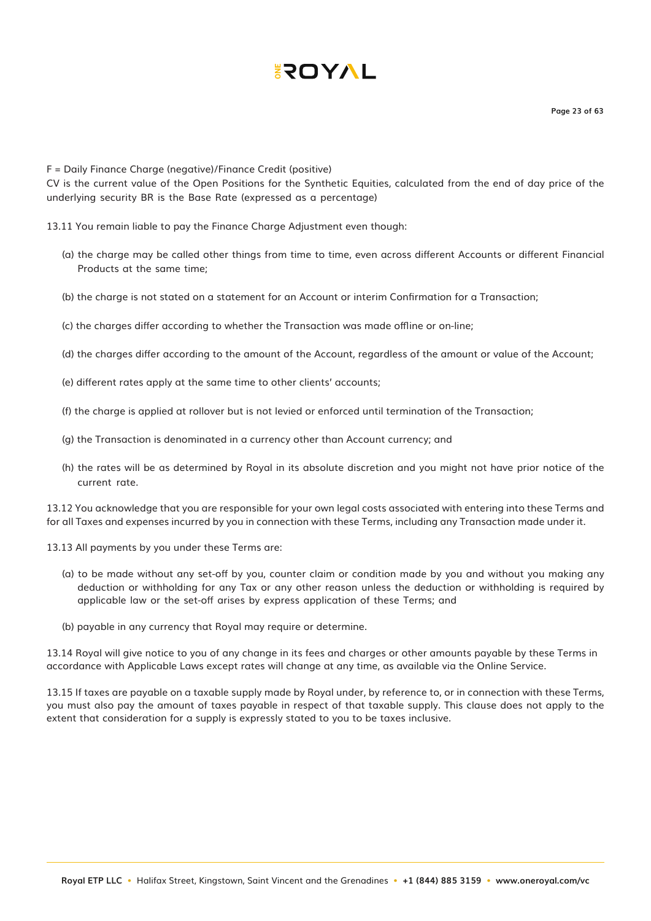F = Daily Finance Charge (negative)/Finance Credit (positive)
CV is the current value of the Open Positions for the Synthetic Equities, calculated from the end of day price of the underlying security BR is the Base Rate (expressed as a percentage)

13.11 You remain liable to pay the Finance Charge Adjustment even though:

(a) the charge may be called other things from time to time, even across different Accounts or different Financial Products at the same time;

(b) the charge is not stated on a statement for an Account or interim Confirmation for a Transaction;

(c) the charges differ according to whether the Transaction was made offline or on-line;

(d) the charges differ according to the amount of the Account, regardless of the amount or value of the Account;

(e) different rates apply at the same time to other clients' accounts;

(f) the charge is applied at rollover but is not levied or enforced until termination of the Transaction;

(g) the Transaction is denominated in a currency other than Account currency; and

(h) the rates will be as determined by Royal in its absolute discretion and you might not have prior notice of the current rate.

13.12 You acknowledge that you are responsible for your own legal costs associated with entering into these Terms and for all Taxes and expenses incurred by you in connection with these Terms, including any Transaction made under it.

13.13 All payments by you under these Terms are:

(a) to be made without any set-off by you, counter claim or condition made by you and without you making any deduction or withholding for any Tax or any other reason unless the deduction or withholding is required by applicable law or the set-off arises by express application of these Terms; and

(b) payable in any currency that Royal may require or determine.

13.14 Royal will give notice to you of any change in its fees and charges or other amounts payable by these Terms in accordance with Applicable Laws except rates will change at any time, as available via the Online Service.

13.15 If taxes are payable on a taxable supply made by Royal under, by reference to, or in connection with these Terms, you must also pay the amount of taxes payable in respect of that taxable supply. This clause does not apply to the extent that consideration for a supply is expressly stated to you to be taxes inclusive.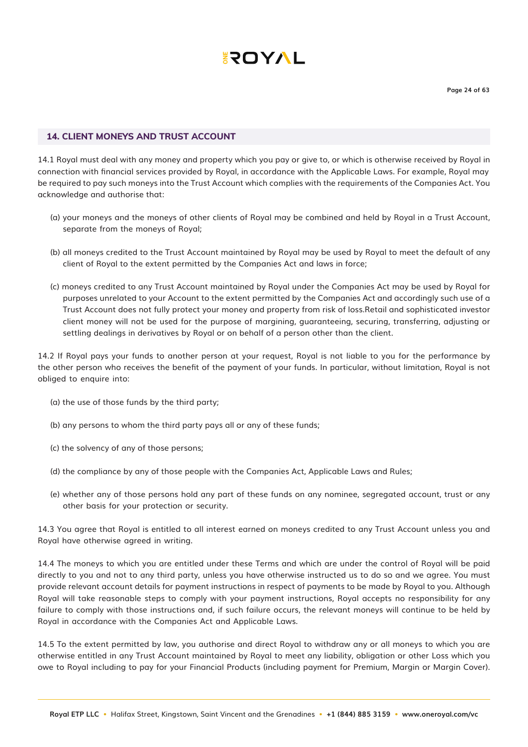## 14. CLIENT MONEYS AND TRUST ACCOUNT

14.1 Royal must deal with any money and property which you pay or give to, or which is otherwise received by Royal in connection with financial services provided by Royal, in accordance with the Applicable Laws. For example, Royal may be required to pay such moneys into the Trust Account which complies with the requirements of the Companies Act. You acknowledge and authorise that:

(a) your moneys and the moneys of other clients of Royal may be combined and held by Royal in a Trust Account, separate from the moneys of Royal;

(b) all moneys credited to the Trust Account maintained by Royal may be used by Royal to meet the default of any client of Royal to the extent permitted by the Companies Act and laws in force;

(c) moneys credited to any Trust Account maintained by Royal under the Companies Act may be used by Royal for purposes unrelated to your Account to the extent permitted by the Companies Act and accordingly such use of a Trust Account does not fully protect your money and property from risk of loss.Retail and sophisticated investor client money will not be used for the purpose of margining, guaranteeing, securing, transferring, adjusting or settling dealings in derivatives by Royal or on behalf of a person other than the client.

14.2 If Royal pays your funds to another person at your request, Royal is not liable to you for the performance by the other person who receives the benefit of the payment of your funds. In particular, without limitation, Royal is not obliged to enquire into:

(a) the use of those funds by the third party;

(b) any persons to whom the third party pays all or any of these funds;

(c) the solvency of any of those persons;

(d) the compliance by any of those people with the Companies Act, Applicable Laws and Rules;

(e) whether any of those persons hold any part of these funds on any nominee, segregated account, trust or any other basis for your protection or security.

14.3 You agree that Royal is entitled to all interest earned on moneys credited to any Trust Account unless you and Royal have otherwise agreed in writing.

14.4 The moneys to which you are entitled under these Terms and which are under the control of Royal will be paid directly to you and not to any third party, unless you have otherwise instructed us to do so and we agree. You must provide relevant account details for payment instructions in respect of payments to be made by Royal to you. Although Royal will take reasonable steps to comply with your payment instructions, Royal accepts no responsibility for any failure to comply with those instructions and, if such failure occurs, the relevant moneys will continue to be held by Royal in accordance with the Companies Act and Applicable Laws.

14.5 To the extent permitted by law, you authorise and direct Royal to withdraw any or all moneys to which you are otherwise entitled in any Trust Account maintained by Royal to meet any liability, obligation or other Loss which you owe to Royal including to pay for your Financial Products (including payment for Premium, Margin or Margin Cover).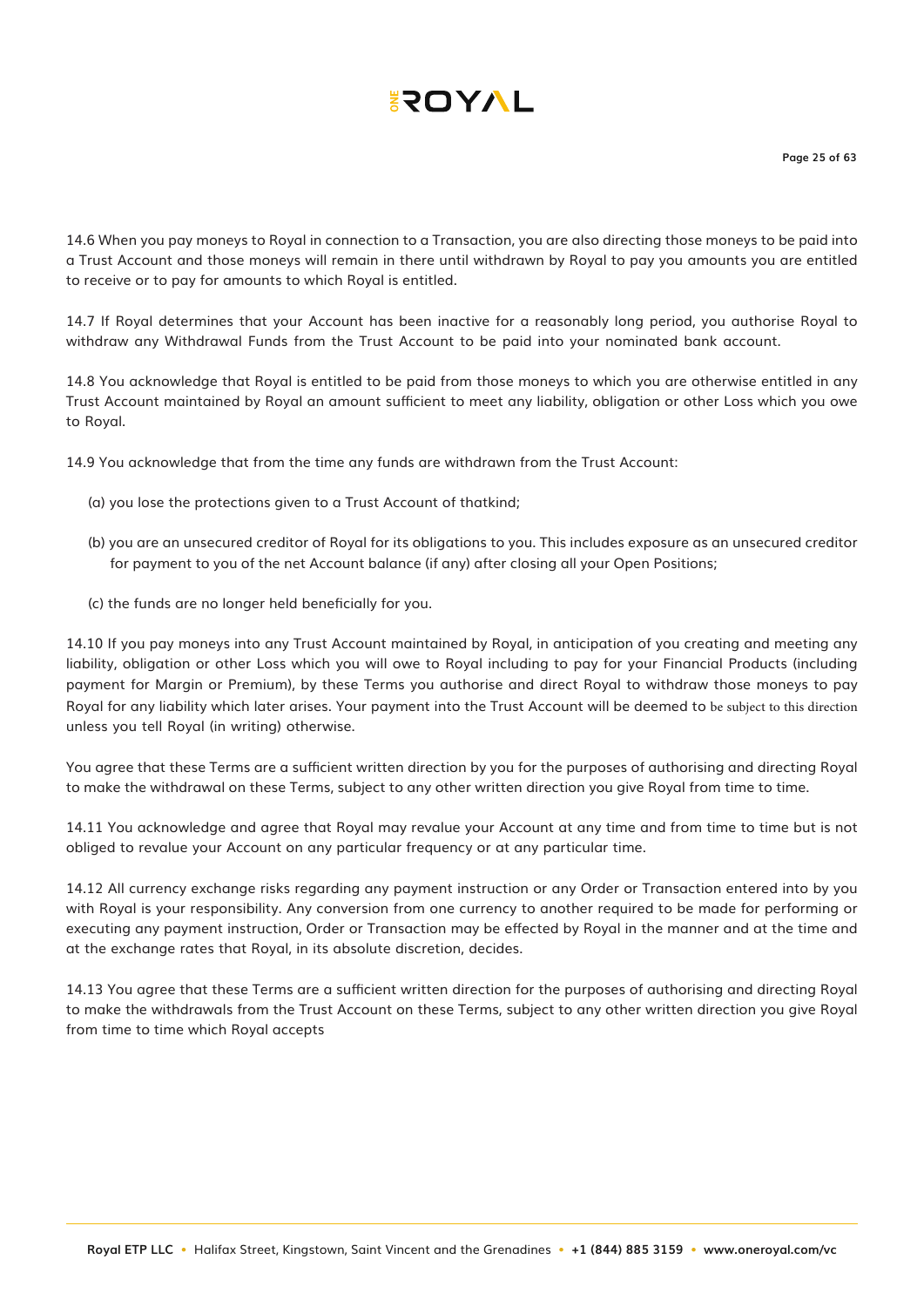14.6 When you pay moneys to Royal in connection to a Transaction, you are also directing those moneys to be paid into a Trust Account and those moneys will remain in there until withdrawn by Royal to pay you amounts you are entitled to receive or to pay for amounts to which Royal is entitled.

14.7 If Royal determines that your Account has been inactive for a reasonably long period, you authorise Royal to withdraw any Withdrawal Funds from the Trust Account to be paid into your nominated bank account.

14.8 You acknowledge that Royal is entitled to be paid from those moneys to which you are otherwise entitled in any Trust Account maintained by Royal an amount sufficient to meet any liability, obligation or other Loss which you owe to Royal.

14.9 You acknowledge that from the time any funds are withdrawn from the Trust Account:

(a) you lose the protections given to a Trust Account of thatkind;

(b) you are an unsecured creditor of Royal for its obligations to you. This includes exposure as an unsecured creditor for payment to you of the net Account balance (if any) after closing all your Open Positions;

(c) the funds are no longer held beneficially for you.

14.10 If you pay moneys into any Trust Account maintained by Royal, in anticipation of you creating and meeting any liability, obligation or other Loss which you will owe to Royal including to pay for your Financial Products (including payment for Margin or Premium), by these Terms you authorise and direct Royal to withdraw those moneys to pay Royal for any liability which later arises. Your payment into the Trust Account will be deemed to be subject to this direction unless you tell Royal (in writing) otherwise.

You agree that these Terms are a sufficient written direction by you for the purposes of authorising and directing Royal to make the withdrawal on these Terms, subject to any other written direction you give Royal from time to time.

14.11 You acknowledge and agree that Royal may revalue your Account at any time and from time to time but is not obliged to revalue your Account on any particular frequency or at any particular time.

14.12 All currency exchange risks regarding any payment instruction or any Order or Transaction entered into by you with Royal is your responsibility. Any conversion from one currency to another required to be made for performing or executing any payment instruction, Order or Transaction may be effected by Royal in the manner and at the time and at the exchange rates that Royal, in its absolute discretion, decides.

14.13 You agree that these Terms are a sufficient written direction for the purposes of authorising and directing Royal to make the withdrawals from the Trust Account on these Terms, subject to any other written direction you give Royal from time to time which Royal accepts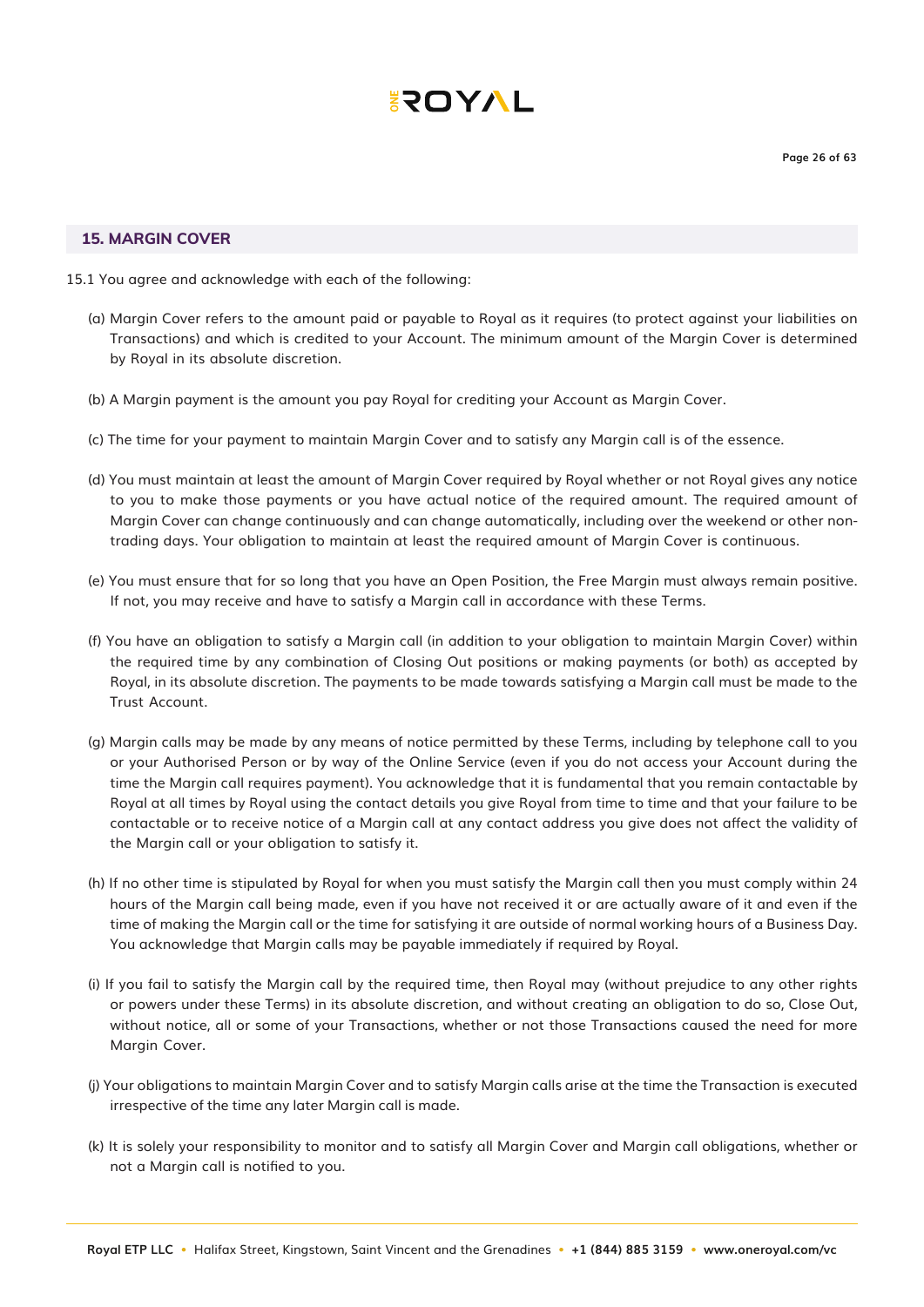## 15. MARGIN COVER

15.1 You agree and acknowledge with each of the following:

(a) Margin Cover refers to the amount paid or payable to Royal as it requires (to protect against your liabilities on Transactions) and which is credited to your Account. The minimum amount of the Margin Cover is determined by Royal in its absolute discretion.

(b) A Margin payment is the amount you pay Royal for crediting your Account as Margin Cover.

(c) The time for your payment to maintain Margin Cover and to satisfy any Margin call is of the essence.

(d) You must maintain at least the amount of Margin Cover required by Royal whether or not Royal gives any notice to you to make those payments or you have actual notice of the required amount. The required amount of Margin Cover can change continuously and can change automatically, including over the weekend or other non-trading days. Your obligation to maintain at least the required amount of Margin Cover is continuous.

(e) You must ensure that for so long that you have an Open Position, the Free Margin must always remain positive. If not, you may receive and have to satisfy a Margin call in accordance with these Terms.

(f) You have an obligation to satisfy a Margin call (in addition to your obligation to maintain Margin Cover) within the required time by any combination of Closing Out positions or making payments (or both) as accepted by Royal, in its absolute discretion. The payments to be made towards satisfying a Margin call must be made to the Trust Account.

(g) Margin calls may be made by any means of notice permitted by these Terms, including by telephone call to you or your Authorised Person or by way of the Online Service (even if you do not access your Account during the time the Margin call requires payment). You acknowledge that it is fundamental that you remain contactable by Royal at all times by Royal using the contact details you give Royal from time to time and that your failure to be contactable or to receive notice of a Margin call at any contact address you give does not affect the validity of the Margin call or your obligation to satisfy it.

(h) If no other time is stipulated by Royal for when you must satisfy the Margin call then you must comply within 24 hours of the Margin call being made, even if you have not received it or are actually aware of it and even if the time of making the Margin call or the time for satisfying it are outside of normal working hours of a Business Day. You acknowledge that Margin calls may be payable immediately if required by Royal.

(i) If you fail to satisfy the Margin call by the required time, then Royal may (without prejudice to any other rights or powers under these Terms) in its absolute discretion, and without creating an obligation to do so, Close Out, without notice, all or some of your Transactions, whether or not those Transactions caused the need for more Margin Cover.

(j) Your obligations to maintain Margin Cover and to satisfy Margin calls arise at the time the Transaction is executed irrespective of the time any later Margin call is made.

(k) It is solely your responsibility to monitor and to satisfy all Margin Cover and Margin call obligations, whether or not a Margin call is notified to you.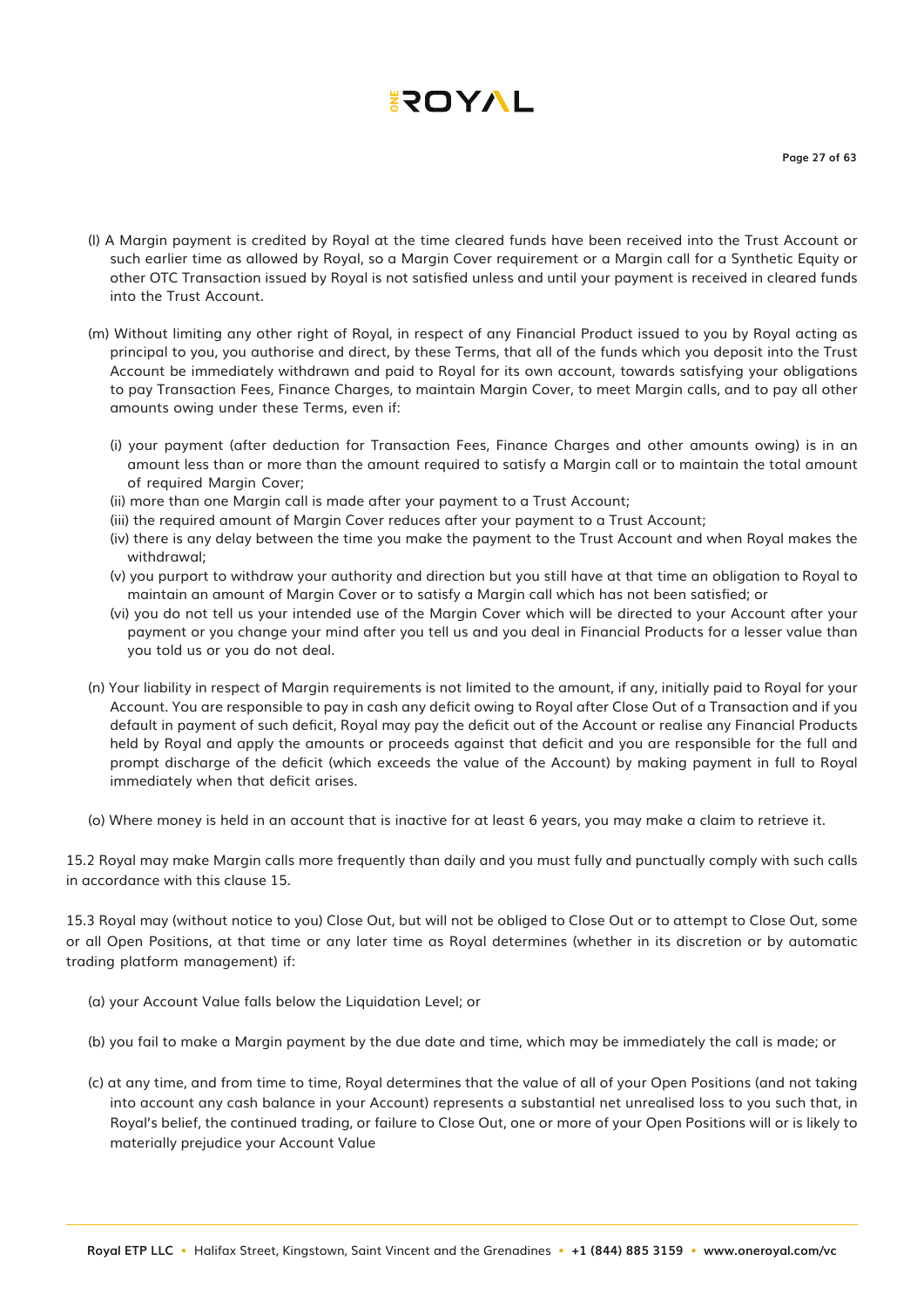(l) A Margin payment is credited by Royal at the time cleared funds have been received into the Trust Account or such earlier time as allowed by Royal, so a Margin Cover requirement or a Margin call for a Synthetic Equity or other OTC Transaction issued by Royal is not satisfied unless and until your payment is received in cleared funds into the Trust Account.

(m) Without limiting any other right of Royal, in respect of any Financial Product issued to you by Royal acting as principal to you, you authorise and direct, by these Terms, that all of the funds which you deposit into the Trust Account be immediately withdrawn and paid to Royal for its own account, towards satisfying your obligations to pay Transaction Fees, Finance Charges, to maintain Margin Cover, to meet Margin calls, and to pay all other amounts owing under these Terms, even if:

- (i) your payment (after deduction for Transaction Fees, Finance Charges and other amounts owing) is in an amount less than or more than the amount required to satisfy a Margin call or to maintain the total amount of required Margin Cover;
- (ii) more than one Margin call is made after your payment to a Trust Account;
- (iii) the required amount of Margin Cover reduces after your payment to a Trust Account;
- (iv) there is any delay between the time you make the payment to the Trust Account and when Royal makes the withdrawal;
- (v) you purport to withdraw your authority and direction but you still have at that time an obligation to Royal to maintain an amount of Margin Cover or to satisfy a Margin call which has not been satisfied; or
- (vi) you do not tell us your intended use of the Margin Cover which will be directed to your Account after your payment or you change your mind after you tell us and you deal in Financial Products for a lesser value than you told us or you do not deal.

(n) Your liability in respect of Margin requirements is not limited to the amount, if any, initially paid to Royal for your Account. You are responsible to pay in cash any deficit owing to Royal after Close Out of a Transaction and if you default in payment of such deficit, Royal may pay the deficit out of the Account or realise any Financial Products held by Royal and apply the amounts or proceeds against that deficit and you are responsible for the full and prompt discharge of the deficit (which exceeds the value of the Account) by making payment in full to Royal immediately when that deficit arises.

(o) Where money is held in an account that is inactive for at least 6 years, you may make a claim to retrieve it.

15.2 Royal may make Margin calls more frequently than daily and you must fully and punctually comply with such calls in accordance with this clause 15.

15.3 Royal may (without notice to you) Close Out, but will not be obliged to Close Out or to attempt to Close Out, some or all Open Positions, at that time or any later time as Royal determines (whether in its discretion or by automatic trading platform management) if:

(a) your Account Value falls below the Liquidation Level; or

(b) you fail to make a Margin payment by the due date and time, which may be immediately the call is made; or

(c) at any time, and from time to time, Royal determines that the value of all of your Open Positions (and not taking into account any cash balance in your Account) represents a substantial net unrealised loss to you such that, in Royal's belief, the continued trading, or failure to Close Out, one or more of your Open Positions will or is likely to materially prejudice your Account Value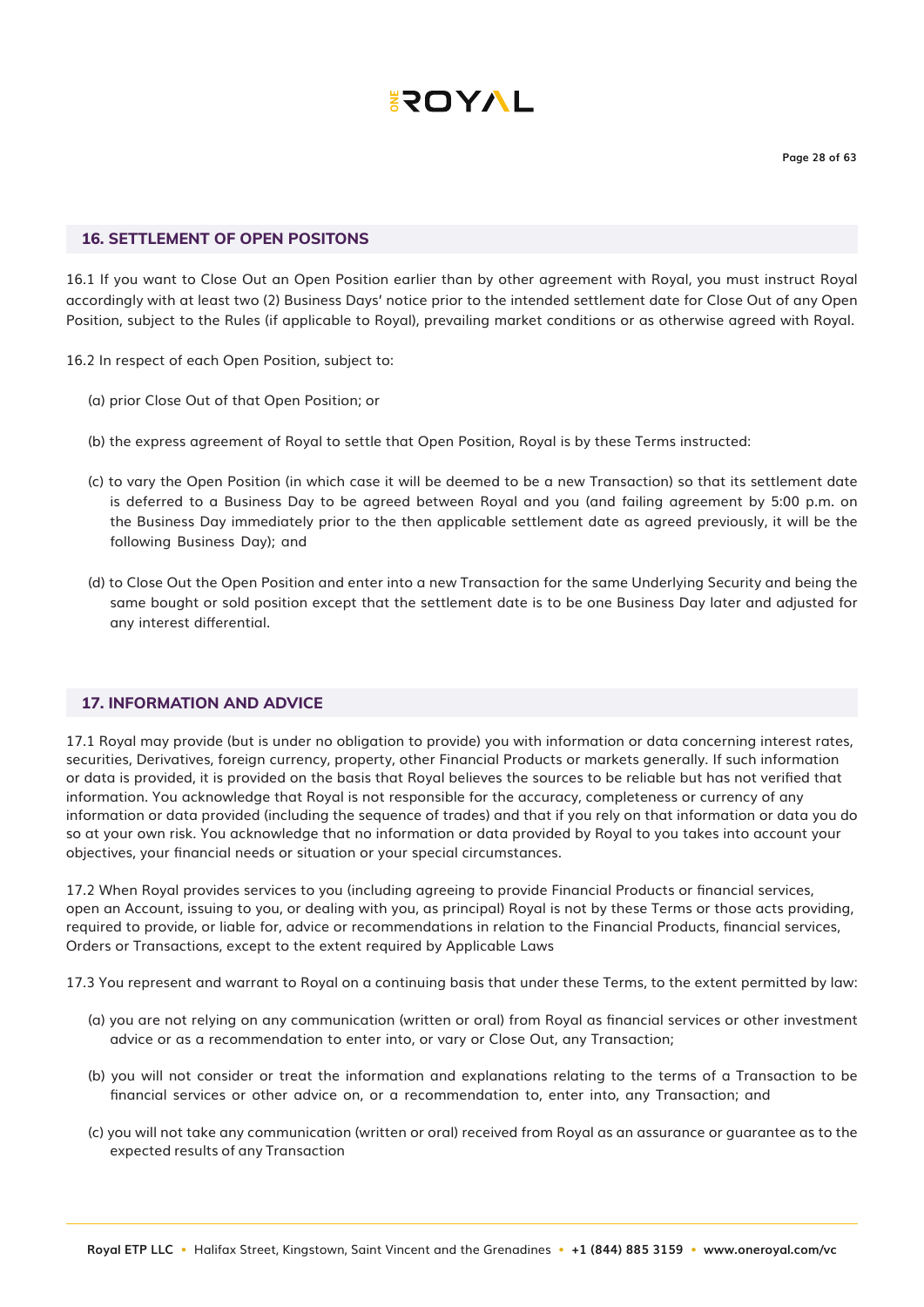## 16. SETTLEMENT OF OPEN POSITONS

16.1 If you want to Close Out an Open Position earlier than by other agreement with Royal, you must instruct Royal accordingly with at least two (2) Business Days' notice prior to the intended settlement date for Close Out of any Open Position, subject to the Rules (if applicable to Royal), prevailing market conditions or as otherwise agreed with Royal.

16.2 In respect of each Open Position, subject to:

(a) prior Close Out of that Open Position; or

(b) the express agreement of Royal to settle that Open Position, Royal is by these Terms instructed:

(c) to vary the Open Position (in which case it will be deemed to be a new Transaction) so that its settlement date is deferred to a Business Day to be agreed between Royal and you (and failing agreement by 5:00 p.m. on the Business Day immediately prior to the then applicable settlement date as agreed previously, it will be the following Business Day); and

(d) to Close Out the Open Position and enter into a new Transaction for the same Underlying Security and being the same bought or sold position except that the settlement date is to be one Business Day later and adjusted for any interest differential.

## 17. INFORMATION AND ADVICE

17.1 Royal may provide (but is under no obligation to provide) you with information or data concerning interest rates, securities, Derivatives, foreign currency, property, other Financial Products or markets generally. If such information or data is provided, it is provided on the basis that Royal believes the sources to be reliable but has not verified that information. You acknowledge that Royal is not responsible for the accuracy, completeness or currency of any information or data provided (including the sequence of trades) and that if you rely on that information or data you do so at your own risk. You acknowledge that no information or data provided by Royal to you takes into account your objectives, your financial needs or situation or your special circumstances.

17.2 When Royal provides services to you (including agreeing to provide Financial Products or financial services, open an Account, issuing to you, or dealing with you, as principal) Royal is not by these Terms or those acts providing, required to provide, or liable for, advice or recommendations in relation to the Financial Products, financial services, Orders or Transactions, except to the extent required by Applicable Laws

17.3 You represent and warrant to Royal on a continuing basis that under these Terms, to the extent permitted by law:

(a) you are not relying on any communication (written or oral) from Royal as financial services or other investment advice or as a recommendation to enter into, or vary or Close Out, any Transaction;

(b) you will not consider or treat the information and explanations relating to the terms of a Transaction to be financial services or other advice on, or a recommendation to, enter into, any Transaction; and

(c) you will not take any communication (written or oral) received from Royal as an assurance or guarantee as to the expected results of any Transaction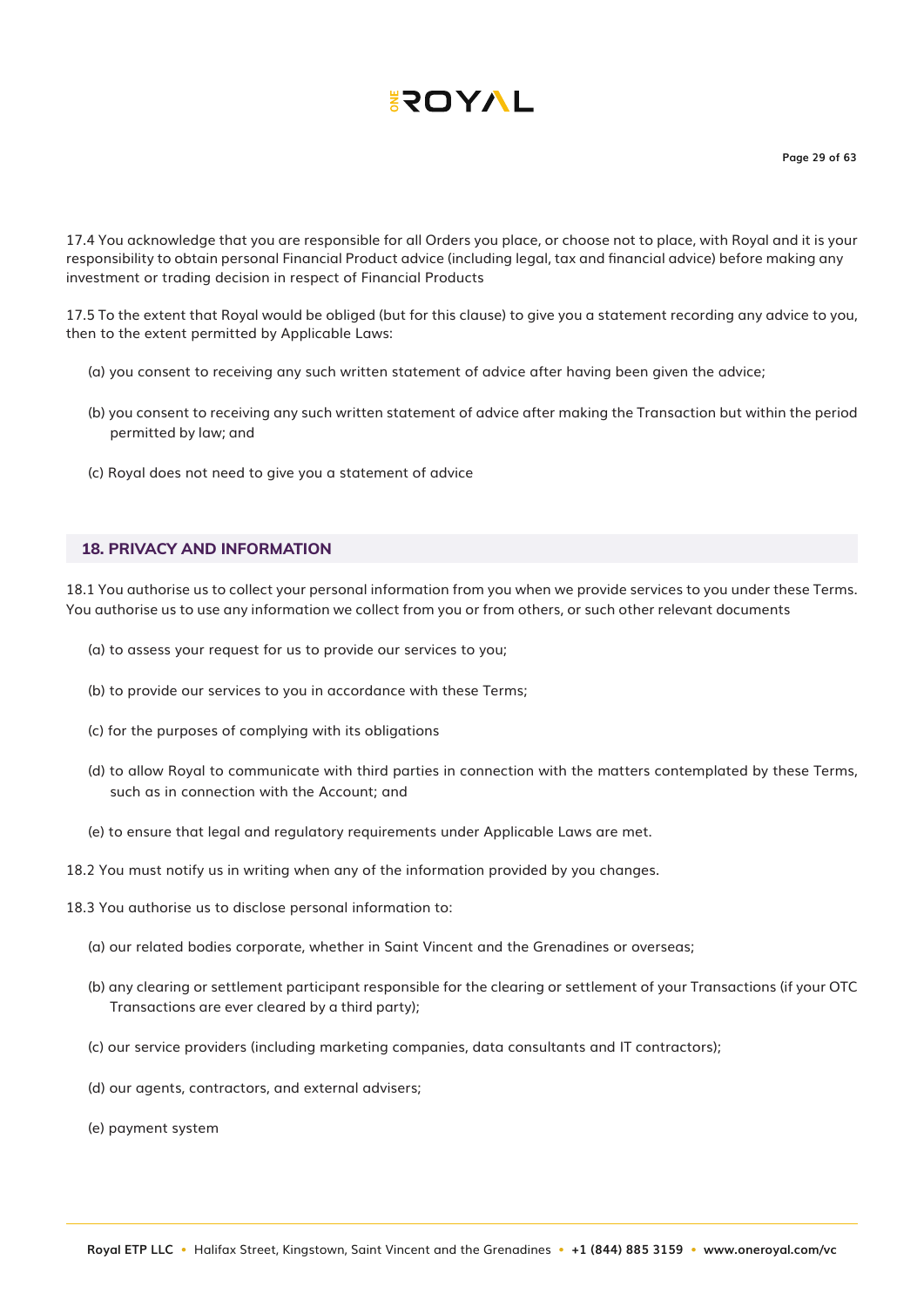17.4 You acknowledge that you are responsible for all Orders you place, or choose not to place, with Royal and it is your responsibility to obtain personal Financial Product advice (including legal, tax and financial advice) before making any investment or trading decision in respect of Financial Products

17.5 To the extent that Royal would be obliged (but for this clause) to give you a statement recording any advice to you, then to the extent permitted by Applicable Laws:

(a) you consent to receiving any such written statement of advice after having been given the advice;

(b) you consent to receiving any such written statement of advice after making the Transaction but within the period permitted by law; and

(c) Royal does not need to give you a statement of advice

## 18. PRIVACY AND INFORMATION

18.1 You authorise us to collect your personal information from you when we provide services to you under these Terms. You authorise us to use any information we collect from you or from others, or such other relevant documents

(a) to assess your request for us to provide our services to you;

(b) to provide our services to you in accordance with these Terms;

(c) for the purposes of complying with its obligations

(d) to allow Royal to communicate with third parties in connection with the matters contemplated by these Terms, such as in connection with the Account; and

(e) to ensure that legal and regulatory requirements under Applicable Laws are met.

18.2 You must notify us in writing when any of the information provided by you changes.

18.3 You authorise us to disclose personal information to:

(a) our related bodies corporate, whether in Saint Vincent and the Grenadines or overseas;

(b) any clearing or settlement participant responsible for the clearing or settlement of your Transactions (if your OTC Transactions are ever cleared by a third party);

(c) our service providers (including marketing companies, data consultants and IT contractors);

(d) our agents, contractors, and external advisers;

(e) payment system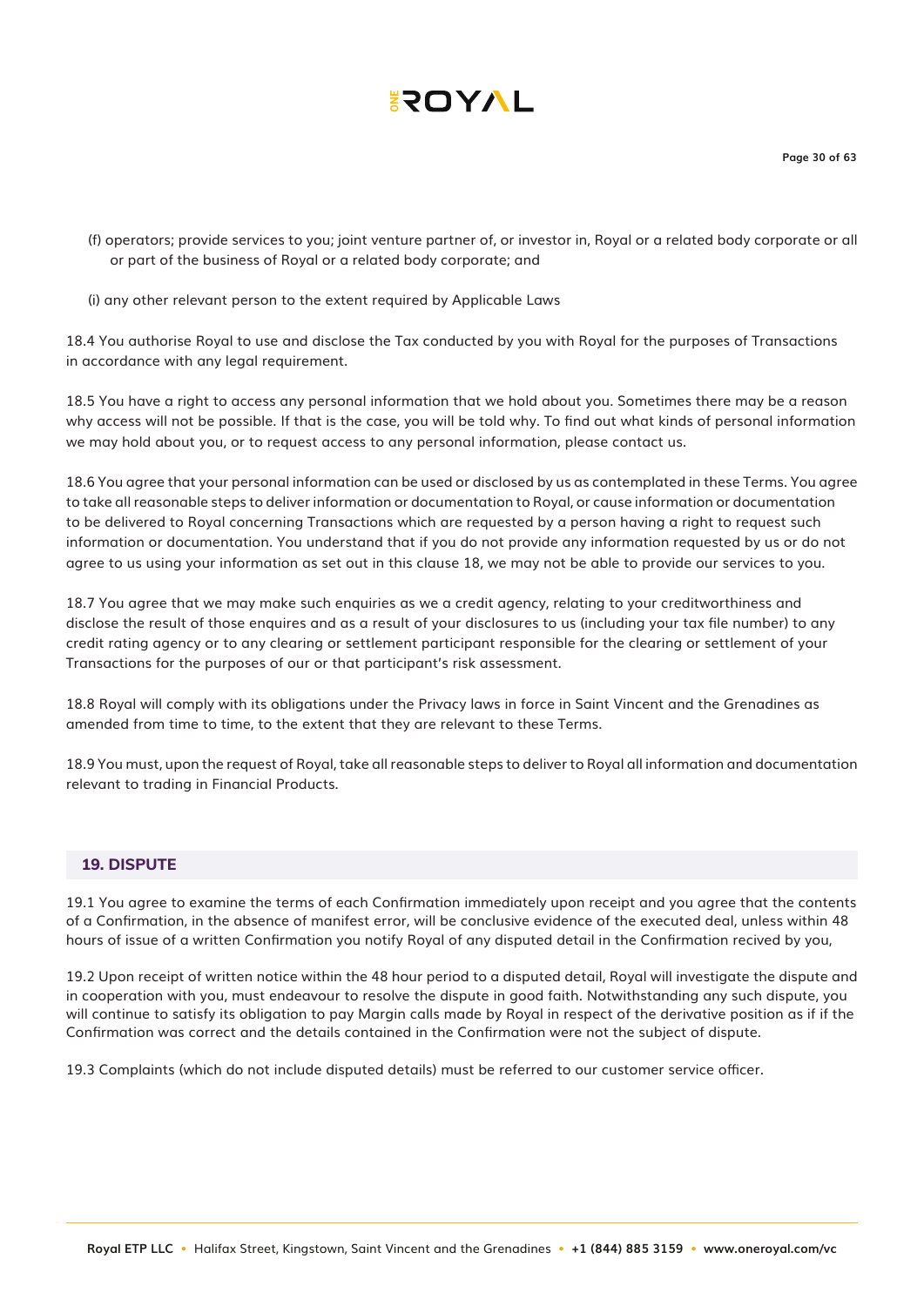(f) operators; provide services to you; joint venture partner of, or investor in, Royal or a related body corporate or all or part of the business of Royal or a related body corporate; and

(i) any other relevant person to the extent required by Applicable Laws

18.4 You authorise Royal to use and disclose the Tax conducted by you with Royal for the purposes of Transactions in accordance with any legal requirement.

18.5 You have a right to access any personal information that we hold about you. Sometimes there may be a reason why access will not be possible. If that is the case, you will be told why. To find out what kinds of personal information we may hold about you, or to request access to any personal information, please contact us.

18.6 You agree that your personal information can be used or disclosed by us as contemplated in these Terms. You agree to take all reasonable steps to deliver information or documentation to Royal, or cause information or documentation to be delivered to Royal concerning Transactions which are requested by a person having a right to request such information or documentation. You understand that if you do not provide any information requested by us or do not agree to us using your information as set out in this clause 18, we may not be able to provide our services to you.

18.7 You agree that we may make such enquiries as we a credit agency, relating to your creditworthiness and disclose the result of those enquires and as a result of your disclosures to us (including your tax file number) to any credit rating agency or to any clearing or settlement participant responsible for the clearing or settlement of your Transactions for the purposes of our or that participant's risk assessment.

18.8 Royal will comply with its obligations under the Privacy laws in force in Saint Vincent and the Grenadines as amended from time to time, to the extent that they are relevant to these Terms.

18.9 You must, upon the request of Royal, take all reasonable steps to deliver to Royal all information and documentation relevant to trading in Financial Products.

## 19. DISPUTE

19.1 You agree to examine the terms of each Confirmation immediately upon receipt and you agree that the contents of a Confirmation, in the absence of manifest error, will be conclusive evidence of the executed deal, unless within 48 hours of issue of a written Confirmation you notify Royal of any disputed detail in the Confirmation recived by you,

19.2 Upon receipt of written notice within the 48 hour period to a disputed detail, Royal will investigate the dispute and in cooperation with you, must endeavour to resolve the dispute in good faith. Notwithstanding any such dispute, you will continue to satisfy its obligation to pay Margin calls made by Royal in respect of the derivative position as if if the Confirmation was correct and the details contained in the Confirmation were not the subject of dispute.

19.3 Complaints (which do not include disputed details) must be referred to our customer service officer.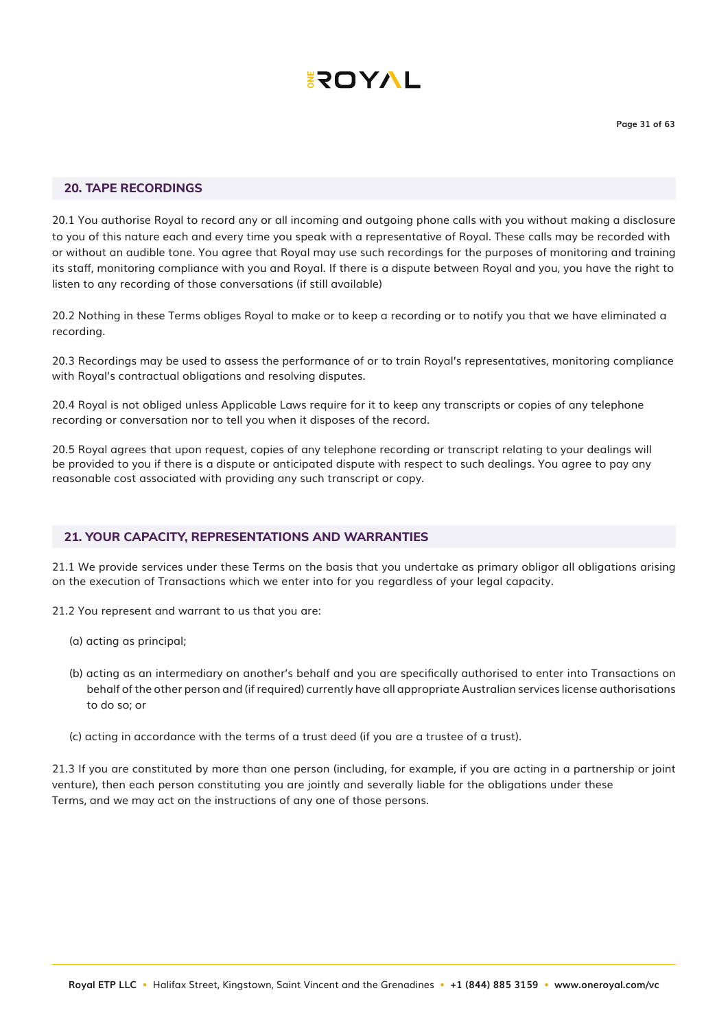## 20. TAPE RECORDINGS

20.1 You authorise Royal to record any or all incoming and outgoing phone calls with you without making a disclosure to you of this nature each and every time you speak with a representative of Royal. These calls may be recorded with or without an audible tone. You agree that Royal may use such recordings for the purposes of monitoring and training its staff, monitoring compliance with you and Royal. If there is a dispute between Royal and you, you have the right to listen to any recording of those conversations (if still available)

20.2 Nothing in these Terms obliges Royal to make or to keep a recording or to notify you that we have eliminated a recording.

20.3 Recordings may be used to assess the performance of or to train Royal's representatives, monitoring compliance with Royal's contractual obligations and resolving disputes.

20.4 Royal is not obliged unless Applicable Laws require for it to keep any transcripts or copies of any telephone recording or conversation nor to tell you when it disposes of the record.

20.5 Royal agrees that upon request, copies of any telephone recording or transcript relating to your dealings will be provided to you if there is a dispute or anticipated dispute with respect to such dealings. You agree to pay any reasonable cost associated with providing any such transcript or copy.

## 21. YOUR CAPACITY, REPRESENTATIONS AND WARRANTIES

21.1 We provide services under these Terms on the basis that you undertake as primary obligor all obligations arising on the execution of Transactions which we enter into for you regardless of your legal capacity.

21.2 You represent and warrant to us that you are:

(a) acting as principal;

(b) acting as an intermediary on another's behalf and you are specifically authorised to enter into Transactions on behalf of the other person and (if required) currently have all appropriate Australian services license authorisations to do so; or

(c) acting in accordance with the terms of a trust deed (if you are a trustee of a trust).

21.3 If you are constituted by more than one person (including, for example, if you are acting in a partnership or joint venture), then each person constituting you are jointly and severally liable for the obligations under these Terms, and we may act on the instructions of any one of those persons.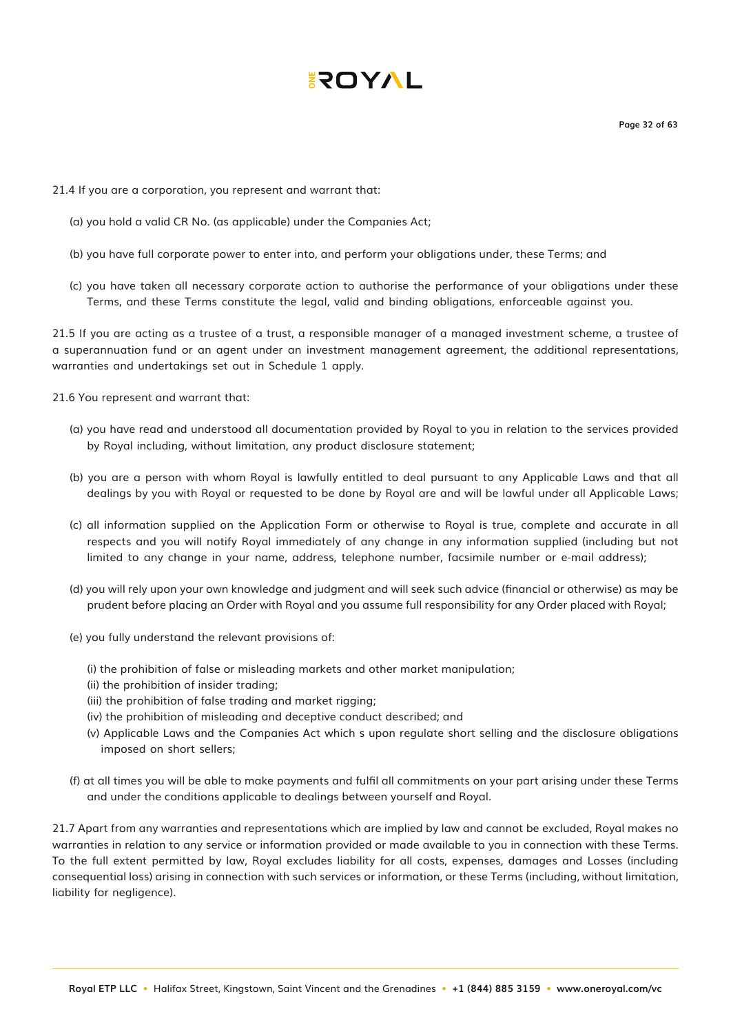21.4 If you are a corporation, you represent and warrant that:

(a) you hold a valid CR No. (as applicable) under the Companies Act;

(b) you have full corporate power to enter into, and perform your obligations under, these Terms; and

(c) you have taken all necessary corporate action to authorise the performance of your obligations under these Terms, and these Terms constitute the legal, valid and binding obligations, enforceable against you.

21.5 If you are acting as a trustee of a trust, a responsible manager of a managed investment scheme, a trustee of a superannuation fund or an agent under an investment management agreement, the additional representations, warranties and undertakings set out in Schedule 1 apply.

21.6 You represent and warrant that:

(a) you have read and understood all documentation provided by Royal to you in relation to the services provided by Royal including, without limitation, any product disclosure statement;

(b) you are a person with whom Royal is lawfully entitled to deal pursuant to any Applicable Laws and that all dealings by you with Royal or requested to be done by Royal are and will be lawful under all Applicable Laws;

(c) all information supplied on the Application Form or otherwise to Royal is true, complete and accurate in all respects and you will notify Royal immediately of any change in any information supplied (including but not limited to any change in your name, address, telephone number, facsimile number or e-mail address);

(d) you will rely upon your own knowledge and judgment and will seek such advice (financial or otherwise) as may be prudent before placing an Order with Royal and you assume full responsibility for any Order placed with Royal;

(e) you fully understand the relevant provisions of:

(i) the prohibition of false or misleading markets and other market manipulation;
(ii) the prohibition of insider trading;
(iii) the prohibition of false trading and market rigging;
(iv) the prohibition of misleading and deceptive conduct described; and
(v) Applicable Laws and the Companies Act which s upon regulate short selling and the disclosure obligations imposed on short sellers;

(f) at all times you will be able to make payments and fulfil all commitments on your part arising under these Terms and under the conditions applicable to dealings between yourself and Royal.

21.7 Apart from any warranties and representations which are implied by law and cannot be excluded, Royal makes no warranties in relation to any service or information provided or made available to you in connection with these Terms. To the full extent permitted by law, Royal excludes liability for all costs, expenses, damages and Losses (including consequential loss) arising in connection with such services or information, or these Terms (including, without limitation, liability for negligence).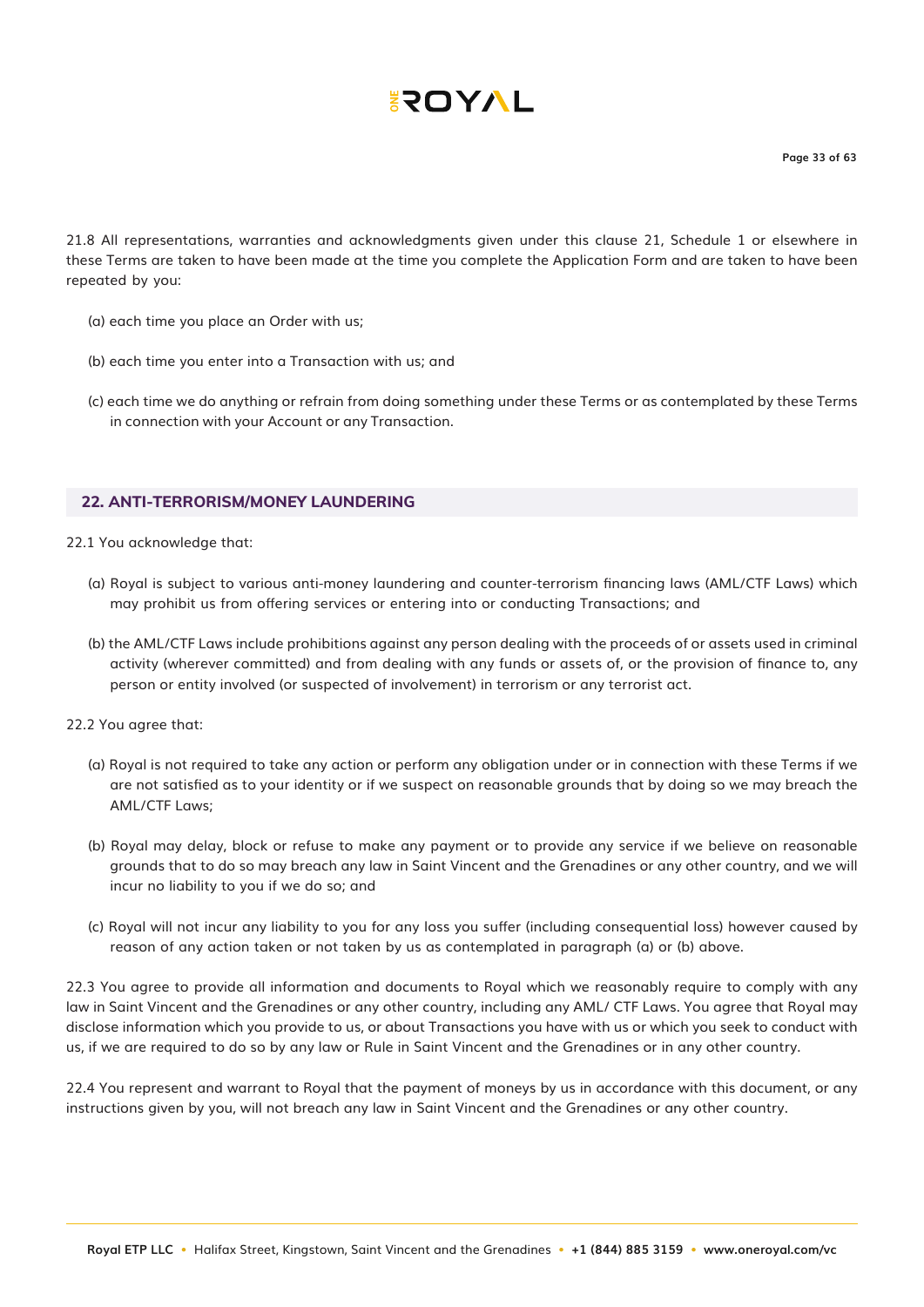21.8 All representations, warranties and acknowledgments given under this clause 21, Schedule 1 or elsewhere in these Terms are taken to have been made at the time you complete the Application Form and are taken to have been repeated by you:

(a) each time you place an Order with us;

(b) each time you enter into a Transaction with us; and

(c) each time we do anything or refrain from doing something under these Terms or as contemplated by these Terms in connection with your Account or any Transaction.

## 22. ANTI-TERRORISM/MONEY LAUNDERING

22.1 You acknowledge that:

(a) Royal is subject to various anti-money laundering and counter-terrorism financing laws (AML/CTF Laws) which may prohibit us from offering services or entering into or conducting Transactions; and

(b) the AML/CTF Laws include prohibitions against any person dealing with the proceeds of or assets used in criminal activity (wherever committed) and from dealing with any funds or assets of, or the provision of finance to, any person or entity involved (or suspected of involvement) in terrorism or any terrorist act.

22.2 You agree that:

(a) Royal is not required to take any action or perform any obligation under or in connection with these Terms if we are not satisfied as to your identity or if we suspect on reasonable grounds that by doing so we may breach the AML/CTF Laws;

(b) Royal may delay, block or refuse to make any payment or to provide any service if we believe on reasonable grounds that to do so may breach any law in Saint Vincent and the Grenadines or any other country, and we will incur no liability to you if we do so; and

(c) Royal will not incur any liability to you for any loss you suffer (including consequential loss) however caused by reason of any action taken or not taken by us as contemplated in paragraph (a) or (b) above.

22.3 You agree to provide all information and documents to Royal which we reasonably require to comply with any law in Saint Vincent and the Grenadines or any other country, including any AML/ CTF Laws. You agree that Royal may disclose information which you provide to us, or about Transactions you have with us or which you seek to conduct with us, if we are required to do so by any law or Rule in Saint Vincent and the Grenadines or in any other country.

22.4 You represent and warrant to Royal that the payment of moneys by us in accordance with this document, or any instructions given by you, will not breach any law in Saint Vincent and the Grenadines or any other country.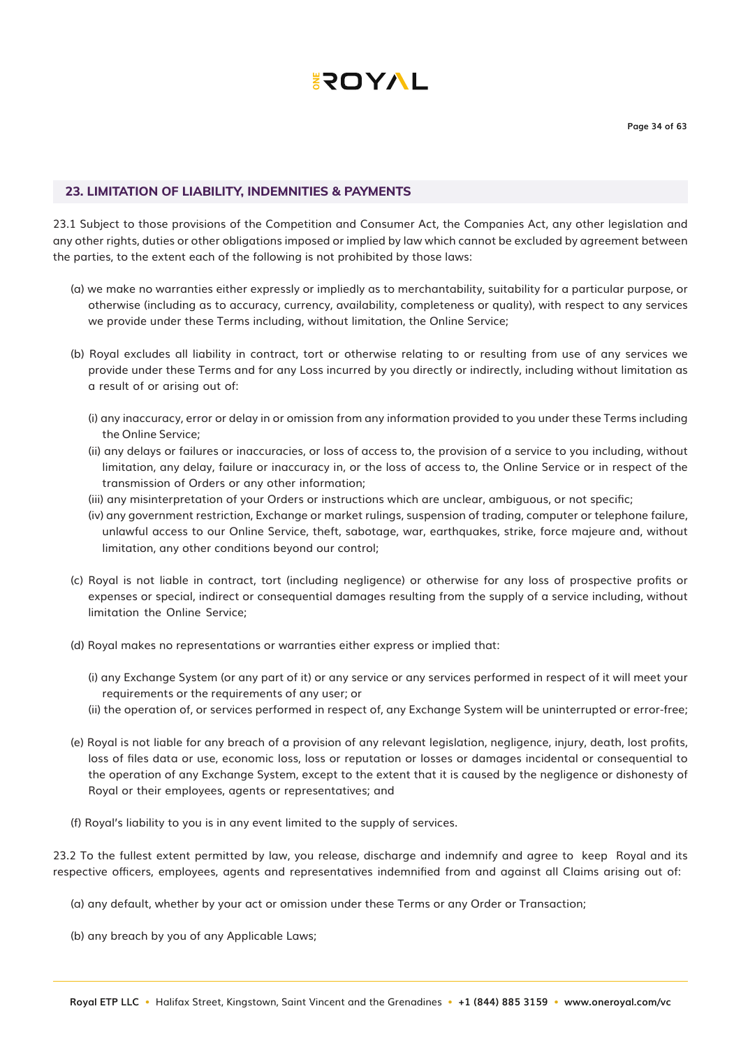## 23. LIMITATION OF LIABILITY, INDEMNITIES & PAYMENTS

23.1 Subject to those provisions of the Competition and Consumer Act, the Companies Act, any other legislation and any other rights, duties or other obligations imposed or implied by law which cannot be excluded by agreement between the parties, to the extent each of the following is not prohibited by those laws:

(a) we make no warranties either expressly or impliedly as to merchantability, suitability for a particular purpose, or otherwise (including as to accuracy, currency, availability, completeness or quality), with respect to any services we provide under these Terms including, without limitation, the Online Service;

(b) Royal excludes all liability in contract, tort or otherwise relating to or resulting from use of any services we provide under these Terms and for any Loss incurred by you directly or indirectly, including without limitation as a result of or arising out of:

(i) any inaccuracy, error or delay in or omission from any information provided to you under these Terms including the Online Service;

(ii) any delays or failures or inaccuracies, or loss of access to, the provision of a service to you including, without limitation, any delay, failure or inaccuracy in, or the loss of access to, the Online Service or in respect of the transmission of Orders or any other information;

(iii) any misinterpretation of your Orders or instructions which are unclear, ambiguous, or not specific;

(iv) any government restriction, Exchange or market rulings, suspension of trading, computer or telephone failure, unlawful access to our Online Service, theft, sabotage, war, earthquakes, strike, force majeure and, without limitation, any other conditions beyond our control;

(c) Royal is not liable in contract, tort (including negligence) or otherwise for any loss of prospective profits or expenses or special, indirect or consequential damages resulting from the supply of a service including, without limitation the Online Service;

(d) Royal makes no representations or warranties either express or implied that:

(i) any Exchange System (or any part of it) or any service or any services performed in respect of it will meet your requirements or the requirements of any user; or

(ii) the operation of, or services performed in respect of, any Exchange System will be uninterrupted or error-free;

(e) Royal is not liable for any breach of a provision of any relevant legislation, negligence, injury, death, lost profits, loss of files data or use, economic loss, loss or reputation or losses or damages incidental or consequential to the operation of any Exchange System, except to the extent that it is caused by the negligence or dishonesty of Royal or their employees, agents or representatives; and

(f) Royal's liability to you is in any event limited to the supply of services.

23.2 To the fullest extent permitted by law, you release, discharge and indemnify and agree to keep Royal and its respective officers, employees, agents and representatives indemnified from and against all Claims arising out of:

(a) any default, whether by your act or omission under these Terms or any Order or Transaction;

(b) any breach by you of any Applicable Laws;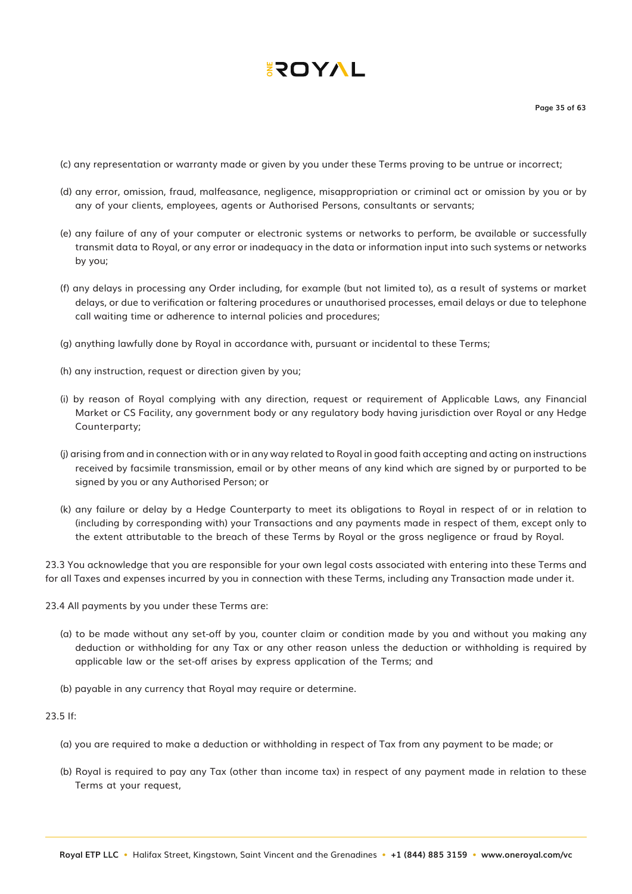(c) any representation or warranty made or given by you under these Terms proving to be untrue or incorrect;

(d) any error, omission, fraud, malfeasance, negligence, misappropriation or criminal act or omission by you or by any of your clients, employees, agents or Authorised Persons, consultants or servants;

(e) any failure of any of your computer or electronic systems or networks to perform, be available or successfully transmit data to Royal, or any error or inadequacy in the data or information input into such systems or networks by you;

(f) any delays in processing any Order including, for example (but not limited to), as a result of systems or market delays, or due to verification or faltering procedures or unauthorised processes, email delays or due to telephone call waiting time or adherence to internal policies and procedures;

(g) anything lawfully done by Royal in accordance with, pursuant or incidental to these Terms;

(h) any instruction, request or direction given by you;

(i) by reason of Royal complying with any direction, request or requirement of Applicable Laws, any Financial Market or CS Facility, any government body or any regulatory body having jurisdiction over Royal or any Hedge Counterparty;

(j) arising from and in connection with or in any way related to Royal in good faith accepting and acting on instructions received by facsimile transmission, email or by other means of any kind which are signed by or purported to be signed by you or any Authorised Person; or

(k) any failure or delay by a Hedge Counterparty to meet its obligations to Royal in respect of or in relation to (including by corresponding with) your Transactions and any payments made in respect of them, except only to the extent attributable to the breach of these Terms by Royal or the gross negligence or fraud by Royal.

23.3 You acknowledge that you are responsible for your own legal costs associated with entering into these Terms and for all Taxes and expenses incurred by you in connection with these Terms, including any Transaction made under it.

23.4 All payments by you under these Terms are:

(a) to be made without any set-off by you, counter claim or condition made by you and without you making any deduction or withholding for any Tax or any other reason unless the deduction or withholding is required by applicable law or the set-off arises by express application of the Terms; and

(b) payable in any currency that Royal may require or determine.

23.5 If:

(a) you are required to make a deduction or withholding in respect of Tax from any payment to be made; or

(b) Royal is required to pay any Tax (other than income tax) in respect of any payment made in relation to these Terms at your request,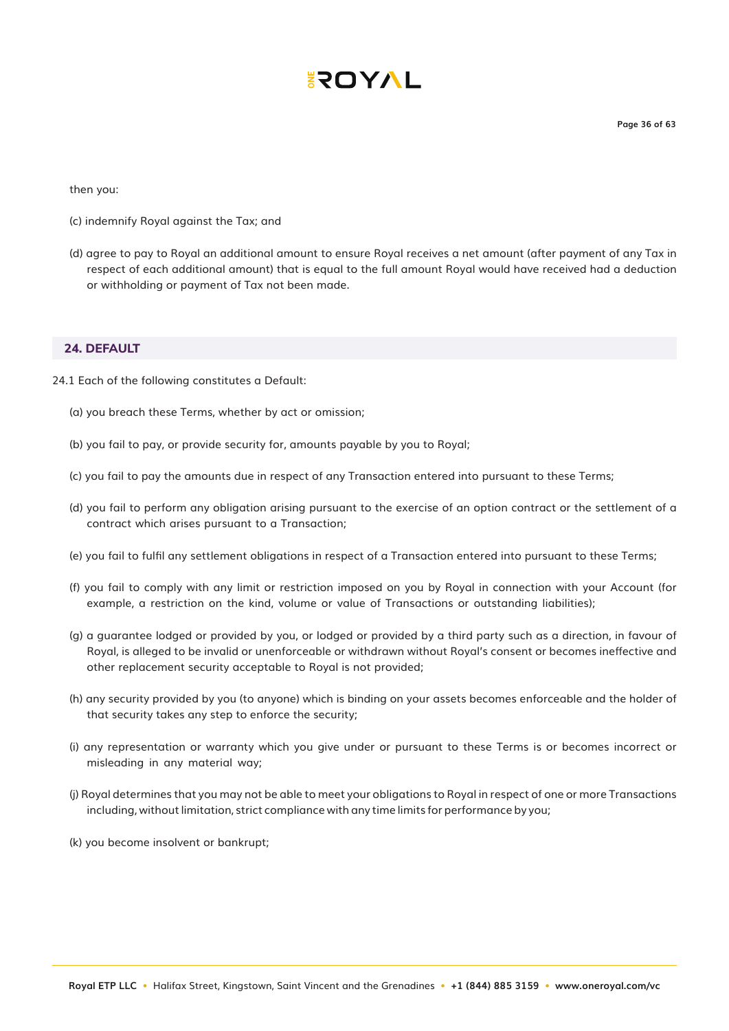then you:

(c) indemnify Royal against the Tax; and

(d) agree to pay to Royal an additional amount to ensure Royal receives a net amount (after payment of any Tax in respect of each additional amount) that is equal to the full amount Royal would have received had a deduction or withholding or payment of Tax not been made.

## 24. DEFAULT

24.1 Each of the following constitutes a Default:

(a) you breach these Terms, whether by act or omission;

(b) you fail to pay, or provide security for, amounts payable by you to Royal;

(c) you fail to pay the amounts due in respect of any Transaction entered into pursuant to these Terms;

(d) you fail to perform any obligation arising pursuant to the exercise of an option contract or the settlement of a contract which arises pursuant to a Transaction;

(e) you fail to fulfil any settlement obligations in respect of a Transaction entered into pursuant to these Terms;

(f) you fail to comply with any limit or restriction imposed on you by Royal in connection with your Account (for example, a restriction on the kind, volume or value of Transactions or outstanding liabilities);

(g) a guarantee lodged or provided by you, or lodged or provided by a third party such as a direction, in favour of Royal, is alleged to be invalid or unenforceable or withdrawn without Royal's consent or becomes ineffective and other replacement security acceptable to Royal is not provided;

(h) any security provided by you (to anyone) which is binding on your assets becomes enforceable and the holder of that security takes any step to enforce the security;

(i) any representation or warranty which you give under or pursuant to these Terms is or becomes incorrect or misleading in any material way;

(j) Royal determines that you may not be able to meet your obligations to Royal in respect of one or more Transactions including, without limitation, strict compliance with any time limits for performance by you;

(k) you become insolvent or bankrupt;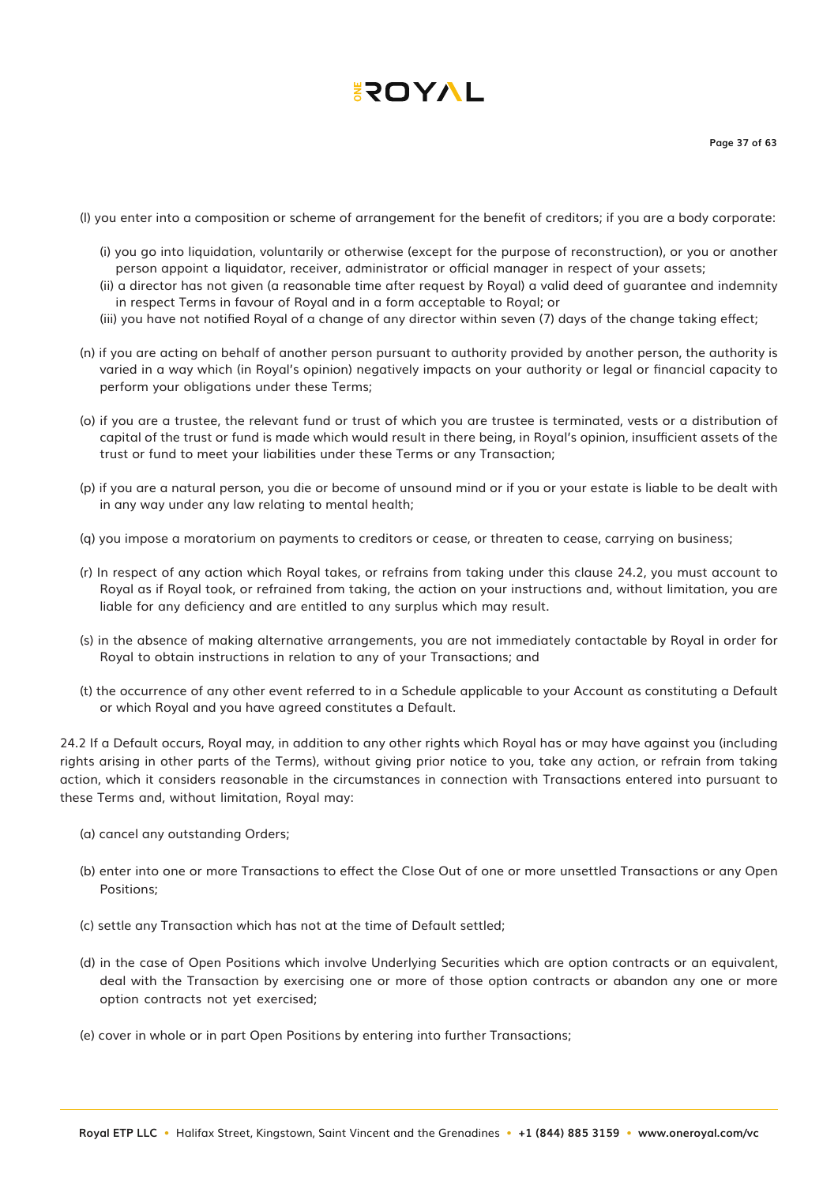(l) you enter into a composition or scheme of arrangement for the benefit of creditors; if you are a body corporate:

   (i) you go into liquidation, voluntarily or otherwise (except for the purpose of reconstruction), or you or another person appoint a liquidator, receiver, administrator or official manager in respect of your assets;
   (ii) a director has not given (a reasonable time after request by Royal) a valid deed of guarantee and indemnity in respect Terms in favour of Royal and in a form acceptable to Royal; or
   (iii) you have not notified Royal of a change of any director within seven (7) days of the change taking effect;

(n) if you are acting on behalf of another person pursuant to authority provided by another person, the authority is varied in a way which (in Royal's opinion) negatively impacts on your authority or legal or financial capacity to perform your obligations under these Terms;

(o) if you are a trustee, the relevant fund or trust of which you are trustee is terminated, vests or a distribution of capital of the trust or fund is made which would result in there being, in Royal's opinion, insufficient assets of the trust or fund to meet your liabilities under these Terms or any Transaction;

(p) if you are a natural person, you die or become of unsound mind or if you or your estate is liable to be dealt with in any way under any law relating to mental health;

(q) you impose a moratorium on payments to creditors or cease, or threaten to cease, carrying on business;

(r) In respect of any action which Royal takes, or refrains from taking under this clause 24.2, you must account to Royal as if Royal took, or refrained from taking, the action on your instructions and, without limitation, you are liable for any deficiency and are entitled to any surplus which may result.

(s) in the absence of making alternative arrangements, you are not immediately contactable by Royal in order for Royal to obtain instructions in relation to any of your Transactions; and

(t) the occurrence of any other event referred to in a Schedule applicable to your Account as constituting a Default or which Royal and you have agreed constitutes a Default.

24.2 If a Default occurs, Royal may, in addition to any other rights which Royal has or may have against you (including rights arising in other parts of the Terms), without giving prior notice to you, take any action, or refrain from taking action, which it considers reasonable in the circumstances in connection with Transactions entered into pursuant to these Terms and, without limitation, Royal may:

(a) cancel any outstanding Orders;

(b) enter into one or more Transactions to effect the Close Out of one or more unsettled Transactions or any Open Positions;

(c) settle any Transaction which has not at the time of Default settled;

(d) in the case of Open Positions which involve Underlying Securities which are option contracts or an equivalent, deal with the Transaction by exercising one or more of those option contracts or abandon any one or more option contracts not yet exercised;

(e) cover in whole or in part Open Positions by entering into further Transactions;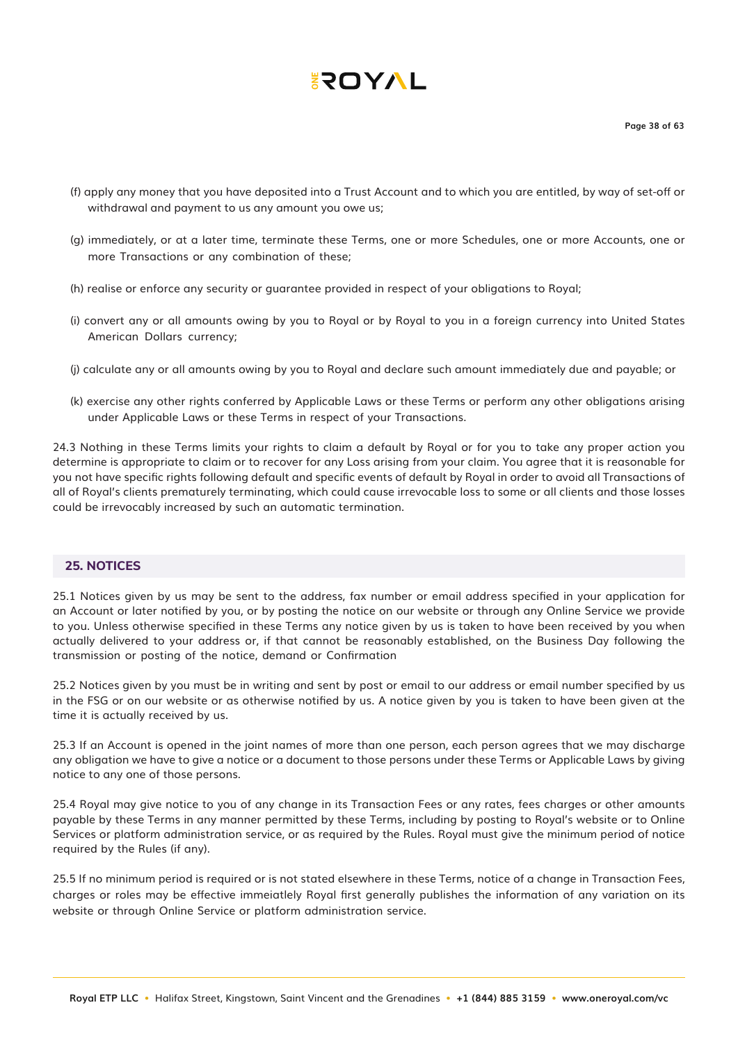(f) apply any money that you have deposited into a Trust Account and to which you are entitled, by way of set-off or withdrawal and payment to us any amount you owe us;

(g) immediately, or at a later time, terminate these Terms, one or more Schedules, one or more Accounts, one or more Transactions or any combination of these;

(h) realise or enforce any security or guarantee provided in respect of your obligations to Royal;

(i) convert any or all amounts owing by you to Royal or by Royal to you in a foreign currency into United States American Dollars currency;

(j) calculate any or all amounts owing by you to Royal and declare such amount immediately due and payable; or

(k) exercise any other rights conferred by Applicable Laws or these Terms or perform any other obligations arising under Applicable Laws or these Terms in respect of your Transactions.

24.3 Nothing in these Terms limits your rights to claim a default by Royal or for you to take any proper action you determine is appropriate to claim or to recover for any Loss arising from your claim. You agree that it is reasonable for you not have specific rights following default and specific events of default by Royal in order to avoid all Transactions of all of Royal's clients prematurely terminating, which could cause irrevocable loss to some or all clients and those losses could be irrevocably increased by such an automatic termination.

## 25. NOTICES

25.1 Notices given by us may be sent to the address, fax number or email address specified in your application for an Account or later notified by you, or by posting the notice on our website or through any Online Service we provide to you. Unless otherwise specified in these Terms any notice given by us is taken to have been received by you when actually delivered to your address or, if that cannot be reasonably established, on the Business Day following the transmission or posting of the notice, demand or Confirmation

25.2 Notices given by you must be in writing and sent by post or email to our address or email number specified by us in the FSG or on our website or as otherwise notified by us. A notice given by you is taken to have been given at the time it is actually received by us.

25.3 If an Account is opened in the joint names of more than one person, each person agrees that we may discharge any obligation we have to give a notice or a document to those persons under these Terms or Applicable Laws by giving notice to any one of those persons.

25.4 Royal may give notice to you of any change in its Transaction Fees or any rates, fees charges or other amounts payable by these Terms in any manner permitted by these Terms, including by posting to Royal's website or to Online Services or platform administration service, or as required by the Rules. Royal must give the minimum period of notice required by the Rules (if any).

25.5 If no minimum period is required or is not stated elsewhere in these Terms, notice of a change in Transaction Fees, charges or roles may be effective immeiatlely Royal first generally publishes the information of any variation on its website or through Online Service or platform administration service.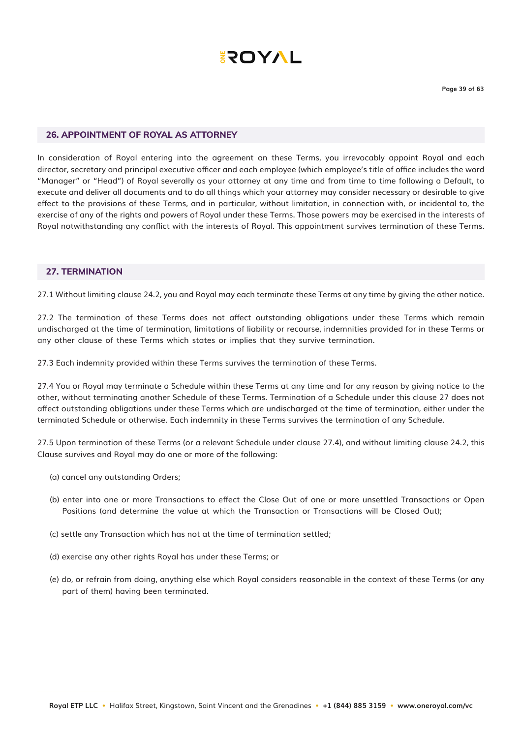## 26. APPOINTMENT OF ROYAL AS ATTORNEY

In consideration of Royal entering into the agreement on these Terms, you irrevocably appoint Royal and each director, secretary and principal executive officer and each employee (which employee's title of office includes the word "Manager" or "Head") of Royal severally as your attorney at any time and from time to time following a Default, to execute and deliver all documents and to do all things which your attorney may consider necessary or desirable to give effect to the provisions of these Terms, and in particular, without limitation, in connection with, or incidental to, the exercise of any of the rights and powers of Royal under these Terms. Those powers may be exercised in the interests of Royal notwithstanding any conflict with the interests of Royal. This appointment survives termination of these Terms.

## 27. TERMINATION

27.1 Without limiting clause 24.2, you and Royal may each terminate these Terms at any time by giving the other notice.

27.2 The termination of these Terms does not affect outstanding obligations under these Terms which remain undischarged at the time of termination, limitations of liability or recourse, indemnities provided for in these Terms or any other clause of these Terms which states or implies that they survive termination.

27.3 Each indemnity provided within these Terms survives the termination of these Terms.

27.4 You or Royal may terminate a Schedule within these Terms at any time and for any reason by giving notice to the other, without terminating another Schedule of these Terms. Termination of a Schedule under this clause 27 does not affect outstanding obligations under these Terms which are undischarged at the time of termination, either under the terminated Schedule or otherwise. Each indemnity in these Terms survives the termination of any Schedule.

27.5 Upon termination of these Terms (or a relevant Schedule under clause 27.4), and without limiting clause 24.2, this Clause survives and Royal may do one or more of the following:

(a) cancel any outstanding Orders;

(b) enter into one or more Transactions to effect the Close Out of one or more unsettled Transactions or Open Positions (and determine the value at which the Transaction or Transactions will be Closed Out);

(c) settle any Transaction which has not at the time of termination settled;

(d) exercise any other rights Royal has under these Terms; or

(e) do, or refrain from doing, anything else which Royal considers reasonable in the context of these Terms (or any part of them) having been terminated.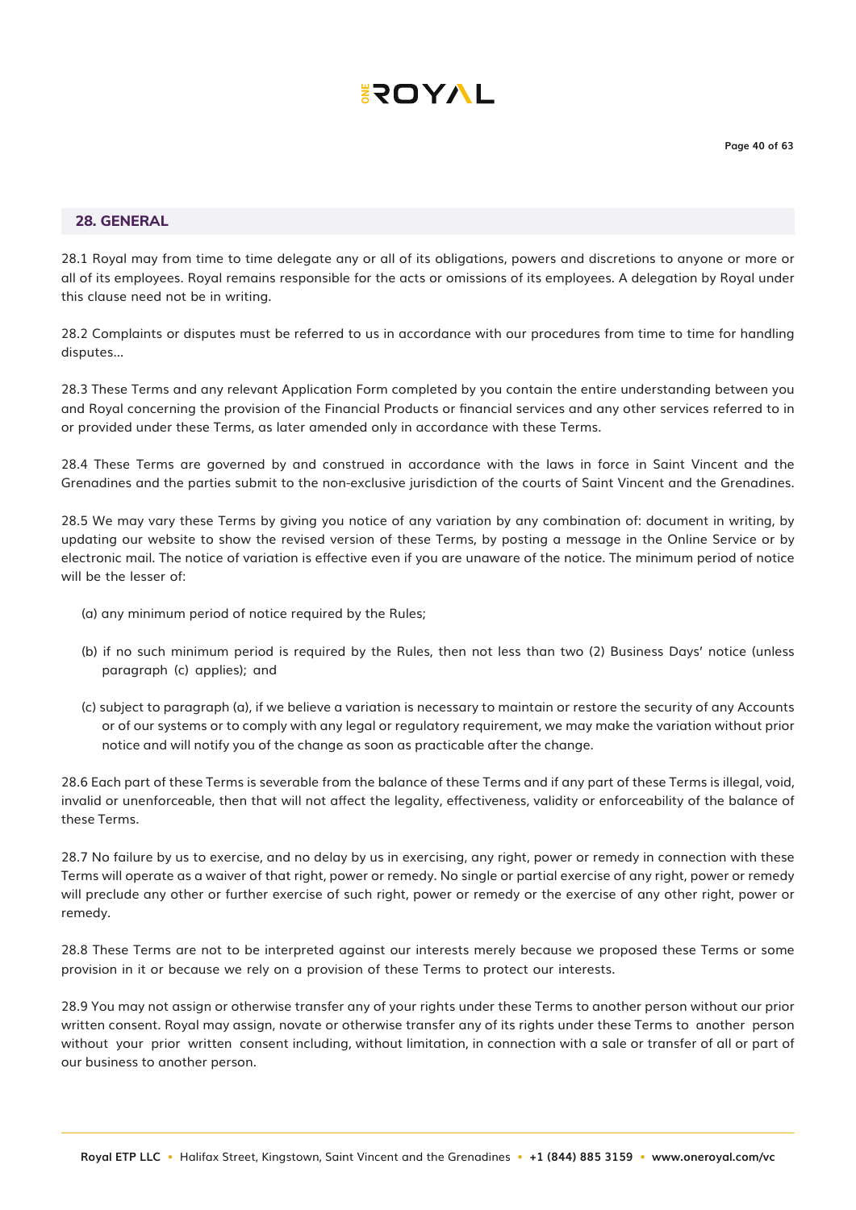## 28. GENERAL

28.1 Royal may from time to time delegate any or all of its obligations, powers and discretions to anyone or more or all of its employees. Royal remains responsible for the acts or omissions of its employees. A delegation by Royal under this clause need not be in writing.

28.2 Complaints or disputes must be referred to us in accordance with our procedures from time to time for handling disputes...

28.3 These Terms and any relevant Application Form completed by you contain the entire understanding between you and Royal concerning the provision of the Financial Products or financial services and any other services referred to in or provided under these Terms, as later amended only in accordance with these Terms.

28.4 These Terms are governed by and construed in accordance with the laws in force in Saint Vincent and the Grenadines and the parties submit to the non-exclusive jurisdiction of the courts of Saint Vincent and the Grenadines.

28.5 We may vary these Terms by giving you notice of any variation by any combination of: document in writing, by updating our website to show the revised version of these Terms, by posting a message in the Online Service or by electronic mail. The notice of variation is effective even if you are unaware of the notice. The minimum period of notice will be the lesser of:

(a) any minimum period of notice required by the Rules;

(b) if no such minimum period is required by the Rules, then not less than two (2) Business Days' notice (unless paragraph (c) applies); and

(c) subject to paragraph (a), if we believe a variation is necessary to maintain or restore the security of any Accounts or of our systems or to comply with any legal or regulatory requirement, we may make the variation without prior notice and will notify you of the change as soon as practicable after the change.

28.6 Each part of these Terms is severable from the balance of these Terms and if any part of these Terms is illegal, void, invalid or unenforceable, then that will not affect the legality, effectiveness, validity or enforceability of the balance of these Terms.

28.7 No failure by us to exercise, and no delay by us in exercising, any right, power or remedy in connection with these Terms will operate as a waiver of that right, power or remedy. No single or partial exercise of any right, power or remedy will preclude any other or further exercise of such right, power or remedy or the exercise of any other right, power or remedy.

28.8 These Terms are not to be interpreted against our interests merely because we proposed these Terms or some provision in it or because we rely on a provision of these Terms to protect our interests.

28.9 You may not assign or otherwise transfer any of your rights under these Terms to another person without our prior written consent. Royal may assign, novate or otherwise transfer any of its rights under these Terms to another person without your prior written consent including, without limitation, in connection with a sale or transfer of all or part of our business to another person.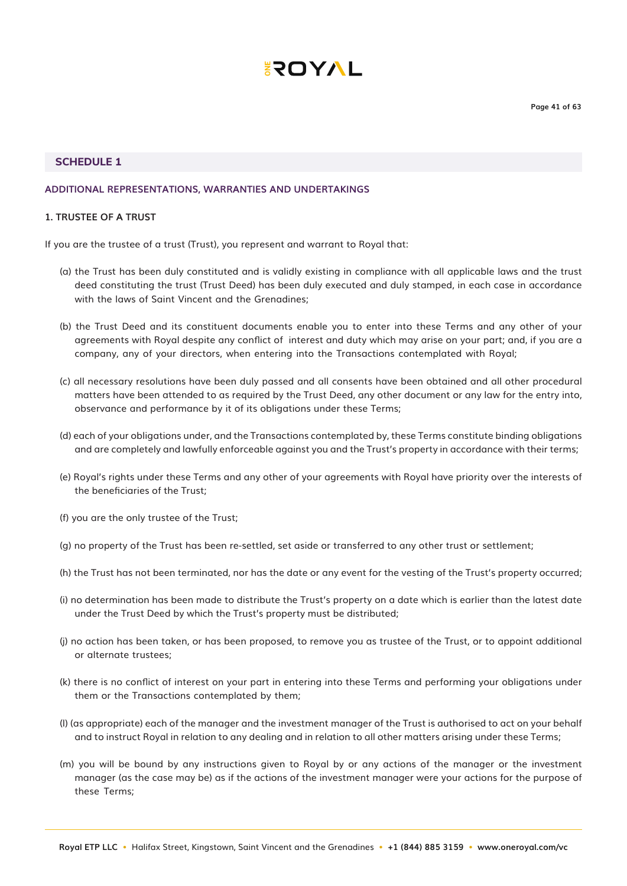## SCHEDULE 1

### ADDITIONAL REPRESENTATIONS, WARRANTIES AND UNDERTAKINGS

#### 1. TRUSTEE OF A TRUST

If you are the trustee of a trust (Trust), you represent and warrant to Royal that:

(a) the Trust has been duly constituted and is validly existing in compliance with all applicable laws and the trust deed constituting the trust (Trust Deed) has been duly executed and duly stamped, in each case in accordance with the laws of Saint Vincent and the Grenadines;

(b) the Trust Deed and its constituent documents enable you to enter into these Terms and any other of your agreements with Royal despite any conflict of interest and duty which may arise on your part; and, if you are a company, any of your directors, when entering into the Transactions contemplated with Royal;

(c) all necessary resolutions have been duly passed and all consents have been obtained and all other procedural matters have been attended to as required by the Trust Deed, any other document or any law for the entry into, observance and performance by it of its obligations under these Terms;

(d) each of your obligations under, and the Transactions contemplated by, these Terms constitute binding obligations and are completely and lawfully enforceable against you and the Trust's property in accordance with their terms;

(e) Royal's rights under these Terms and any other of your agreements with Royal have priority over the interests of the beneficiaries of the Trust;

(f) you are the only trustee of the Trust;

(g) no property of the Trust has been re-settled, set aside or transferred to any other trust or settlement;

(h) the Trust has not been terminated, nor has the date or any event for the vesting of the Trust's property occurred;

(i) no determination has been made to distribute the Trust's property on a date which is earlier than the latest date under the Trust Deed by which the Trust's property must be distributed;

(j) no action has been taken, or has been proposed, to remove you as trustee of the Trust, or to appoint additional or alternate trustees;

(k) there is no conflict of interest on your part in entering into these Terms and performing your obligations under them or the Transactions contemplated by them;

(l) (as appropriate) each of the manager and the investment manager of the Trust is authorised to act on your behalf and to instruct Royal in relation to any dealing and in relation to all other matters arising under these Terms;

(m) you will be bound by any instructions given to Royal by or any actions of the manager or the investment manager (as the case may be) as if the actions of the investment manager were your actions for the purpose of these Terms;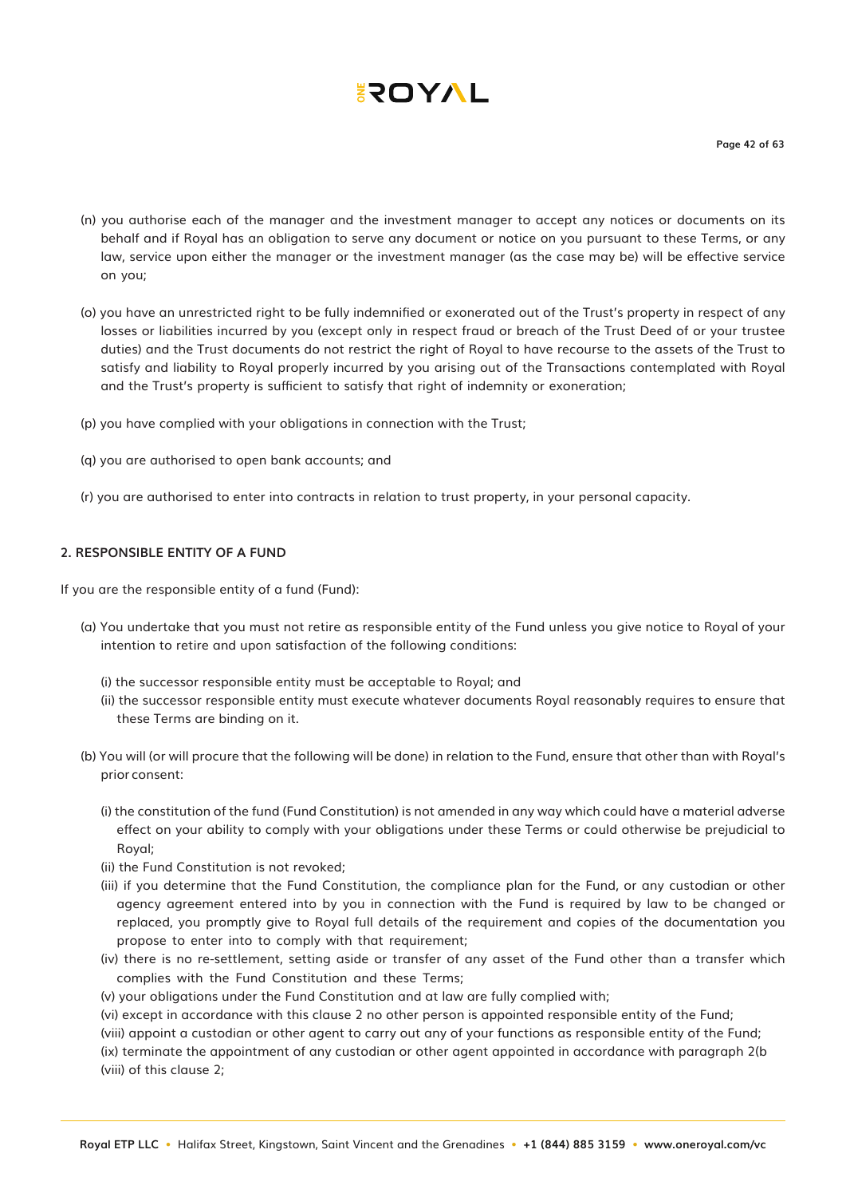(n) you authorise each of the manager and the investment manager to accept any notices or documents on its behalf and if Royal has an obligation to serve any document or notice on you pursuant to these Terms, or any law, service upon either the manager or the investment manager (as the case may be) will be effective service on you;

(o) you have an unrestricted right to be fully indemnified or exonerated out of the Trust's property in respect of any losses or liabilities incurred by you (except only in respect fraud or breach of the Trust Deed of or your trustee duties) and the Trust documents do not restrict the right of Royal to have recourse to the assets of the Trust to satisfy and liability to Royal properly incurred by you arising out of the Transactions contemplated with Royal and the Trust's property is sufficient to satisfy that right of indemnity or exoneration;

(p) you have complied with your obligations in connection with the Trust;

(q) you are authorised to open bank accounts; and

(r) you are authorised to enter into contracts in relation to trust property, in your personal capacity.

**2. RESPONSIBLE ENTITY OF A FUND**

If you are the responsible entity of a fund (Fund):

(a) You undertake that you must not retire as responsible entity of the Fund unless you give notice to Royal of your intention to retire and upon satisfaction of the following conditions:

(i) the successor responsible entity must be acceptable to Royal; and
(ii) the successor responsible entity must execute whatever documents Royal reasonably requires to ensure that these Terms are binding on it.

(b) You will (or will procure that the following will be done) in relation to the Fund, ensure that other than with Royal's prior consent:

(i) the constitution of the fund (Fund Constitution) is not amended in any way which could have a material adverse effect on your ability to comply with your obligations under these Terms or could otherwise be prejudicial to Royal;
(ii) the Fund Constitution is not revoked;
(iii) if you determine that the Fund Constitution, the compliance plan for the Fund, or any custodian or other agency agreement entered into by you in connection with the Fund is required by law to be changed or replaced, you promptly give to Royal full details of the requirement and copies of the documentation you propose to enter into to comply with that requirement;
(iv) there is no re-settlement, setting aside or transfer of any asset of the Fund other than a transfer which complies with the Fund Constitution and these Terms;
(v) your obligations under the Fund Constitution and at law are fully complied with;
(vi) except in accordance with this clause 2 no other person is appointed responsible entity of the Fund;
(viii) appoint a custodian or other agent to carry out any of your functions as responsible entity of the Fund;
(ix) terminate the appointment of any custodian or other agent appointed in accordance with paragraph 2(b (viii) of this clause 2;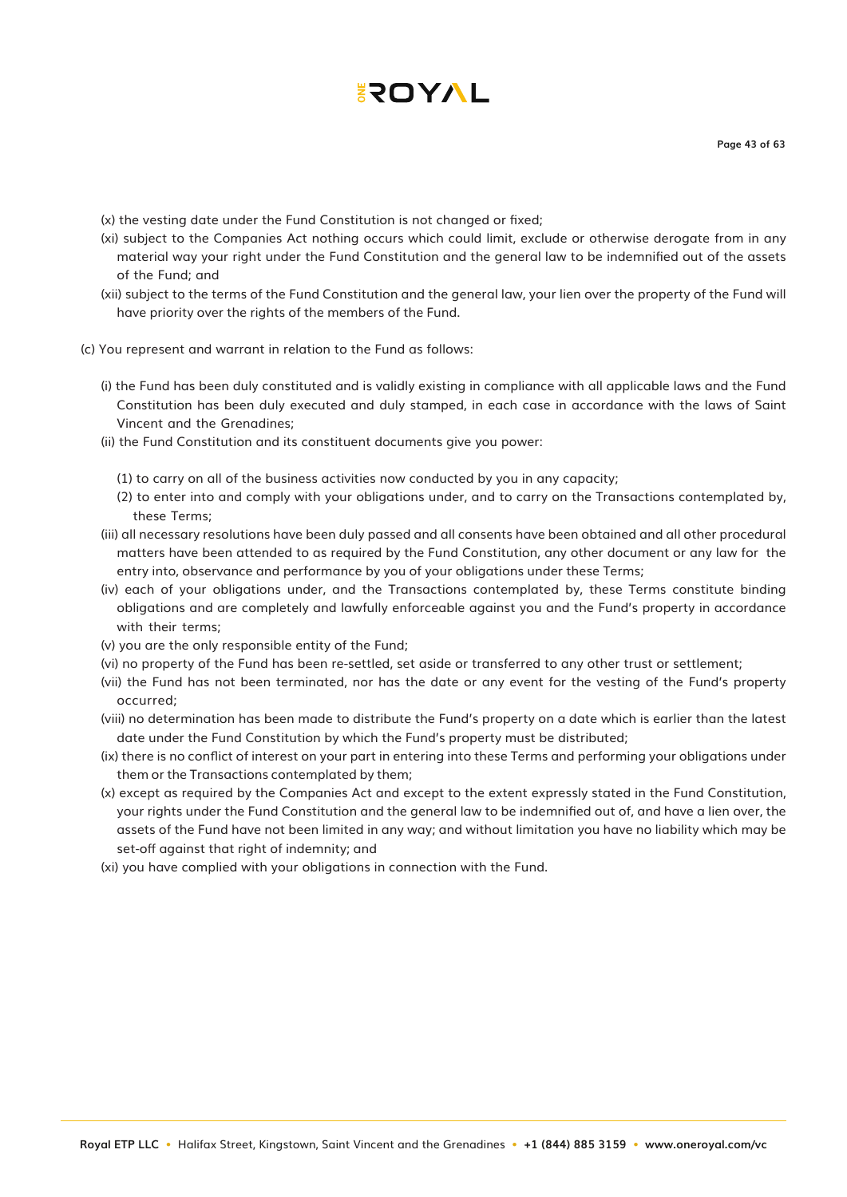(x) the vesting date under the Fund Constitution is not changed or fixed;

(xi) subject to the Companies Act nothing occurs which could limit, exclude or otherwise derogate from in any material way your right under the Fund Constitution and the general law to be indemnified out of the assets of the Fund; and

(xii) subject to the terms of the Fund Constitution and the general law, your lien over the property of the Fund will have priority over the rights of the members of the Fund.

(c) You represent and warrant in relation to the Fund as follows:

(i) the Fund has been duly constituted and is validly existing in compliance with all applicable laws and the Fund Constitution has been duly executed and duly stamped, in each case in accordance with the laws of Saint Vincent and the Grenadines;

(ii) the Fund Constitution and its constituent documents give you power:

(1) to carry on all of the business activities now conducted by you in any capacity;

(2) to enter into and comply with your obligations under, and to carry on the Transactions contemplated by, these Terms;

(iii) all necessary resolutions have been duly passed and all consents have been obtained and all other procedural matters have been attended to as required by the Fund Constitution, any other document or any law for the entry into, observance and performance by you of your obligations under these Terms;

(iv) each of your obligations under, and the Transactions contemplated by, these Terms constitute binding obligations and are completely and lawfully enforceable against you and the Fund's property in accordance with their terms;

(v) you are the only responsible entity of the Fund;

(vi) no property of the Fund has been re-settled, set aside or transferred to any other trust or settlement;

(vii) the Fund has not been terminated, nor has the date or any event for the vesting of the Fund's property occurred;

(viii) no determination has been made to distribute the Fund's property on a date which is earlier than the latest date under the Fund Constitution by which the Fund's property must be distributed;

(ix) there is no conflict of interest on your part in entering into these Terms and performing your obligations under them or the Transactions contemplated by them;

(x) except as required by the Companies Act and except to the extent expressly stated in the Fund Constitution, your rights under the Fund Constitution and the general law to be indemnified out of, and have a lien over, the assets of the Fund have not been limited in any way; and without limitation you have no liability which may be set-off against that right of indemnity; and

(xi) you have complied with your obligations in connection with the Fund.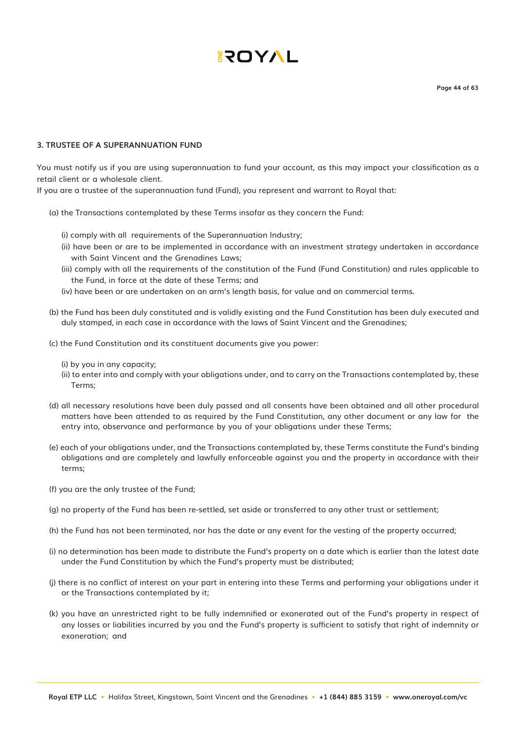### 3. TRUSTEE OF A SUPERANNUATION FUND

You must notify us if you are using superannuation to fund your account, as this may impact your classification as a retail client or a wholesale client.
If you are a trustee of the superannuation fund (Fund), you represent and warrant to Royal that:

(a) the Transactions contemplated by these Terms insofar as they concern the Fund:

(i) comply with all requirements of the Superannuation Industry;
(ii) have been or are to be implemented in accordance with an investment strategy undertaken in accordance with Saint Vincent and the Grenadines Laws;
(iii) comply with all the requirements of the constitution of the Fund (Fund Constitution) and rules applicable to the Fund, in force at the date of these Terms; and
(iv) have been or are undertaken on an arm's length basis, for value and on commercial terms.

(b) the Fund has been duly constituted and is validly existing and the Fund Constitution has been duly executed and duly stamped, in each case in accordance with the laws of Saint Vincent and the Grenadines;

(c) the Fund Constitution and its constituent documents give you power:

(i) by you in any capacity;
(ii) to enter into and comply with your obligations under, and to carry on the Transactions contemplated by, these Terms;

(d) all necessary resolutions have been duly passed and all consents have been obtained and all other procedural matters have been attended to as required by the Fund Constitution, any other document or any law for the entry into, observance and performance by you of your obligations under these Terms;

(e) each of your obligations under, and the Transactions contemplated by, these Terms constitute the Fund's binding obligations and are completely and lawfully enforceable against you and the property in accordance with their terms;

(f) you are the only trustee of the Fund;

(g) no property of the Fund has been re-settled, set aside or transferred to any other trust or settlement;

(h) the Fund has not been terminated, nor has the date or any event for the vesting of the property occurred;

(i) no determination has been made to distribute the Fund's property on a date which is earlier than the latest date under the Fund Constitution by which the Fund's property must be distributed;

(j) there is no conflict of interest on your part in entering into these Terms and performing your obligations under it or the Transactions contemplated by it;

(k) you have an unrestricted right to be fully indemnified or exonerated out of the Fund's property in respect of any losses or liabilities incurred by you and the Fund's property is sufficient to satisfy that right of indemnity or exoneration; and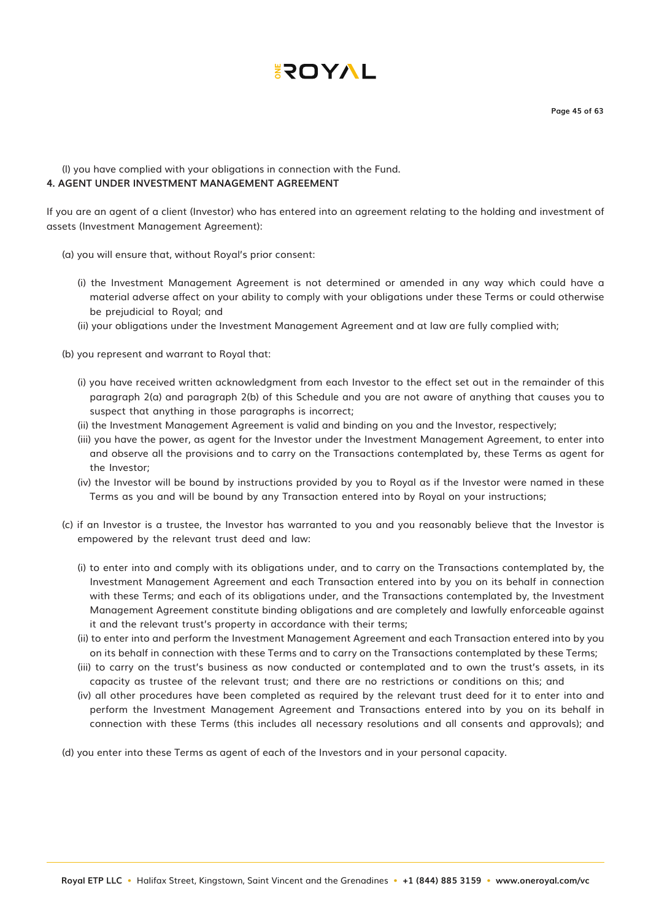(l) you have complied with your obligations in connection with the Fund.

**4. AGENT UNDER INVESTMENT MANAGEMENT AGREEMENT**

If you are an agent of a client (Investor) who has entered into an agreement relating to the holding and investment of assets (Investment Management Agreement):

(a) you will ensure that, without Royal's prior consent:

- (i) the Investment Management Agreement is not determined or amended in any way which could have a material adverse affect on your ability to comply with your obligations under these Terms or could otherwise be prejudicial to Royal; and
- (ii) your obligations under the Investment Management Agreement and at law are fully complied with;

(b) you represent and warrant to Royal that:

- (i) you have received written acknowledgment from each Investor to the effect set out in the remainder of this paragraph 2(a) and paragraph 2(b) of this Schedule and you are not aware of anything that causes you to suspect that anything in those paragraphs is incorrect;
- (ii) the Investment Management Agreement is valid and binding on you and the Investor, respectively;
- (iii) you have the power, as agent for the Investor under the Investment Management Agreement, to enter into and observe all the provisions and to carry on the Transactions contemplated by, these Terms as agent for the Investor;
- (iv) the Investor will be bound by instructions provided by you to Royal as if the Investor were named in these Terms as you and will be bound by any Transaction entered into by Royal on your instructions;

(c) if an Investor is a trustee, the Investor has warranted to you and you reasonably believe that the Investor is empowered by the relevant trust deed and law:

- (i) to enter into and comply with its obligations under, and to carry on the Transactions contemplated by, the Investment Management Agreement and each Transaction entered into by you on its behalf in connection with these Terms; and each of its obligations under, and the Transactions contemplated by, the Investment Management Agreement constitute binding obligations and are completely and lawfully enforceable against it and the relevant trust's property in accordance with their terms;
- (ii) to enter into and perform the Investment Management Agreement and each Transaction entered into by you on its behalf in connection with these Terms and to carry on the Transactions contemplated by these Terms;
- (iii) to carry on the trust's business as now conducted or contemplated and to own the trust's assets, in its capacity as trustee of the relevant trust; and there are no restrictions or conditions on this; and
- (iv) all other procedures have been completed as required by the relevant trust deed for it to enter into and perform the Investment Management Agreement and Transactions entered into by you on its behalf in connection with these Terms (this includes all necessary resolutions and all consents and approvals); and

(d) you enter into these Terms as agent of each of the Investors and in your personal capacity.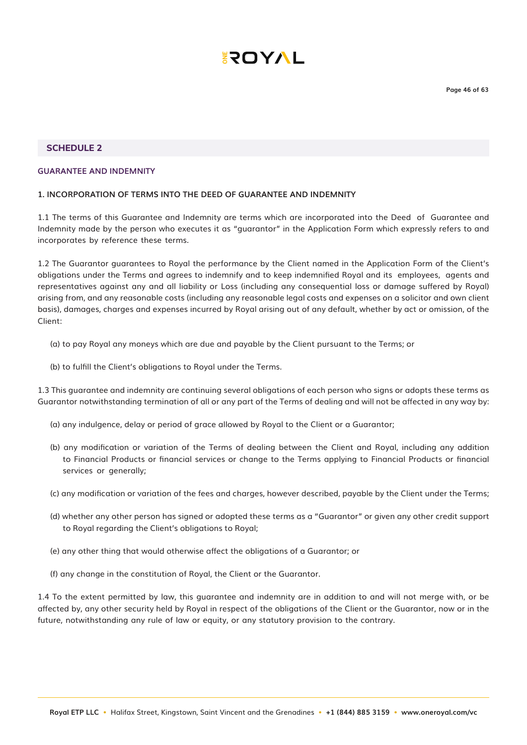## SCHEDULE 2

### GUARANTEE AND INDEMNITY

#### 1. INCORPORATION OF TERMS INTO THE DEED OF GUARANTEE AND INDEMNITY

1.1 The terms of this Guarantee and Indemnity are terms which are incorporated into the Deed of Guarantee and Indemnity made by the person who executes it as "guarantor" in the Application Form which expressly refers to and incorporates by reference these terms.

1.2 The Guarantor guarantees to Royal the performance by the Client named in the Application Form of the Client's obligations under the Terms and agrees to indemnify and to keep indemnified Royal and its employees, agents and representatives against any and all liability or Loss (including any consequential loss or damage suffered by Royal) arising from, and any reasonable costs (including any reasonable legal costs and expenses on a solicitor and own client basis), damages, charges and expenses incurred by Royal arising out of any default, whether by act or omission, of the Client:

(a) to pay Royal any moneys which are due and payable by the Client pursuant to the Terms; or

(b) to fulfill the Client's obligations to Royal under the Terms.

1.3 This guarantee and indemnity are continuing several obligations of each person who signs or adopts these terms as Guarantor notwithstanding termination of all or any part of the Terms of dealing and will not be affected in any way by:

(a) any indulgence, delay or period of grace allowed by Royal to the Client or a Guarantor;

(b) any modification or variation of the Terms of dealing between the Client and Royal, including any addition to Financial Products or financial services or change to the Terms applying to Financial Products or financial services or generally;

(c) any modification or variation of the fees and charges, however described, payable by the Client under the Terms;

(d) whether any other person has signed or adopted these terms as a "Guarantor" or given any other credit support to Royal regarding the Client's obligations to Royal;

(e) any other thing that would otherwise affect the obligations of a Guarantor; or

(f) any change in the constitution of Royal, the Client or the Guarantor.

1.4 To the extent permitted by law, this guarantee and indemnity are in addition to and will not merge with, or be affected by, any other security held by Royal in respect of the obligations of the Client or the Guarantor, now or in the future, notwithstanding any rule of law or equity, or any statutory provision to the contrary.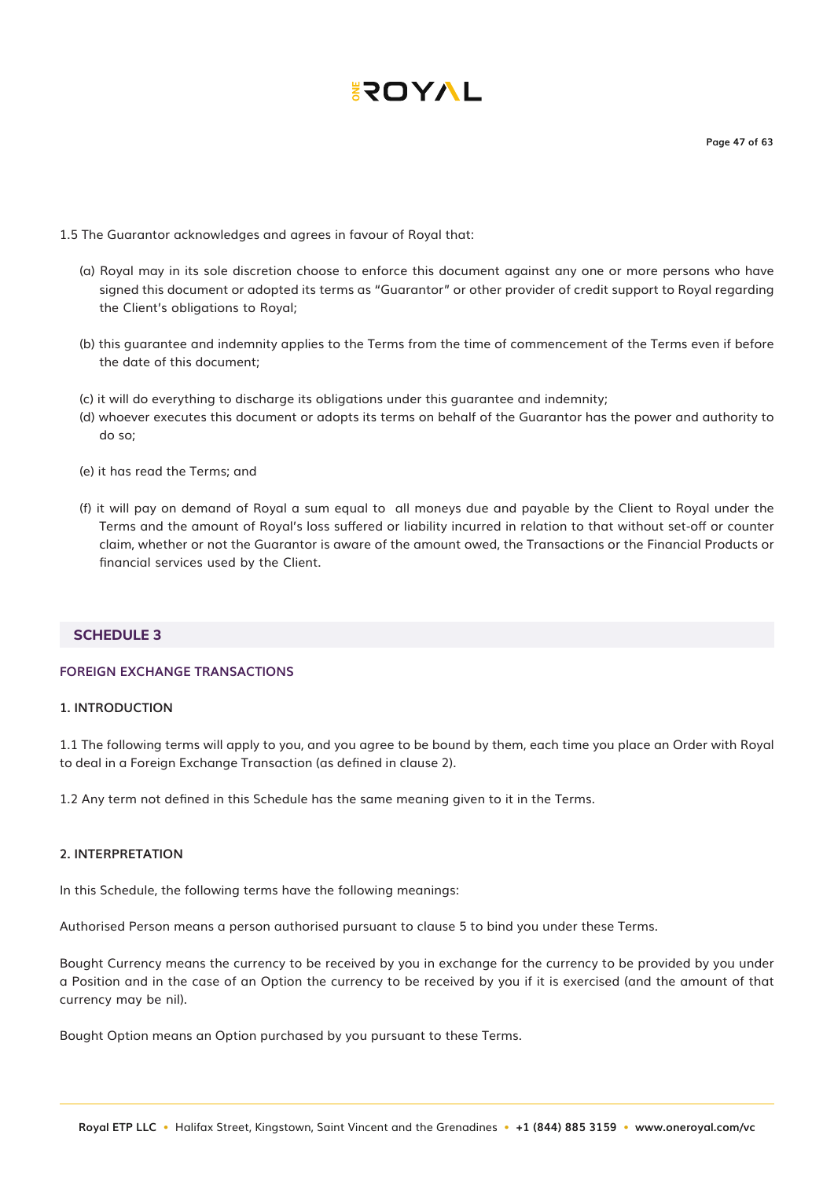1.5 The Guarantor acknowledges and agrees in favour of Royal that:

(a) Royal may in its sole discretion choose to enforce this document against any one or more persons who have signed this document or adopted its terms as "Guarantor" or other provider of credit support to Royal regarding the Client's obligations to Royal;

(b) this guarantee and indemnity applies to the Terms from the time of commencement of the Terms even if before the date of this document;

(c) it will do everything to discharge its obligations under this guarantee and indemnity;

(d) whoever executes this document or adopts its terms on behalf of the Guarantor has the power and authority to do so;

(e) it has read the Terms; and

(f) it will pay on demand of Royal a sum equal to all moneys due and payable by the Client to Royal under the Terms and the amount of Royal's loss suffered or liability incurred in relation to that without set-off or counter claim, whether or not the Guarantor is aware of the amount owed, the Transactions or the Financial Products or financial services used by the Client.

## SCHEDULE 3

### FOREIGN EXCHANGE TRANSACTIONS

#### 1. INTRODUCTION

1.1 The following terms will apply to you, and you agree to be bound by them, each time you place an Order with Royal to deal in a Foreign Exchange Transaction (as defined in clause 2).

1.2 Any term not defined in this Schedule has the same meaning given to it in the Terms.

#### 2. INTERPRETATION

In this Schedule, the following terms have the following meanings:

Authorised Person means a person authorised pursuant to clause 5 to bind you under these Terms.

Bought Currency means the currency to be received by you in exchange for the currency to be provided by you under a Position and in the case of an Option the currency to be received by you if it is exercised (and the amount of that currency may be nil).

Bought Option means an Option purchased by you pursuant to these Terms.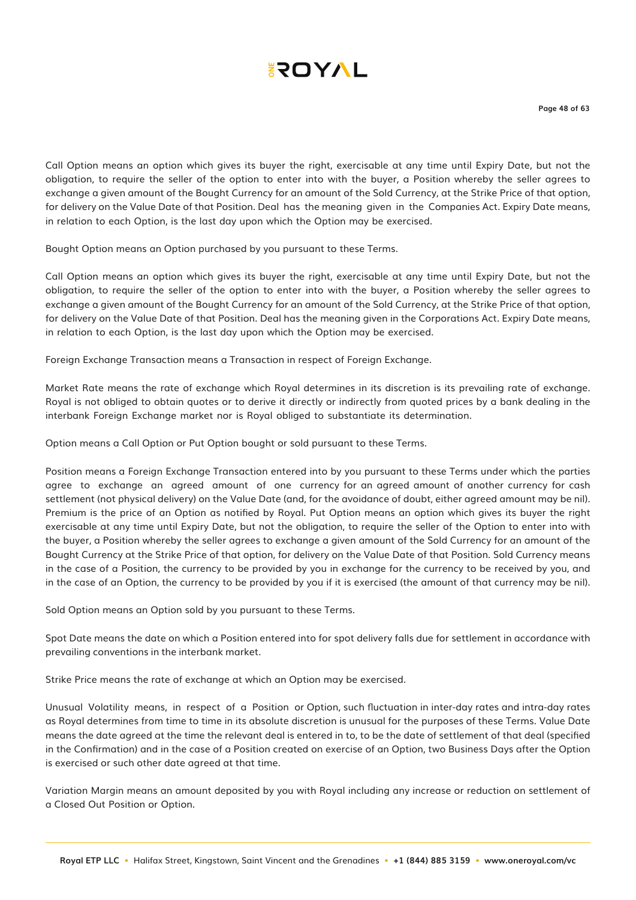Call Option means an option which gives its buyer the right, exercisable at any time until Expiry Date, but not the obligation, to require the seller of the option to enter into with the buyer, a Position whereby the seller agrees to exchange a given amount of the Bought Currency for an amount of the Sold Currency, at the Strike Price of that option, for delivery on the Value Date of that Position. Deal has the meaning given in the Companies Act. Expiry Date means, in relation to each Option, is the last day upon which the Option may be exercised.

Bought Option means an Option purchased by you pursuant to these Terms.

Call Option means an option which gives its buyer the right, exercisable at any time until Expiry Date, but not the obligation, to require the seller of the option to enter into with the buyer, a Position whereby the seller agrees to exchange a given amount of the Bought Currency for an amount of the Sold Currency, at the Strike Price of that option, for delivery on the Value Date of that Position. Deal has the meaning given in the Corporations Act. Expiry Date means, in relation to each Option, is the last day upon which the Option may be exercised.

Foreign Exchange Transaction means a Transaction in respect of Foreign Exchange.

Market Rate means the rate of exchange which Royal determines in its discretion is its prevailing rate of exchange. Royal is not obliged to obtain quotes or to derive it directly or indirectly from quoted prices by a bank dealing in the interbank Foreign Exchange market nor is Royal obliged to substantiate its determination.

Option means a Call Option or Put Option bought or sold pursuant to these Terms.

Position means a Foreign Exchange Transaction entered into by you pursuant to these Terms under which the parties agree to exchange an agreed amount of one currency for an agreed amount of another currency for cash settlement (not physical delivery) on the Value Date (and, for the avoidance of doubt, either agreed amount may be nil). Premium is the price of an Option as notified by Royal. Put Option means an option which gives its buyer the right exercisable at any time until Expiry Date, but not the obligation, to require the seller of the Option to enter into with the buyer, a Position whereby the seller agrees to exchange a given amount of the Sold Currency for an amount of the Bought Currency at the Strike Price of that option, for delivery on the Value Date of that Position. Sold Currency means in the case of a Position, the currency to be provided by you in exchange for the currency to be received by you, and in the case of an Option, the currency to be provided by you if it is exercised (the amount of that currency may be nil).

Sold Option means an Option sold by you pursuant to these Terms.

Spot Date means the date on which a Position entered into for spot delivery falls due for settlement in accordance with prevailing conventions in the interbank market.

Strike Price means the rate of exchange at which an Option may be exercised.

Unusual Volatility means, in respect of a Position or Option, such fluctuation in inter-day rates and intra-day rates as Royal determines from time to time in its absolute discretion is unusual for the purposes of these Terms. Value Date means the date agreed at the time the relevant deal is entered in to, to be the date of settlement of that deal (specified in the Confirmation) and in the case of a Position created on exercise of an Option, two Business Days after the Option is exercised or such other date agreed at that time.

Variation Margin means an amount deposited by you with Royal including any increase or reduction on settlement of a Closed Out Position or Option.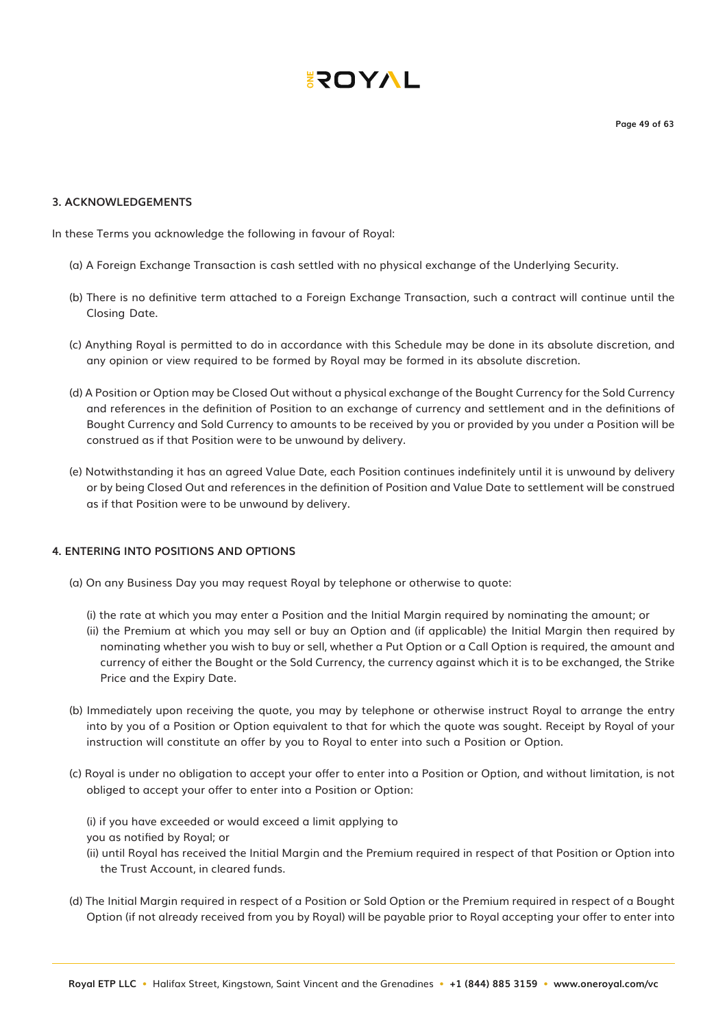### 3. ACKNOWLEDGEMENTS

In these Terms you acknowledge the following in favour of Royal:

(a) A Foreign Exchange Transaction is cash settled with no physical exchange of the Underlying Security.

(b) There is no definitive term attached to a Foreign Exchange Transaction, such a contract will continue until the Closing Date.

(c) Anything Royal is permitted to do in accordance with this Schedule may be done in its absolute discretion, and any opinion or view required to be formed by Royal may be formed in its absolute discretion.

(d) A Position or Option may be Closed Out without a physical exchange of the Bought Currency for the Sold Currency and references in the definition of Position to an exchange of currency and settlement and in the definitions of Bought Currency and Sold Currency to amounts to be received by you or provided by you under a Position will be construed as if that Position were to be unwound by delivery.

(e) Notwithstanding it has an agreed Value Date, each Position continues indefinitely until it is unwound by delivery or by being Closed Out and references in the definition of Position and Value Date to settlement will be construed as if that Position were to be unwound by delivery.

### 4. ENTERING INTO POSITIONS AND OPTIONS

(a) On any Business Day you may request Royal by telephone or otherwise to quote:

(i) the rate at which you may enter a Position and the Initial Margin required by nominating the amount; or
(ii) the Premium at which you may sell or buy an Option and (if applicable) the Initial Margin then required by nominating whether you wish to buy or sell, whether a Put Option or a Call Option is required, the amount and currency of either the Bought or the Sold Currency, the currency against which it is to be exchanged, the Strike Price and the Expiry Date.

(b) Immediately upon receiving the quote, you may by telephone or otherwise instruct Royal to arrange the entry into by you of a Position or Option equivalent to that for which the quote was sought. Receipt by Royal of your instruction will constitute an offer by you to Royal to enter into such a Position or Option.

(c) Royal is under no obligation to accept your offer to enter into a Position or Option, and without limitation, is not obliged to accept your offer to enter into a Position or Option:

(i) if you have exceeded or would exceed a limit applying to
you as notified by Royal; or
(ii) until Royal has received the Initial Margin and the Premium required in respect of that Position or Option into the Trust Account, in cleared funds.

(d) The Initial Margin required in respect of a Position or Sold Option or the Premium required in respect of a Bought Option (if not already received from you by Royal) will be payable prior to Royal accepting your offer to enter into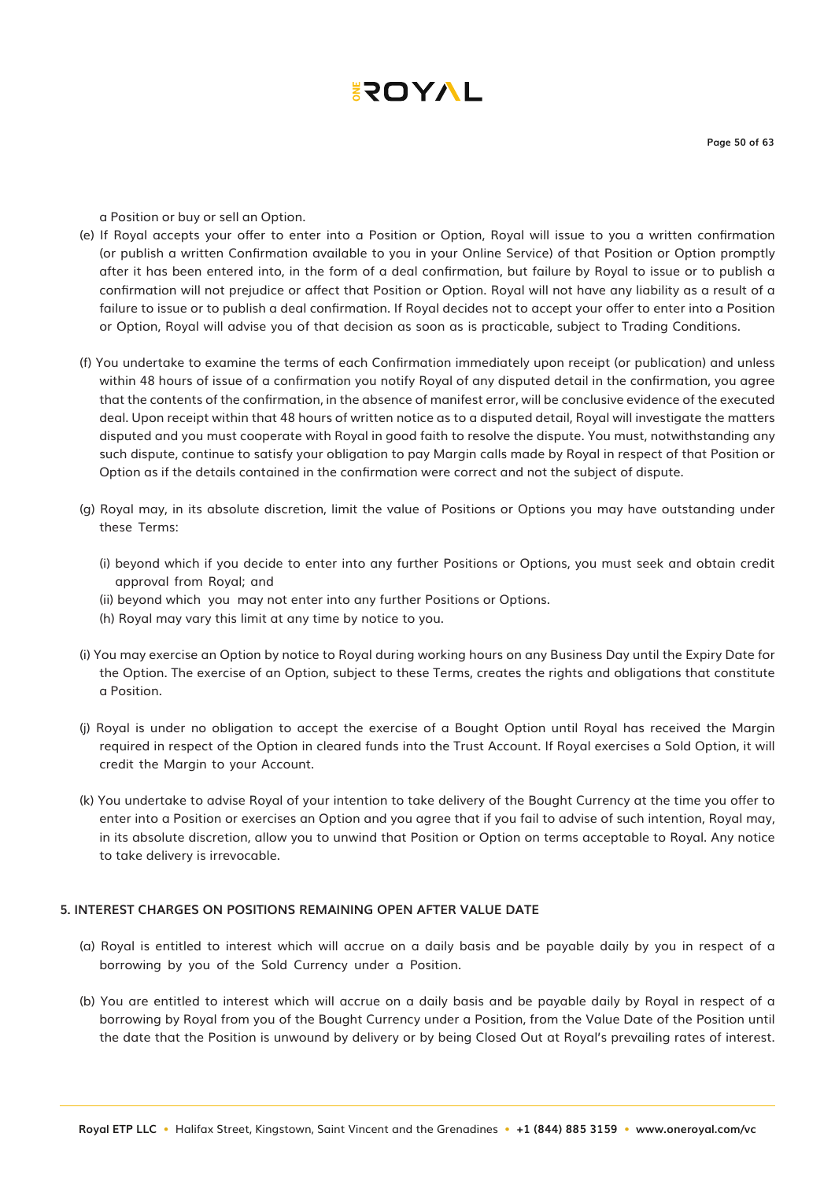a Position or buy or sell an Option.

(e) If Royal accepts your offer to enter into a Position or Option, Royal will issue to you a written confirmation (or publish a written Confirmation available to you in your Online Service) of that Position or Option promptly after it has been entered into, in the form of a deal confirmation, but failure by Royal to issue or to publish a confirmation will not prejudice or affect that Position or Option. Royal will not have any liability as a result of a failure to issue or to publish a deal confirmation. If Royal decides not to accept your offer to enter into a Position or Option, Royal will advise you of that decision as soon as is practicable, subject to Trading Conditions.

(f) You undertake to examine the terms of each Confirmation immediately upon receipt (or publication) and unless within 48 hours of issue of a confirmation you notify Royal of any disputed detail in the confirmation, you agree that the contents of the confirmation, in the absence of manifest error, will be conclusive evidence of the executed deal. Upon receipt within that 48 hours of written notice as to a disputed detail, Royal will investigate the matters disputed and you must cooperate with Royal in good faith to resolve the dispute. You must, notwithstanding any such dispute, continue to satisfy your obligation to pay Margin calls made by Royal in respect of that Position or Option as if the details contained in the confirmation were correct and not the subject of dispute.

(g) Royal may, in its absolute discretion, limit the value of Positions or Options you may have outstanding under these Terms:

(i) beyond which if you decide to enter into any further Positions or Options, you must seek and obtain credit approval from Royal; and

(ii) beyond which you may not enter into any further Positions or Options.

(h) Royal may vary this limit at any time by notice to you.

(i) You may exercise an Option by notice to Royal during working hours on any Business Day until the Expiry Date for the Option. The exercise of an Option, subject to these Terms, creates the rights and obligations that constitute a Position.

(j) Royal is under no obligation to accept the exercise of a Bought Option until Royal has received the Margin required in respect of the Option in cleared funds into the Trust Account. If Royal exercises a Sold Option, it will credit the Margin to your Account.

(k) You undertake to advise Royal of your intention to take delivery of the Bought Currency at the time you offer to enter into a Position or exercises an Option and you agree that if you fail to advise of such intention, Royal may, in its absolute discretion, allow you to unwind that Position or Option on terms acceptable to Royal. Any notice to take delivery is irrevocable.

### 5. INTEREST CHARGES ON POSITIONS REMAINING OPEN AFTER VALUE DATE

(a) Royal is entitled to interest which will accrue on a daily basis and be payable daily by you in respect of a borrowing by you of the Sold Currency under a Position.

(b) You are entitled to interest which will accrue on a daily basis and be payable daily by Royal in respect of a borrowing by Royal from you of the Bought Currency under a Position, from the Value Date of the Position until the date that the Position is unwound by delivery or by being Closed Out at Royal's prevailing rates of interest.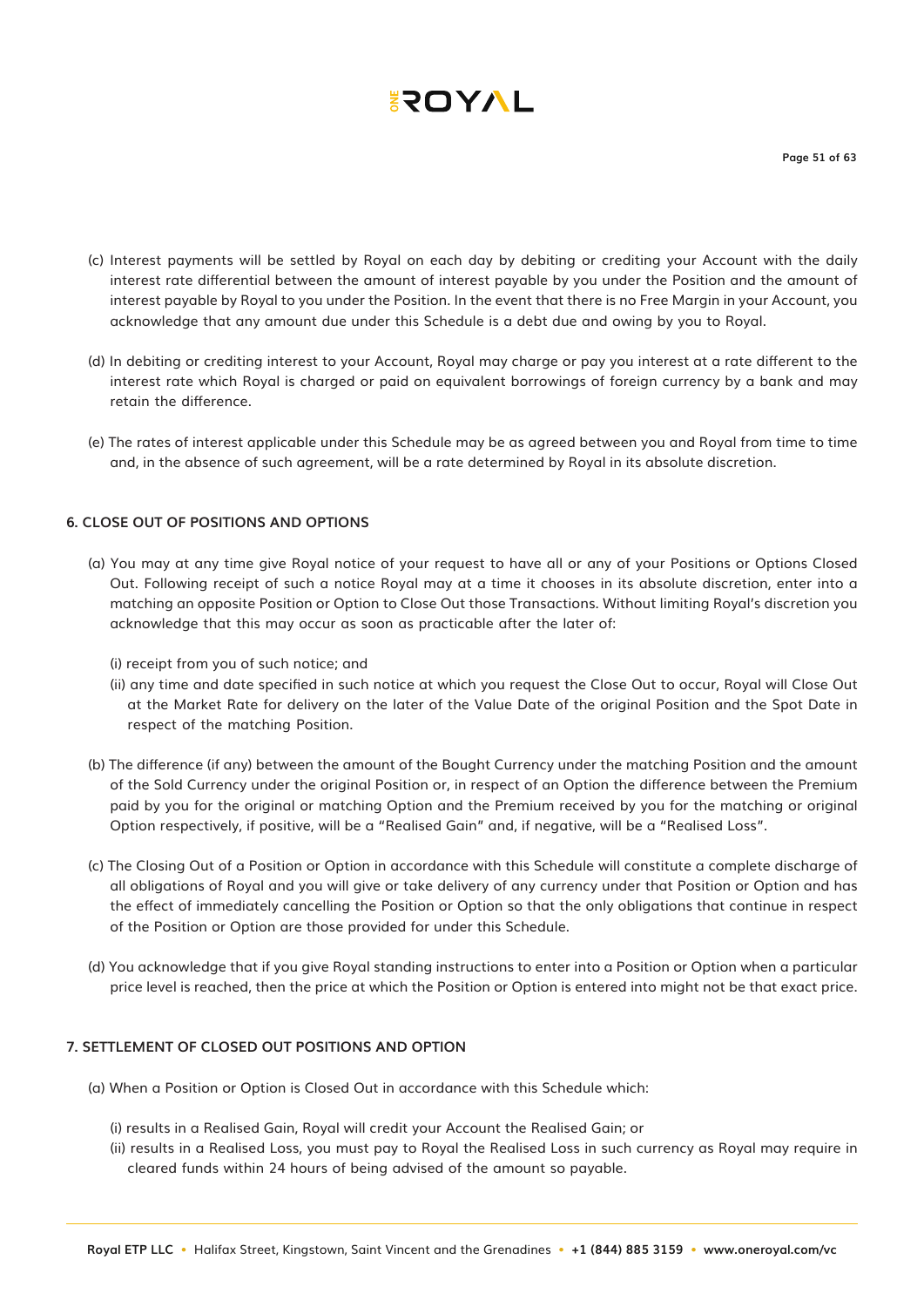(c) Interest payments will be settled by Royal on each day by debiting or crediting your Account with the daily interest rate differential between the amount of interest payable by you under the Position and the amount of interest payable by Royal to you under the Position. In the event that there is no Free Margin in your Account, you acknowledge that any amount due under this Schedule is a debt due and owing by you to Royal.

(d) In debiting or crediting interest to your Account, Royal may charge or pay you interest at a rate different to the interest rate which Royal is charged or paid on equivalent borrowings of foreign currency by a bank and may retain the difference.

(e) The rates of interest applicable under this Schedule may be as agreed between you and Royal from time to time and, in the absence of such agreement, will be a rate determined by Royal in its absolute discretion.

## 6. CLOSE OUT OF POSITIONS AND OPTIONS

(a) You may at any time give Royal notice of your request to have all or any of your Positions or Options Closed Out. Following receipt of such a notice Royal may at a time it chooses in its absolute discretion, enter into a matching an opposite Position or Option to Close Out those Transactions. Without limiting Royal's discretion you acknowledge that this may occur as soon as practicable after the later of:

(i) receipt from you of such notice; and
(ii) any time and date specified in such notice at which you request the Close Out to occur, Royal will Close Out at the Market Rate for delivery on the later of the Value Date of the original Position and the Spot Date in respect of the matching Position.

(b) The difference (if any) between the amount of the Bought Currency under the matching Position and the amount of the Sold Currency under the original Position or, in respect of an Option the difference between the Premium paid by you for the original or matching Option and the Premium received by you for the matching or original Option respectively, if positive, will be a "Realised Gain" and, if negative, will be a "Realised Loss".

(c) The Closing Out of a Position or Option in accordance with this Schedule will constitute a complete discharge of all obligations of Royal and you will give or take delivery of any currency under that Position or Option and has the effect of immediately cancelling the Position or Option so that the only obligations that continue in respect of the Position or Option are those provided for under this Schedule.

(d) You acknowledge that if you give Royal standing instructions to enter into a Position or Option when a particular price level is reached, then the price at which the Position or Option is entered into might not be that exact price.

## 7. SETTLEMENT OF CLOSED OUT POSITIONS AND OPTION

(a) When a Position or Option is Closed Out in accordance with this Schedule which:

(i) results in a Realised Gain, Royal will credit your Account the Realised Gain; or
(ii) results in a Realised Loss, you must pay to Royal the Realised Loss in such currency as Royal may require in cleared funds within 24 hours of being advised of the amount so payable.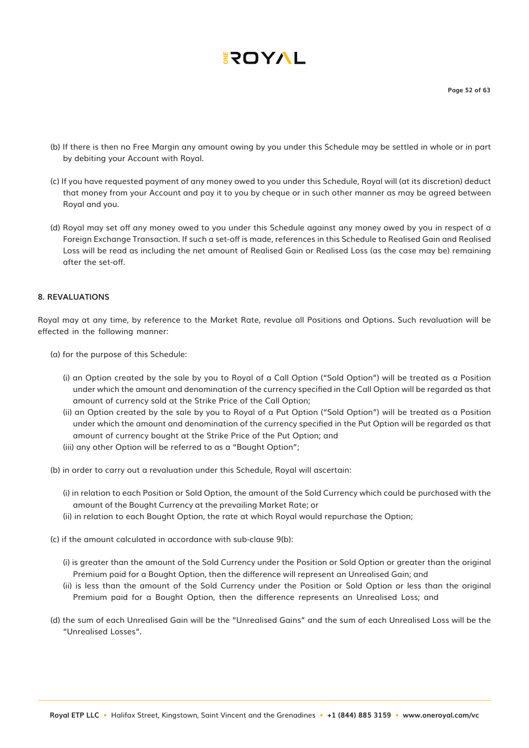(b) If there is then no Free Margin any amount owing by you under this Schedule may be settled in whole or in part by debiting your Account with Royal.

(c) If you have requested payment of any money owed to you under this Schedule, Royal will (at its discretion) deduct that money from your Account and pay it to you by cheque or in such other manner as may be agreed between Royal and you.

(d) Royal may set off any money owed to you under this Schedule against any money owed by you in respect of a Foreign Exchange Transaction. If such a set-off is made, references in this Schedule to Realised Gain and Realised Loss will be read as including the net amount of Realised Gain or Realised Loss (as the case may be) remaining after the set-off.

**8. REVALUATIONS**

Royal may at any time, by reference to the Market Rate, revalue all Positions and Options. Such revaluation will be effected in the following manner:

(a) for the purpose of this Schedule:

(i) an Option created by the sale by you to Royal of a Call Option ("Sold Option") will be treated as a Position under which the amount and denomination of the currency specified in the Call Option will be regarded as that amount of currency sold at the Strike Price of the Call Option;

(ii) an Option created by the sale by you to Royal of a Put Option ("Sold Option") will be treated as a Position under which the amount and denomination of the currency specified in the Put Option will be regarded as that amount of currency bought at the Strike Price of the Put Option; and

(iii) any other Option will be referred to as a "Bought Option";

(b) in order to carry out a revaluation under this Schedule, Royal will ascertain:

(i) in relation to each Position or Sold Option, the amount of the Sold Currency which could be purchased with the amount of the Bought Currency at the prevailing Market Rate; or

(ii) in relation to each Bought Option, the rate at which Royal would repurchase the Option;

(c) if the amount calculated in accordance with sub-clause 9(b):

(i) is greater than the amount of the Sold Currency under the Position or Sold Option or greater than the original Premium paid for a Bought Option, then the difference will represent an Unrealised Gain; and

(ii) is less than the amount of the Sold Currency under the Position or Sold Option or less than the original Premium paid for a Bought Option, then the difference represents an Unrealised Loss; and

(d) the sum of each Unrealised Gain will be the "Unrealised Gains" and the sum of each Unrealised Loss will be the "Unrealised Losses".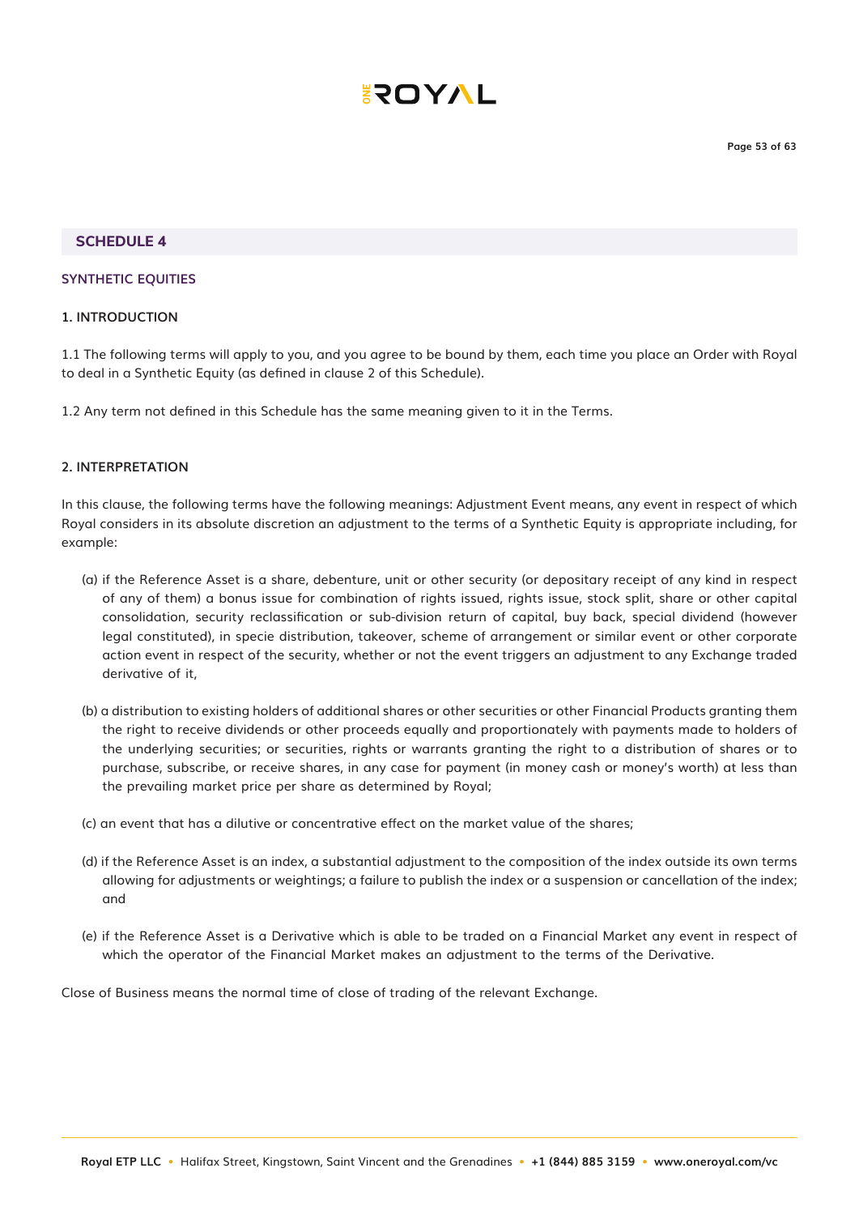## SCHEDULE 4

### SYNTHETIC EQUITIES

### 1. INTRODUCTION

1.1 The following terms will apply to you, and you agree to be bound by them, each time you place an Order with Royal to deal in a Synthetic Equity (as defined in clause 2 of this Schedule).

1.2 Any term not defined in this Schedule has the same meaning given to it in the Terms.

### 2. INTERPRETATION

In this clause, the following terms have the following meanings: Adjustment Event means, any event in respect of which Royal considers in its absolute discretion an adjustment to the terms of a Synthetic Equity is appropriate including, for example:

(a) if the Reference Asset is a share, debenture, unit or other security (or depositary receipt of any kind in respect of any of them) a bonus issue for combination of rights issued, rights issue, stock split, share or other capital consolidation, security reclassification or sub-division return of capital, buy back, special dividend (however legal constituted), in specie distribution, takeover, scheme of arrangement or similar event or other corporate action event in respect of the security, whether or not the event triggers an adjustment to any Exchange traded derivative of it,

(b) a distribution to existing holders of additional shares or other securities or other Financial Products granting them the right to receive dividends or other proceeds equally and proportionately with payments made to holders of the underlying securities; or securities, rights or warrants granting the right to a distribution of shares or to purchase, subscribe, or receive shares, in any case for payment (in money cash or money's worth) at less than the prevailing market price per share as determined by Royal;

(c) an event that has a dilutive or concentrative effect on the market value of the shares;

(d) if the Reference Asset is an index, a substantial adjustment to the composition of the index outside its own terms allowing for adjustments or weightings; a failure to publish the index or a suspension or cancellation of the index; and

(e) if the Reference Asset is a Derivative which is able to be traded on a Financial Market any event in respect of which the operator of the Financial Market makes an adjustment to the terms of the Derivative.

Close of Business means the normal time of close of trading of the relevant Exchange.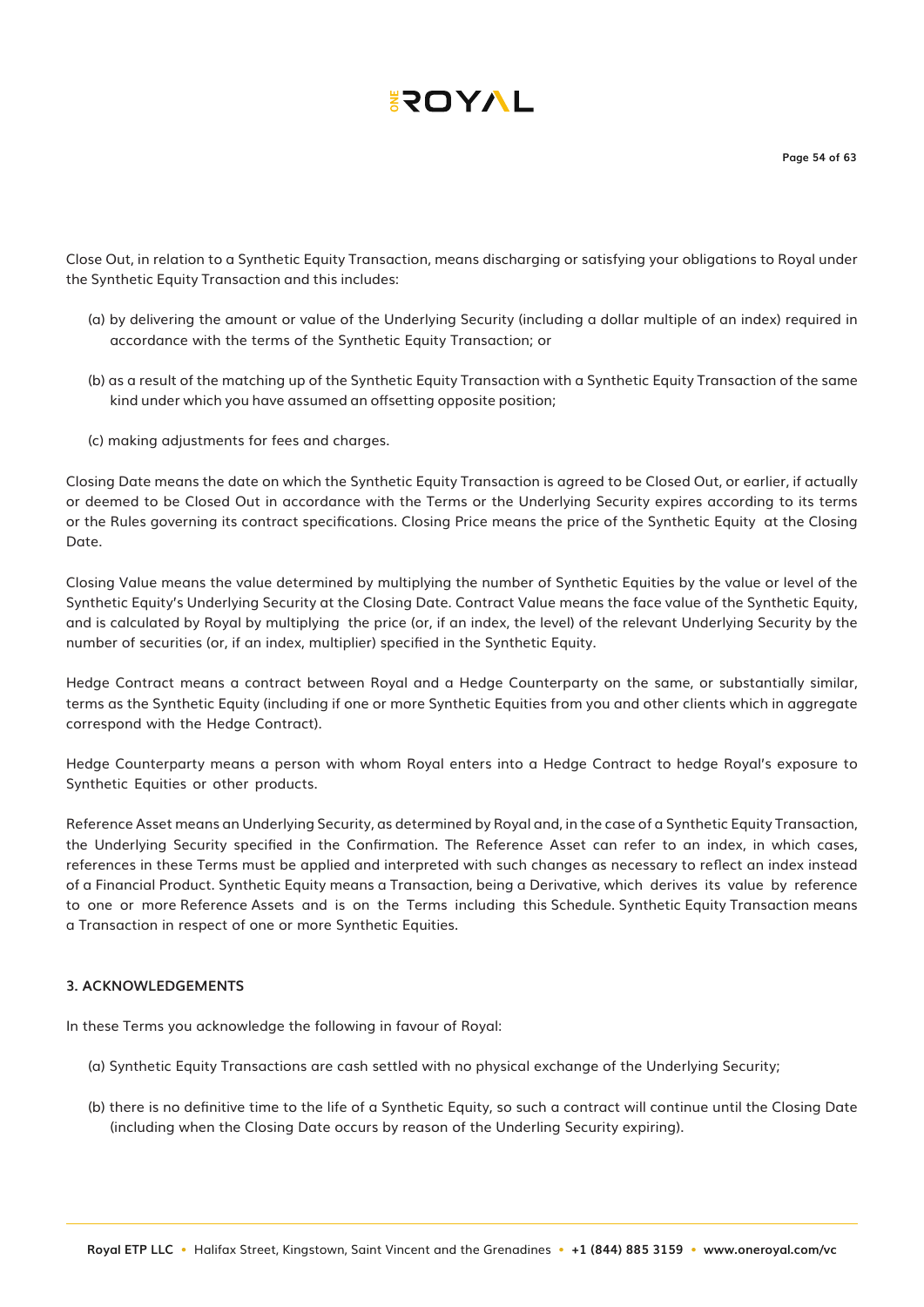Close Out, in relation to a Synthetic Equity Transaction, means discharging or satisfying your obligations to Royal under the Synthetic Equity Transaction and this includes:

(a) by delivering the amount or value of the Underlying Security (including a dollar multiple of an index) required in accordance with the terms of the Synthetic Equity Transaction; or

(b) as a result of the matching up of the Synthetic Equity Transaction with a Synthetic Equity Transaction of the same kind under which you have assumed an offsetting opposite position;

(c) making adjustments for fees and charges.

Closing Date means the date on which the Synthetic Equity Transaction is agreed to be Closed Out, or earlier, if actually or deemed to be Closed Out in accordance with the Terms or the Underlying Security expires according to its terms or the Rules governing its contract specifications. Closing Price means the price of the Synthetic Equity at the Closing Date.

Closing Value means the value determined by multiplying the number of Synthetic Equities by the value or level of the Synthetic Equity's Underlying Security at the Closing Date. Contract Value means the face value of the Synthetic Equity, and is calculated by Royal by multiplying the price (or, if an index, the level) of the relevant Underlying Security by the number of securities (or, if an index, multiplier) specified in the Synthetic Equity.

Hedge Contract means a contract between Royal and a Hedge Counterparty on the same, or substantially similar, terms as the Synthetic Equity (including if one or more Synthetic Equities from you and other clients which in aggregate correspond with the Hedge Contract).

Hedge Counterparty means a person with whom Royal enters into a Hedge Contract to hedge Royal's exposure to Synthetic Equities or other products.

Reference Asset means an Underlying Security, as determined by Royal and, in the case of a Synthetic Equity Transaction, the Underlying Security specified in the Confirmation. The Reference Asset can refer to an index, in which cases, references in these Terms must be applied and interpreted with such changes as necessary to reflect an index instead of a Financial Product. Synthetic Equity means a Transaction, being a Derivative, which derives its value by reference to one or more Reference Assets and is on the Terms including this Schedule. Synthetic Equity Transaction means a Transaction in respect of one or more Synthetic Equities.

### 3. ACKNOWLEDGEMENTS

In these Terms you acknowledge the following in favour of Royal:

(a) Synthetic Equity Transactions are cash settled with no physical exchange of the Underlying Security;

(b) there is no definitive time to the life of a Synthetic Equity, so such a contract will continue until the Closing Date (including when the Closing Date occurs by reason of the Underling Security expiring).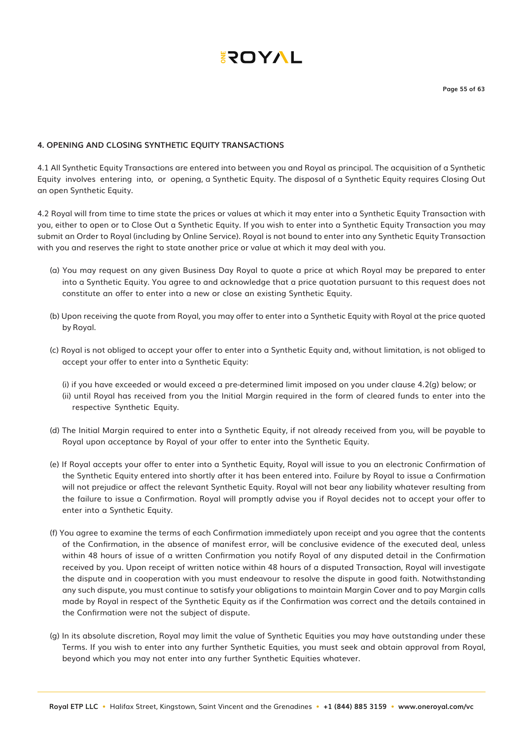## 4. OPENING AND CLOSING SYNTHETIC EQUITY TRANSACTIONS

4.1 All Synthetic Equity Transactions are entered into between you and Royal as principal. The acquisition of a Synthetic Equity involves entering into, or opening, a Synthetic Equity. The disposal of a Synthetic Equity requires Closing Out an open Synthetic Equity.

4.2 Royal will from time to time state the prices or values at which it may enter into a Synthetic Equity Transaction with you, either to open or to Close Out a Synthetic Equity. If you wish to enter into a Synthetic Equity Transaction you may submit an Order to Royal (including by Online Service). Royal is not bound to enter into any Synthetic Equity Transaction with you and reserves the right to state another price or value at which it may deal with you.

(a) You may request on any given Business Day Royal to quote a price at which Royal may be prepared to enter into a Synthetic Equity. You agree to and acknowledge that a price quotation pursuant to this request does not constitute an offer to enter into a new or close an existing Synthetic Equity.

(b) Upon receiving the quote from Royal, you may offer to enter into a Synthetic Equity with Royal at the price quoted by Royal.

(c) Royal is not obliged to accept your offer to enter into a Synthetic Equity and, without limitation, is not obliged to accept your offer to enter into a Synthetic Equity:

(i) if you have exceeded or would exceed a pre-determined limit imposed on you under clause 4.2(g) below; or

(ii) until Royal has received from you the Initial Margin required in the form of cleared funds to enter into the respective Synthetic Equity.

(d) The Initial Margin required to enter into a Synthetic Equity, if not already received from you, will be payable to Royal upon acceptance by Royal of your offer to enter into the Synthetic Equity.

(e) If Royal accepts your offer to enter into a Synthetic Equity, Royal will issue to you an electronic Confirmation of the Synthetic Equity entered into shortly after it has been entered into. Failure by Royal to issue a Confirmation will not prejudice or affect the relevant Synthetic Equity. Royal will not bear any liability whatever resulting from the failure to issue a Confirmation. Royal will promptly advise you if Royal decides not to accept your offer to enter into a Synthetic Equity.

(f) You agree to examine the terms of each Confirmation immediately upon receipt and you agree that the contents of the Confirmation, in the absence of manifest error, will be conclusive evidence of the executed deal, unless within 48 hours of issue of a written Confirmation you notify Royal of any disputed detail in the Confirmation received by you. Upon receipt of written notice within 48 hours of a disputed Transaction, Royal will investigate the dispute and in cooperation with you must endeavour to resolve the dispute in good faith. Notwithstanding any such dispute, you must continue to satisfy your obligations to maintain Margin Cover and to pay Margin calls made by Royal in respect of the Synthetic Equity as if the Confirmation was correct and the details contained in the Confirmation were not the subject of dispute.

(g) In its absolute discretion, Royal may limit the value of Synthetic Equities you may have outstanding under these Terms. If you wish to enter into any further Synthetic Equities, you must seek and obtain approval from Royal, beyond which you may not enter into any further Synthetic Equities whatever.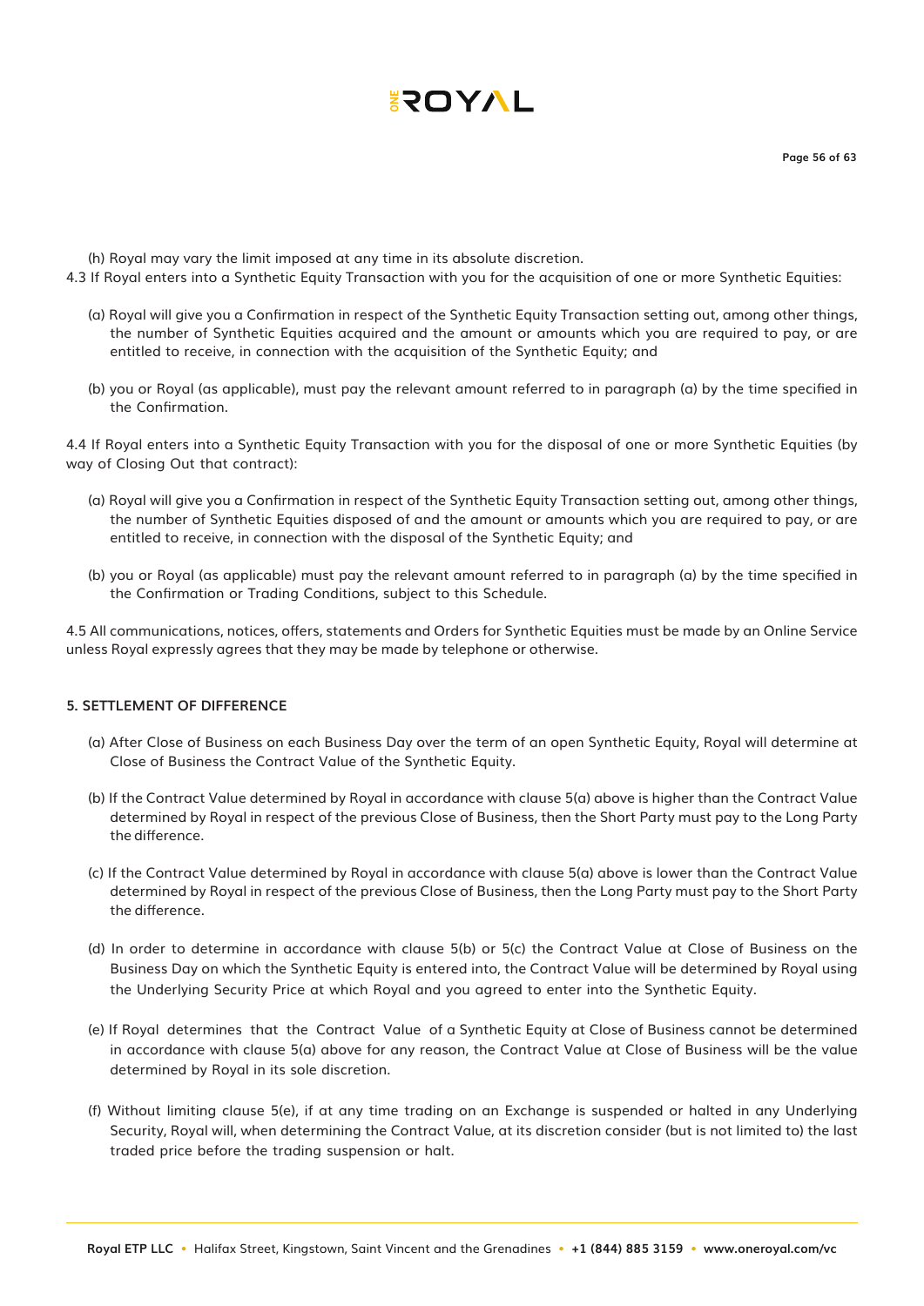(h) Royal may vary the limit imposed at any time in its absolute discretion.

4.3 If Royal enters into a Synthetic Equity Transaction with you for the acquisition of one or more Synthetic Equities:

(a) Royal will give you a Confirmation in respect of the Synthetic Equity Transaction setting out, among other things, the number of Synthetic Equities acquired and the amount or amounts which you are required to pay, or are entitled to receive, in connection with the acquisition of the Synthetic Equity; and

(b) you or Royal (as applicable), must pay the relevant amount referred to in paragraph (a) by the time specified in the Confirmation.

4.4 If Royal enters into a Synthetic Equity Transaction with you for the disposal of one or more Synthetic Equities (by way of Closing Out that contract):

(a) Royal will give you a Confirmation in respect of the Synthetic Equity Transaction setting out, among other things, the number of Synthetic Equities disposed of and the amount or amounts which you are required to pay, or are entitled to receive, in connection with the disposal of the Synthetic Equity; and

(b) you or Royal (as applicable) must pay the relevant amount referred to in paragraph (a) by the time specified in the Confirmation or Trading Conditions, subject to this Schedule.

4.5 All communications, notices, offers, statements and Orders for Synthetic Equities must be made by an Online Service unless Royal expressly agrees that they may be made by telephone or otherwise.

### 5. SETTLEMENT OF DIFFERENCE

(a) After Close of Business on each Business Day over the term of an open Synthetic Equity, Royal will determine at Close of Business the Contract Value of the Synthetic Equity.

(b) If the Contract Value determined by Royal in accordance with clause 5(a) above is higher than the Contract Value determined by Royal in respect of the previous Close of Business, then the Short Party must pay to the Long Party the difference.

(c) If the Contract Value determined by Royal in accordance with clause 5(a) above is lower than the Contract Value determined by Royal in respect of the previous Close of Business, then the Long Party must pay to the Short Party the difference.

(d) In order to determine in accordance with clause 5(b) or 5(c) the Contract Value at Close of Business on the Business Day on which the Synthetic Equity is entered into, the Contract Value will be determined by Royal using the Underlying Security Price at which Royal and you agreed to enter into the Synthetic Equity.

(e) If Royal determines that the Contract Value of a Synthetic Equity at Close of Business cannot be determined in accordance with clause 5(a) above for any reason, the Contract Value at Close of Business will be the value determined by Royal in its sole discretion.

(f) Without limiting clause 5(e), if at any time trading on an Exchange is suspended or halted in any Underlying Security, Royal will, when determining the Contract Value, at its discretion consider (but is not limited to) the last traded price before the trading suspension or halt.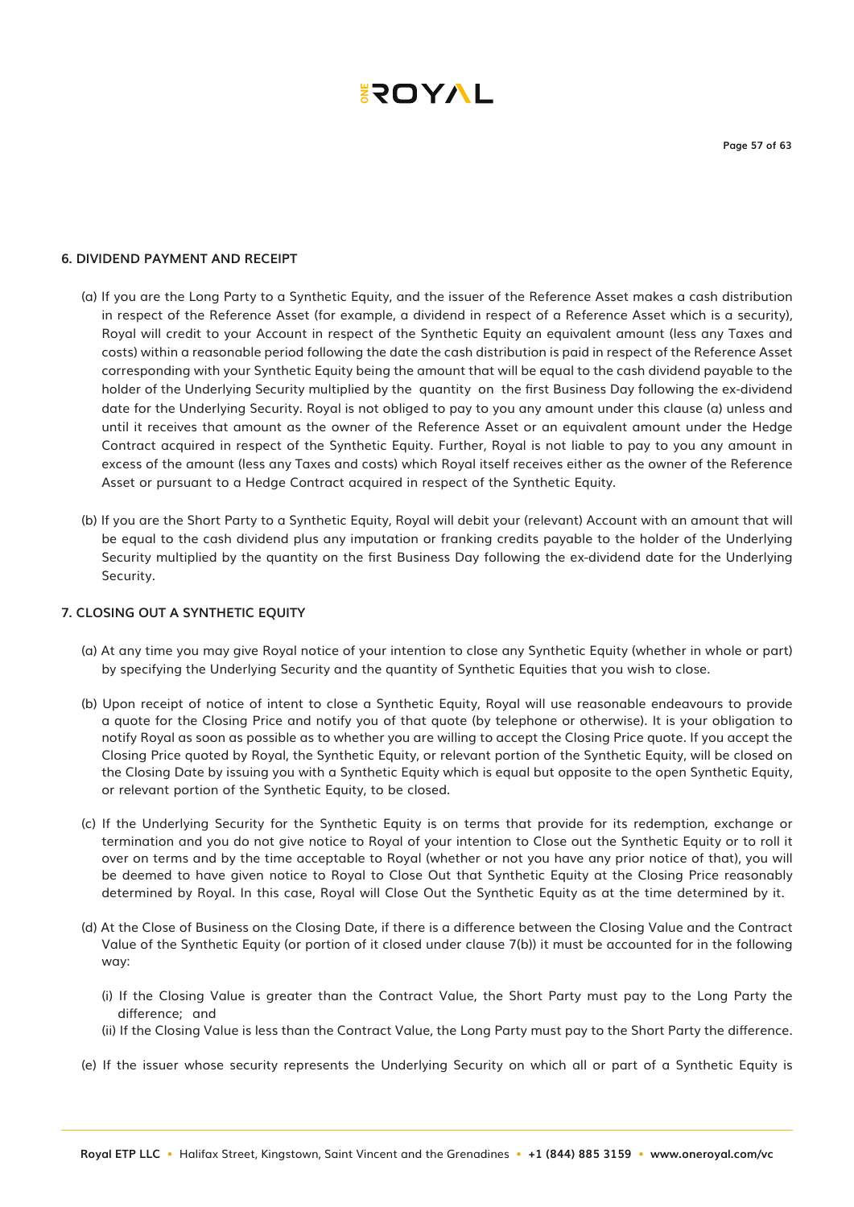## 6. DIVIDEND PAYMENT AND RECEIPT

(a) If you are the Long Party to a Synthetic Equity, and the issuer of the Reference Asset makes a cash distribution in respect of the Reference Asset (for example, a dividend in respect of a Reference Asset which is a security), Royal will credit to your Account in respect of the Synthetic Equity an equivalent amount (less any Taxes and costs) within a reasonable period following the date the cash distribution is paid in respect of the Reference Asset corresponding with your Synthetic Equity being the amount that will be equal to the cash dividend payable to the holder of the Underlying Security multiplied by the quantity on the first Business Day following the ex-dividend date for the Underlying Security. Royal is not obliged to pay to you any amount under this clause (a) unless and until it receives that amount as the owner of the Reference Asset or an equivalent amount under the Hedge Contract acquired in respect of the Synthetic Equity. Further, Royal is not liable to pay to you any amount in excess of the amount (less any Taxes and costs) which Royal itself receives either as the owner of the Reference Asset or pursuant to a Hedge Contract acquired in respect of the Synthetic Equity.

(b) If you are the Short Party to a Synthetic Equity, Royal will debit your (relevant) Account with an amount that will be equal to the cash dividend plus any imputation or franking credits payable to the holder of the Underlying Security multiplied by the quantity on the first Business Day following the ex-dividend date for the Underlying Security.

## 7. CLOSING OUT A SYNTHETIC EQUITY

(a) At any time you may give Royal notice of your intention to close any Synthetic Equity (whether in whole or part) by specifying the Underlying Security and the quantity of Synthetic Equities that you wish to close.

(b) Upon receipt of notice of intent to close a Synthetic Equity, Royal will use reasonable endeavours to provide a quote for the Closing Price and notify you of that quote (by telephone or otherwise). It is your obligation to notify Royal as soon as possible as to whether you are willing to accept the Closing Price quote. If you accept the Closing Price quoted by Royal, the Synthetic Equity, or relevant portion of the Synthetic Equity, will be closed on the Closing Date by issuing you with a Synthetic Equity which is equal but opposite to the open Synthetic Equity, or relevant portion of the Synthetic Equity, to be closed.

(c) If the Underlying Security for the Synthetic Equity is on terms that provide for its redemption, exchange or termination and you do not give notice to Royal of your intention to Close out the Synthetic Equity or to roll it over on terms and by the time acceptable to Royal (whether or not you have any prior notice of that), you will be deemed to have given notice to Royal to Close Out that Synthetic Equity at the Closing Price reasonably determined by Royal. In this case, Royal will Close Out the Synthetic Equity as at the time determined by it.

(d) At the Close of Business on the Closing Date, if there is a difference between the Closing Value and the Contract Value of the Synthetic Equity (or portion of it closed under clause 7(b)) it must be accounted for in the following way:

(i) If the Closing Value is greater than the Contract Value, the Short Party must pay to the Long Party the difference; and

(ii) If the Closing Value is less than the Contract Value, the Long Party must pay to the Short Party the difference.

(e) If the issuer whose security represents the Underlying Security on which all or part of a Synthetic Equity is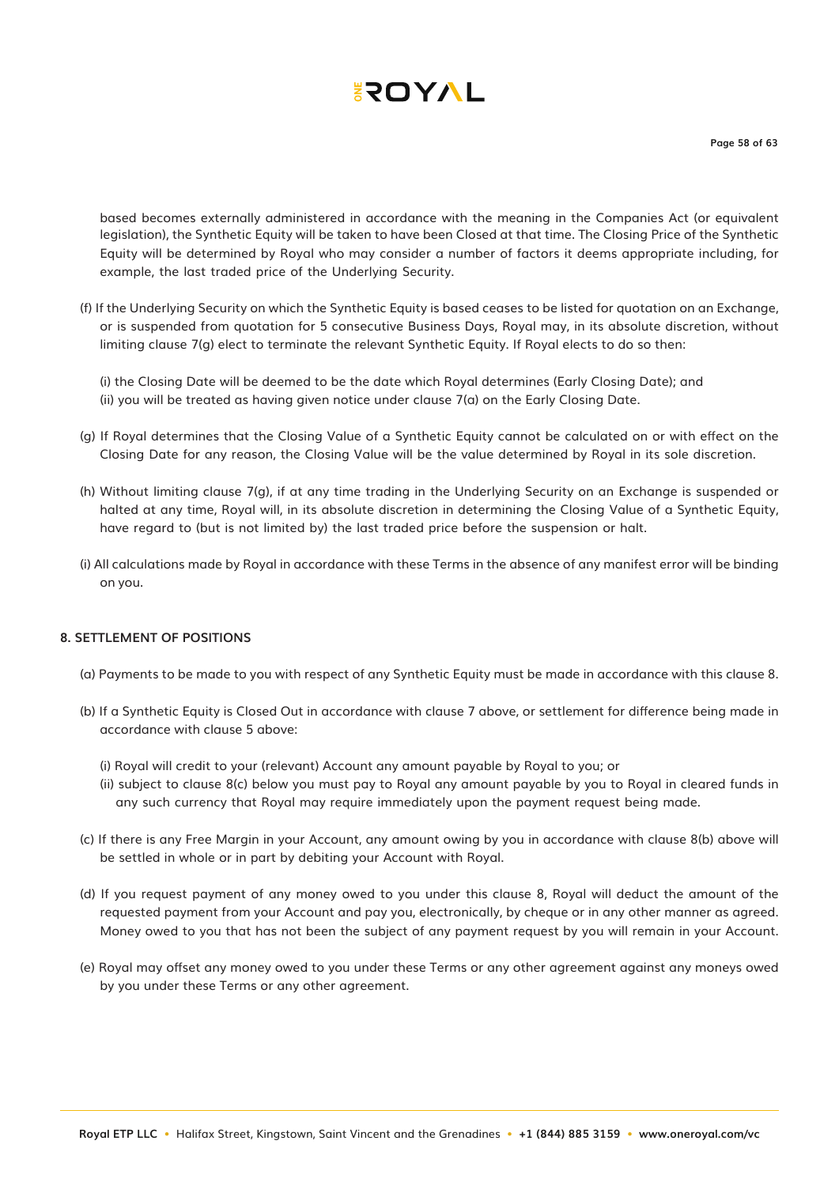based becomes externally administered in accordance with the meaning in the Companies Act (or equivalent legislation), the Synthetic Equity will be taken to have been Closed at that time. The Closing Price of the Synthetic Equity will be determined by Royal who may consider a number of factors it deems appropriate including, for example, the last traded price of the Underlying Security.

(f) If the Underlying Security on which the Synthetic Equity is based ceases to be listed for quotation on an Exchange, or is suspended from quotation for 5 consecutive Business Days, Royal may, in its absolute discretion, without limiting clause 7(g) elect to terminate the relevant Synthetic Equity. If Royal elects to do so then:

(i) the Closing Date will be deemed to be the date which Royal determines (Early Closing Date); and
(ii) you will be treated as having given notice under clause 7(a) on the Early Closing Date.

(g) If Royal determines that the Closing Value of a Synthetic Equity cannot be calculated on or with effect on the Closing Date for any reason, the Closing Value will be the value determined by Royal in its sole discretion.

(h) Without limiting clause 7(g), if at any time trading in the Underlying Security on an Exchange is suspended or halted at any time, Royal will, in its absolute discretion in determining the Closing Value of a Synthetic Equity, have regard to (but is not limited by) the last traded price before the suspension or halt.

(i) All calculations made by Royal in accordance with these Terms in the absence of any manifest error will be binding on you.

## 8. SETTLEMENT OF POSITIONS

(a) Payments to be made to you with respect of any Synthetic Equity must be made in accordance with this clause 8.

(b) If a Synthetic Equity is Closed Out in accordance with clause 7 above, or settlement for difference being made in accordance with clause 5 above:

(i) Royal will credit to your (relevant) Account any amount payable by Royal to you; or
(ii) subject to clause 8(c) below you must pay to Royal any amount payable by you to Royal in cleared funds in any such currency that Royal may require immediately upon the payment request being made.

(c) If there is any Free Margin in your Account, any amount owing by you in accordance with clause 8(b) above will be settled in whole or in part by debiting your Account with Royal.

(d) If you request payment of any money owed to you under this clause 8, Royal will deduct the amount of the requested payment from your Account and pay you, electronically, by cheque or in any other manner as agreed. Money owed to you that has not been the subject of any payment request by you will remain in your Account.

(e) Royal may offset any money owed to you under these Terms or any other agreement against any moneys owed by you under these Terms or any other agreement.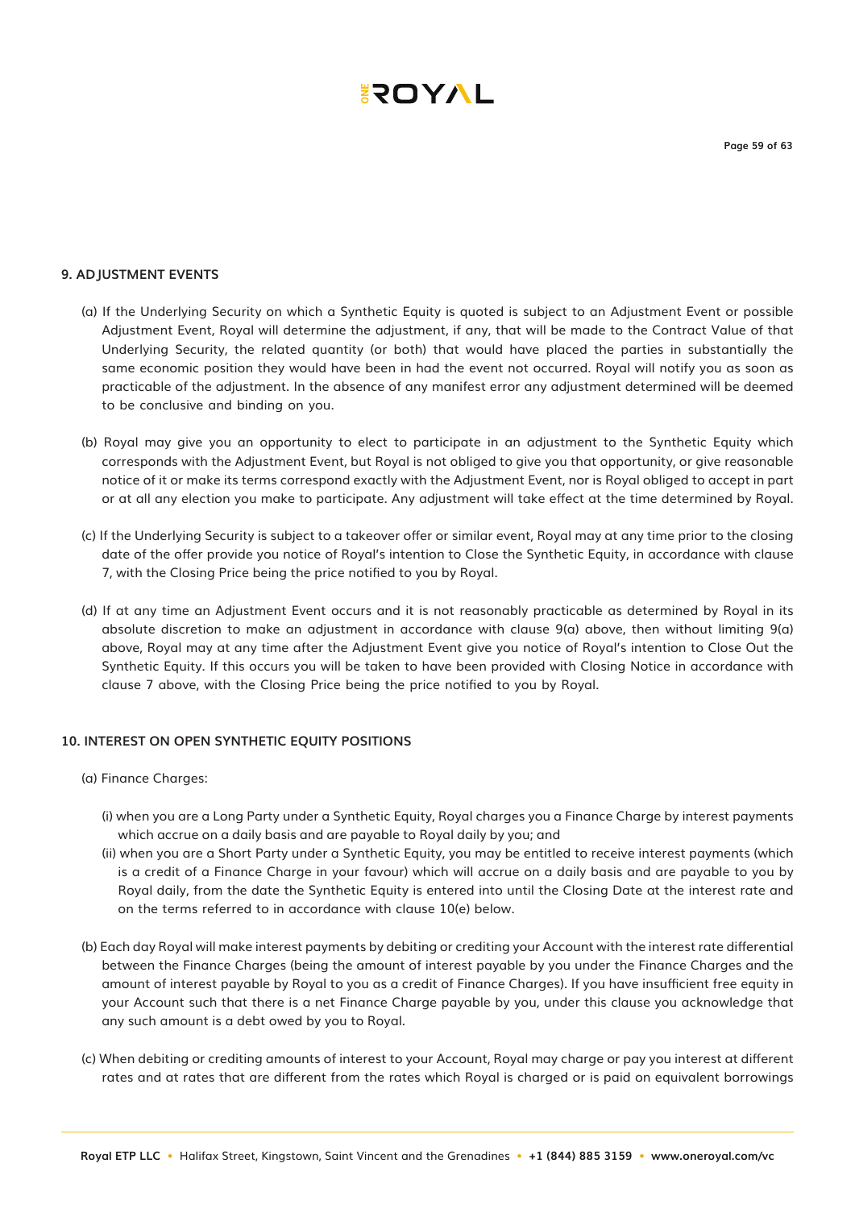## 9. ADJUSTMENT EVENTS

(a) If the Underlying Security on which a Synthetic Equity is quoted is subject to an Adjustment Event or possible Adjustment Event, Royal will determine the adjustment, if any, that will be made to the Contract Value of that Underlying Security, the related quantity (or both) that would have placed the parties in substantially the same economic position they would have been in had the event not occurred. Royal will notify you as soon as practicable of the adjustment. In the absence of any manifest error any adjustment determined will be deemed to be conclusive and binding on you.

(b) Royal may give you an opportunity to elect to participate in an adjustment to the Synthetic Equity which corresponds with the Adjustment Event, but Royal is not obliged to give you that opportunity, or give reasonable notice of it or make its terms correspond exactly with the Adjustment Event, nor is Royal obliged to accept in part or at all any election you make to participate. Any adjustment will take effect at the time determined by Royal.

(c) If the Underlying Security is subject to a takeover offer or similar event, Royal may at any time prior to the closing date of the offer provide you notice of Royal's intention to Close the Synthetic Equity, in accordance with clause 7, with the Closing Price being the price notified to you by Royal.

(d) If at any time an Adjustment Event occurs and it is not reasonably practicable as determined by Royal in its absolute discretion to make an adjustment in accordance with clause 9(a) above, then without limiting 9(a) above, Royal may at any time after the Adjustment Event give you notice of Royal's intention to Close Out the Synthetic Equity. If this occurs you will be taken to have been provided with Closing Notice in accordance with clause 7 above, with the Closing Price being the price notified to you by Royal.

## 10. INTEREST ON OPEN SYNTHETIC EQUITY POSITIONS

(a) Finance Charges:

(i) when you are a Long Party under a Synthetic Equity, Royal charges you a Finance Charge by interest payments which accrue on a daily basis and are payable to Royal daily by you; and

(ii) when you are a Short Party under a Synthetic Equity, you may be entitled to receive interest payments (which is a credit of a Finance Charge in your favour) which will accrue on a daily basis and are payable to you by Royal daily, from the date the Synthetic Equity is entered into until the Closing Date at the interest rate and on the terms referred to in accordance with clause 10(e) below.

(b) Each day Royal will make interest payments by debiting or crediting your Account with the interest rate differential between the Finance Charges (being the amount of interest payable by you under the Finance Charges and the amount of interest payable by Royal to you as a credit of Finance Charges). If you have insufficient free equity in your Account such that there is a net Finance Charge payable by you, under this clause you acknowledge that any such amount is a debt owed by you to Royal.

(c) When debiting or crediting amounts of interest to your Account, Royal may charge or pay you interest at different rates and at rates that are different from the rates which Royal is charged or is paid on equivalent borrowings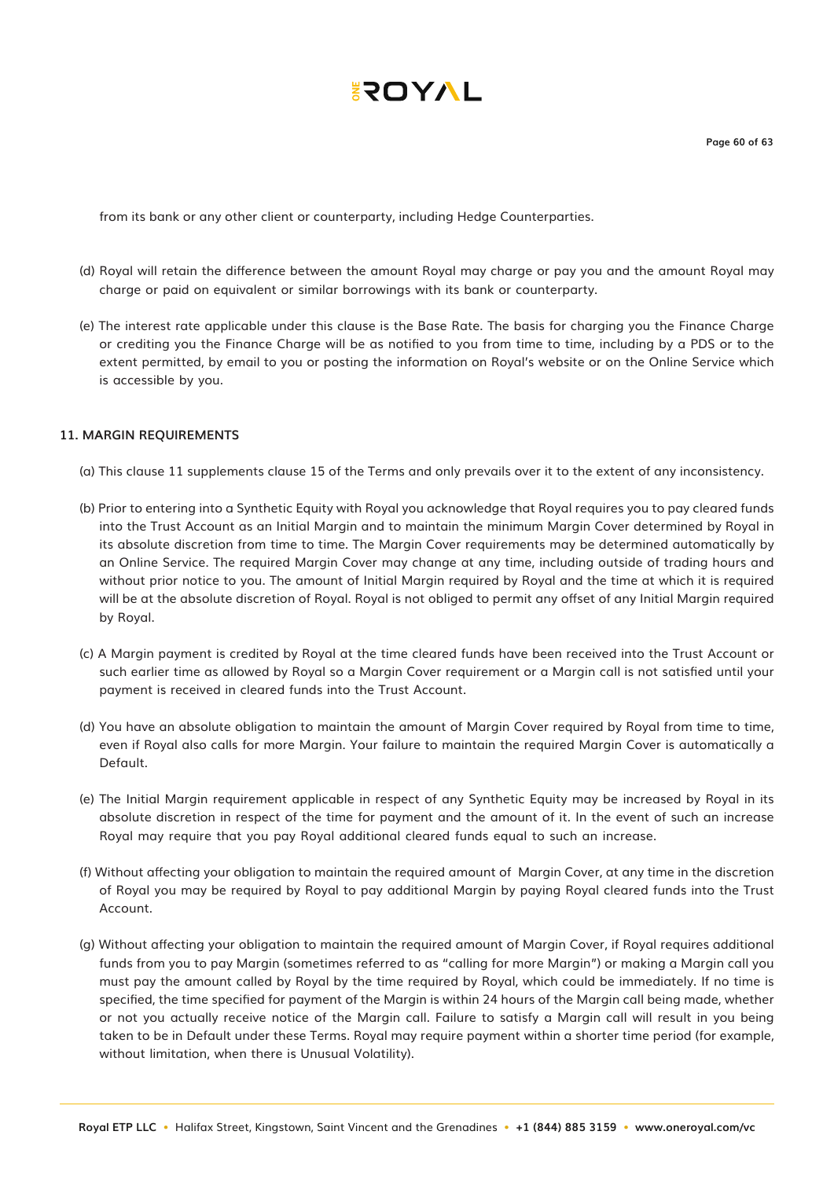from its bank or any other client or counterparty, including Hedge Counterparties.

(d) Royal will retain the difference between the amount Royal may charge or pay you and the amount Royal may charge or paid on equivalent or similar borrowings with its bank or counterparty.

(e) The interest rate applicable under this clause is the Base Rate. The basis for charging you the Finance Charge or crediting you the Finance Charge will be as notified to you from time to time, including by a PDS or to the extent permitted, by email to you or posting the information on Royal's website or on the Online Service which is accessible by you.

### 11. MARGIN REQUIREMENTS

(a) This clause 11 supplements clause 15 of the Terms and only prevails over it to the extent of any inconsistency.

(b) Prior to entering into a Synthetic Equity with Royal you acknowledge that Royal requires you to pay cleared funds into the Trust Account as an Initial Margin and to maintain the minimum Margin Cover determined by Royal in its absolute discretion from time to time. The Margin Cover requirements may be determined automatically by an Online Service. The required Margin Cover may change at any time, including outside of trading hours and without prior notice to you. The amount of Initial Margin required by Royal and the time at which it is required will be at the absolute discretion of Royal. Royal is not obliged to permit any offset of any Initial Margin required by Royal.

(c) A Margin payment is credited by Royal at the time cleared funds have been received into the Trust Account or such earlier time as allowed by Royal so a Margin Cover requirement or a Margin call is not satisfied until your payment is received in cleared funds into the Trust Account.

(d) You have an absolute obligation to maintain the amount of Margin Cover required by Royal from time to time, even if Royal also calls for more Margin. Your failure to maintain the required Margin Cover is automatically a Default.

(e) The Initial Margin requirement applicable in respect of any Synthetic Equity may be increased by Royal in its absolute discretion in respect of the time for payment and the amount of it. In the event of such an increase Royal may require that you pay Royal additional cleared funds equal to such an increase.

(f) Without affecting your obligation to maintain the required amount of Margin Cover, at any time in the discretion of Royal you may be required by Royal to pay additional Margin by paying Royal cleared funds into the Trust Account.

(g) Without affecting your obligation to maintain the required amount of Margin Cover, if Royal requires additional funds from you to pay Margin (sometimes referred to as "calling for more Margin") or making a Margin call you must pay the amount called by Royal by the time required by Royal, which could be immediately. If no time is specified, the time specified for payment of the Margin is within 24 hours of the Margin call being made, whether or not you actually receive notice of the Margin call. Failure to satisfy a Margin call will result in you being taken to be in Default under these Terms. Royal may require payment within a shorter time period (for example, without limitation, when there is Unusual Volatility).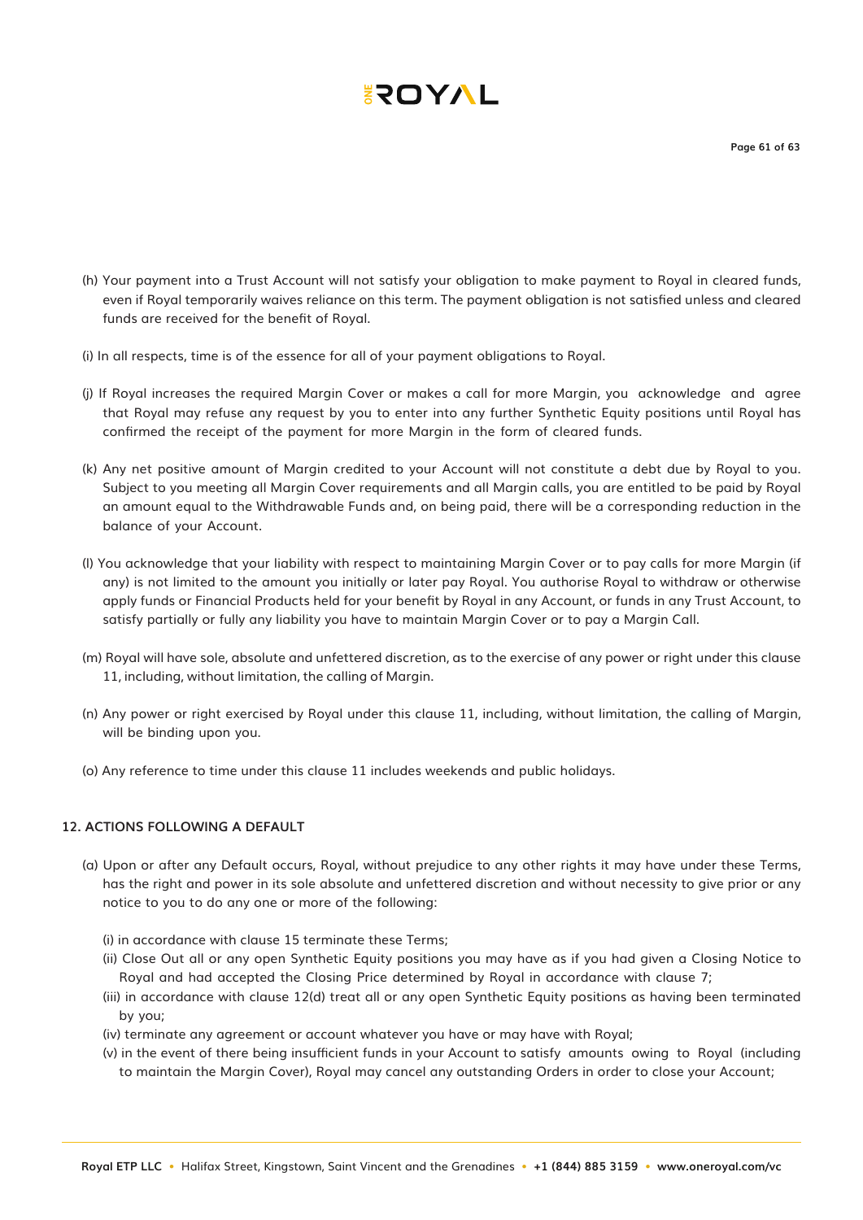(h) Your payment into a Trust Account will not satisfy your obligation to make payment to Royal in cleared funds, even if Royal temporarily waives reliance on this term. The payment obligation is not satisfied unless and cleared funds are received for the benefit of Royal.

(i) In all respects, time is of the essence for all of your payment obligations to Royal.

(j) If Royal increases the required Margin Cover or makes a call for more Margin, you acknowledge and agree that Royal may refuse any request by you to enter into any further Synthetic Equity positions until Royal has confirmed the receipt of the payment for more Margin in the form of cleared funds.

(k) Any net positive amount of Margin credited to your Account will not constitute a debt due by Royal to you. Subject to you meeting all Margin Cover requirements and all Margin calls, you are entitled to be paid by Royal an amount equal to the Withdrawable Funds and, on being paid, there will be a corresponding reduction in the balance of your Account.

(l) You acknowledge that your liability with respect to maintaining Margin Cover or to pay calls for more Margin (if any) is not limited to the amount you initially or later pay Royal. You authorise Royal to withdraw or otherwise apply funds or Financial Products held for your benefit by Royal in any Account, or funds in any Trust Account, to satisfy partially or fully any liability you have to maintain Margin Cover or to pay a Margin Call.

(m) Royal will have sole, absolute and unfettered discretion, as to the exercise of any power or right under this clause 11, including, without limitation, the calling of Margin.

(n) Any power or right exercised by Royal under this clause 11, including, without limitation, the calling of Margin, will be binding upon you.

(o) Any reference to time under this clause 11 includes weekends and public holidays.

## 12. ACTIONS FOLLOWING A DEFAULT

(a) Upon or after any Default occurs, Royal, without prejudice to any other rights it may have under these Terms, has the right and power in its sole absolute and unfettered discretion and without necessity to give prior or any notice to you to do any one or more of the following:

(i) in accordance with clause 15 terminate these Terms;
(ii) Close Out all or any open Synthetic Equity positions you may have as if you had given a Closing Notice to Royal and had accepted the Closing Price determined by Royal in accordance with clause 7;
(iii) in accordance with clause 12(d) treat all or any open Synthetic Equity positions as having been terminated by you;
(iv) terminate any agreement or account whatever you have or may have with Royal;
(v) in the event of there being insufficient funds in your Account to satisfy amounts owing to Royal (including to maintain the Margin Cover), Royal may cancel any outstanding Orders in order to close your Account;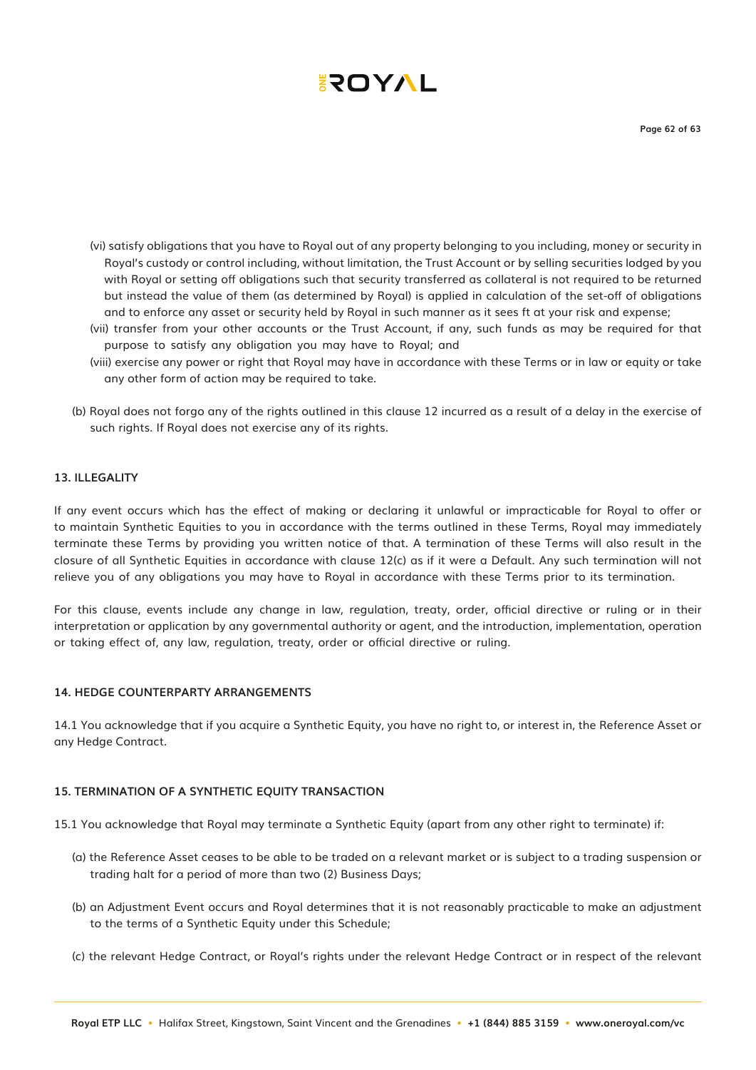(vi) satisfy obligations that you have to Royal out of any property belonging to you including, money or security in Royal's custody or control including, without limitation, the Trust Account or by selling securities lodged by you with Royal or setting off obligations such that security transferred as collateral is not required to be returned but instead the value of them (as determined by Royal) is applied in calculation of the set-off of obligations and to enforce any asset or security held by Royal in such manner as it sees ft at your risk and expense;

(vii) transfer from your other accounts or the Trust Account, if any, such funds as may be required for that purpose to satisfy any obligation you may have to Royal; and

(viii) exercise any power or right that Royal may have in accordance with these Terms or in law or equity or take any other form of action may be required to take.

(b) Royal does not forgo any of the rights outlined in this clause 12 incurred as a result of a delay in the exercise of such rights. If Royal does not exercise any of its rights.

**13. ILLEGALITY**

If any event occurs which has the effect of making or declaring it unlawful or impracticable for Royal to offer or to maintain Synthetic Equities to you in accordance with the terms outlined in these Terms, Royal may immediately terminate these Terms by providing you written notice of that. A termination of these Terms will also result in the closure of all Synthetic Equities in accordance with clause 12(c) as if it were a Default. Any such termination will not relieve you of any obligations you may have to Royal in accordance with these Terms prior to its termination.

For this clause, events include any change in law, regulation, treaty, order, official directive or ruling or in their interpretation or application by any governmental authority or agent, and the introduction, implementation, operation or taking effect of, any law, regulation, treaty, order or official directive or ruling.

**14. HEDGE COUNTERPARTY ARRANGEMENTS**

14.1 You acknowledge that if you acquire a Synthetic Equity, you have no right to, or interest in, the Reference Asset or any Hedge Contract.

**15. TERMINATION OF A SYNTHETIC EQUITY TRANSACTION**

15.1 You acknowledge that Royal may terminate a Synthetic Equity (apart from any other right to terminate) if:

(a) the Reference Asset ceases to be able to be traded on a relevant market or is subject to a trading suspension or trading halt for a period of more than two (2) Business Days;

(b) an Adjustment Event occurs and Royal determines that it is not reasonably practicable to make an adjustment to the terms of a Synthetic Equity under this Schedule;

(c) the relevant Hedge Contract, or Royal's rights under the relevant Hedge Contract or in respect of the relevant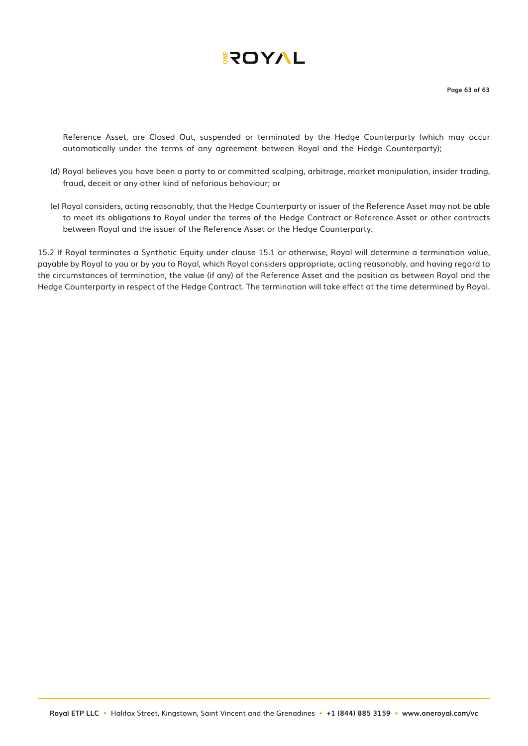Reference Asset, are Closed Out, suspended or terminated by the Hedge Counterparty (which may occur automatically under the terms of any agreement between Royal and the Hedge Counterparty);

(d) Royal believes you have been a party to or committed scalping, arbitrage, market manipulation, insider trading, fraud, deceit or any other kind of nefarious behaviour; or

(e) Royal considers, acting reasonably, that the Hedge Counterparty or issuer of the Reference Asset may not be able to meet its obligations to Royal under the terms of the Hedge Contract or Reference Asset or other contracts between Royal and the issuer of the Reference Asset or the Hedge Counterparty.

15.2 If Royal terminates a Synthetic Equity under clause 15.1 or otherwise, Royal will determine a termination value, payable by Royal to you or by you to Royal, which Royal considers appropriate, acting reasonably, and having regard to the circumstances of termination, the value (if any) of the Reference Asset and the position as between Royal and the Hedge Counterparty in respect of the Hedge Contract. The termination will take effect at the time determined by Royal.